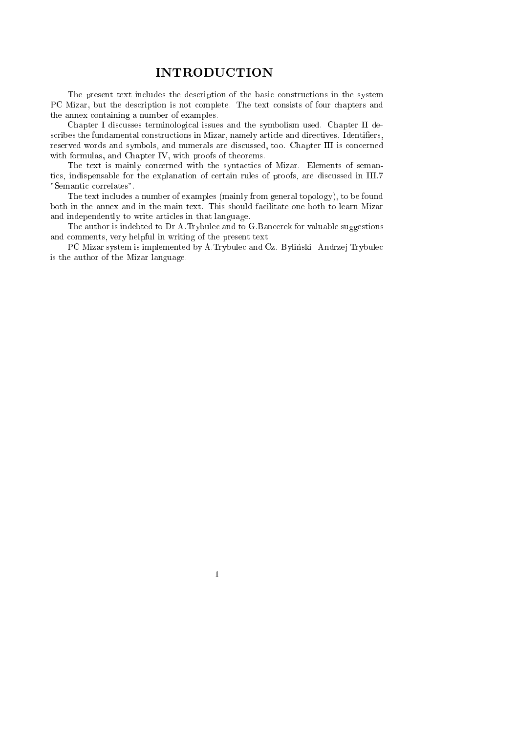# INTRODUCTION

The present text includes the description of the basic constructions in the system PC Mizar, but the description is not complete. The text consists of four chapters and the annex containing a number of examples.

Chapter I discusses terminological issues and the symbolism used. Chapter II describes the fundamental constructions in Mizar, namely article and directives. Identifiers, reserved words and symbols, and numerals are discussed, too. Chapter III is concerned with formulas, and Chapter IV, with proofs of theorems.

The text is mainly concerned with the syntactics of Mizar. Elements of semantics, indispensable for the explanation of certain rules of proofs, are discussed in III.7 "Semantic correlates".

The text includes a number of examples (mainly from general topology), to be found both in the annex and in the main text. This should facilitate one both to learn Mizar and independently to write articles in that language.

The author is indebted to Dr A.Trybulec and to G.Bancerek for valuable suggestions and comments, very helpful in writing of the present text.

PC Mizar system is implemented by A.Trybulec and Cz. Byliński. Andrzej Trybulec is the author of the Mizar language.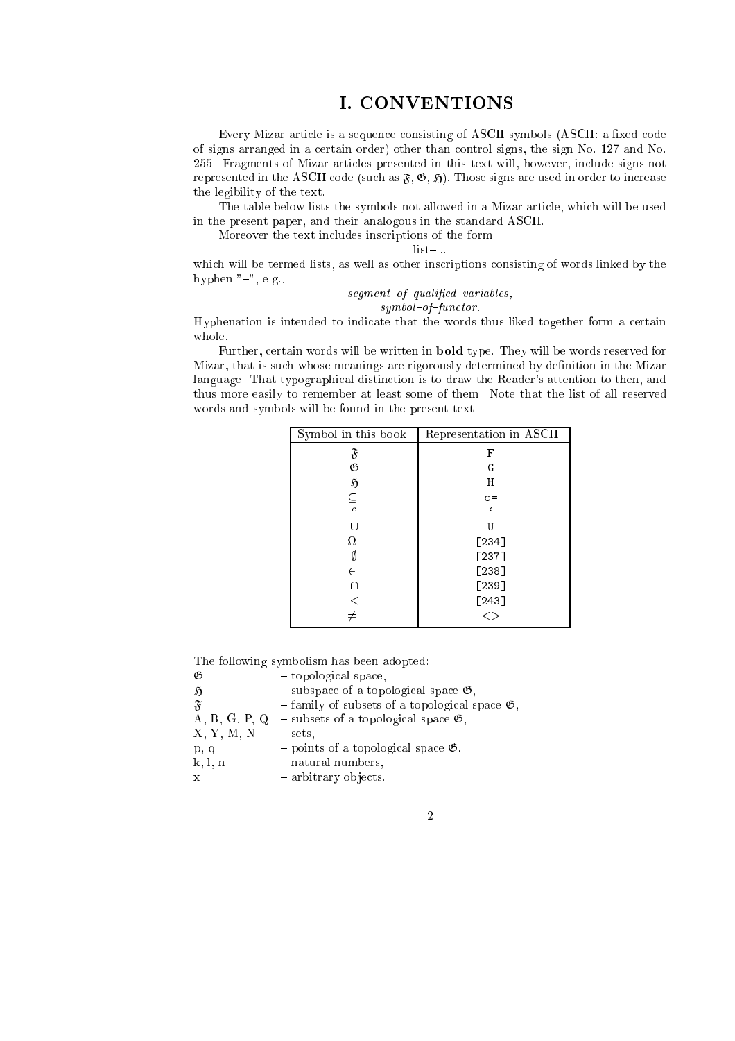# I. CONVENTIONS

Every Mizar article is a sequence consisting of ASCII symbols (ASCII: a fixed code of signs arranged in a certain order) other than control signs, the sign No. 127 and No. 255. Fragments of Mizar articles presented in this text will, however, include signs not represented in the ASCII code (such as $\mathfrak{F}$, $\mathfrak{G}$, $\mathfrak{H}$). Those signs are used in order to increase the legibility of the text.

The table below lists the symbols not allowed in a Mizar article, which will be used in the present paper, and their analogous in the standard ASCII.

Moreover the text includes inscriptions of the form:

list–...

which will be termed lists, as well as other inscriptions consisting of words linked by the hyphen "–", e.g.,

*segment–of–qualified–variables,*
*symbol–of–functor.*

Hyphenation is intended to indicate that the words thus liked together form a certain whole.

Further, certain words will be written in **bold** type. They will be words reserved for Mizar, that is such whose meanings are rigorously determined by definition in the Mizar language. That typographical distinction is to draw the Reader's attention to then, and thus more easily to remember at least some of them. Note that the list of all reserved words and symbols will be found in the present text.

| Symbol in this book | Representation in ASCII |
|---|---|
| $\mathfrak{F}$ | `F` |
| $\mathfrak{G}$ | `G` |
| $\mathfrak{H}$ | `H` |
| $\subseteq$ | `c=` |
| $^c$ | `` ` `` |
| $\cup$ | `U` |
| $\Omega$ | `[234]` |
| $\emptyset$ | `[237]` |
| $\in$ | `[238]` |
| $\cap$ | `[239]` |
| $\leq$ | `[243]` |
| $\neq$ | `<>` |

The following symbolism has been adopted:

| | |
|---|---|
| $\mathfrak{G}$ | – topological space, |
| $\mathfrak{H}$ | – subspace of a topological space $\mathfrak{G}$, |
| $\mathfrak{F}$ | – family of subsets of a topological space $\mathfrak{G}$, |
| A, B, G, P, Q | – subsets of a topological space $\mathfrak{G}$, |
| X, Y, M, N | – sets, |
| p, q | – points of a topological space $\mathfrak{G}$, |
| k, l, n | – natural numbers, |
| x | – arbitrary objects. |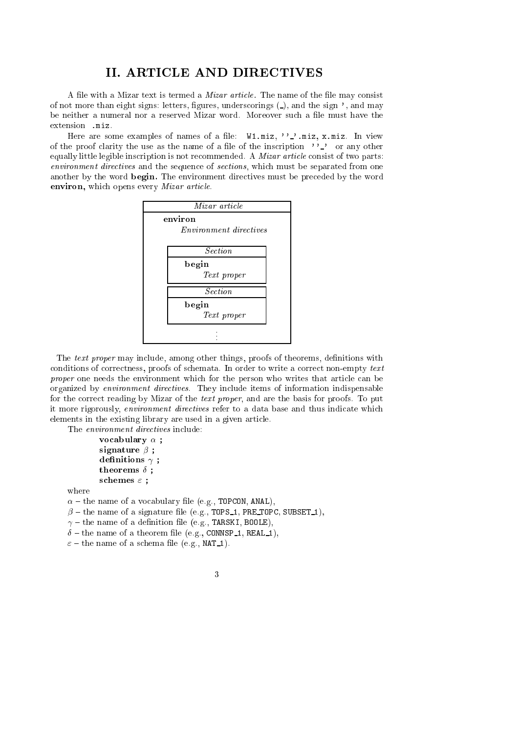## II. ARTICLE AND DIRECTIVES

A file with a Mizar text is termed a *Mizar article*. The name of the file may consist of not more than eight signs: letters, figures, underscorings (_), and the sign ', and may be neither a numeral nor a reserved Mizar word. Moreover such a file must have the extension `.miz`.

Here are some examples of names of a file: `W1.miz`, `''_'.miz`, `x.miz`. In view of the proof clarity the use as the name of a file of the inscription `''_'` or any other equally little legible inscription is not recommended. A *Mizar article* consist of two parts: *environment directives* and the sequence of *sections*, which must be separated from one another by the word **begin.** The environment directives must be preceded by the word **environ,** which opens every *Mizar article*.

| *Mizar article* |
|---|
| **environ**<br>*Environment directives*<br><br>*Section*: **begin** *Text proper*<br><br>*Section*: **begin** *Text proper*<br><br>⋮ |

The *text proper* may include, among other things, proofs of theorems, definitions with conditions of correctness, proofs of schemata. In order to write a correct non-empty *text proper* one needs the environment which for the person who writes that article can be organized by *environment directives*. They include items of information indispensable for the correct reading by Mizar of the *text proper*, and are the basis for proofs. To put it more rigorously, *environment directives* refer to a data base and thus indicate which elements in the existing library are used in a given article.

The *environment directives* include:

**vocabulary** $\alpha$ **;**
**signature** $\beta$ **;**
**definitions** $\gamma$ **;**
**theorems** $\delta$ **;**
**schemes** $\varepsilon$ **;**

where

$\alpha$ – the name of a vocabulary file (e.g., `TOPCON`, `ANAL`),
$\beta$ – the name of a signature file (e.g., `TOPS_1`, `PRE_TOPC`, `SUBSET_1`),
$\gamma$ – the name of a definition file (e.g., `TARSKI`, `BOOLE`),
$\delta$ – the name of a theorem file (e.g., `CONNSP_1`, `REAL_1`),
$\varepsilon$ – the name of a schema file (e.g., `NAT_1`).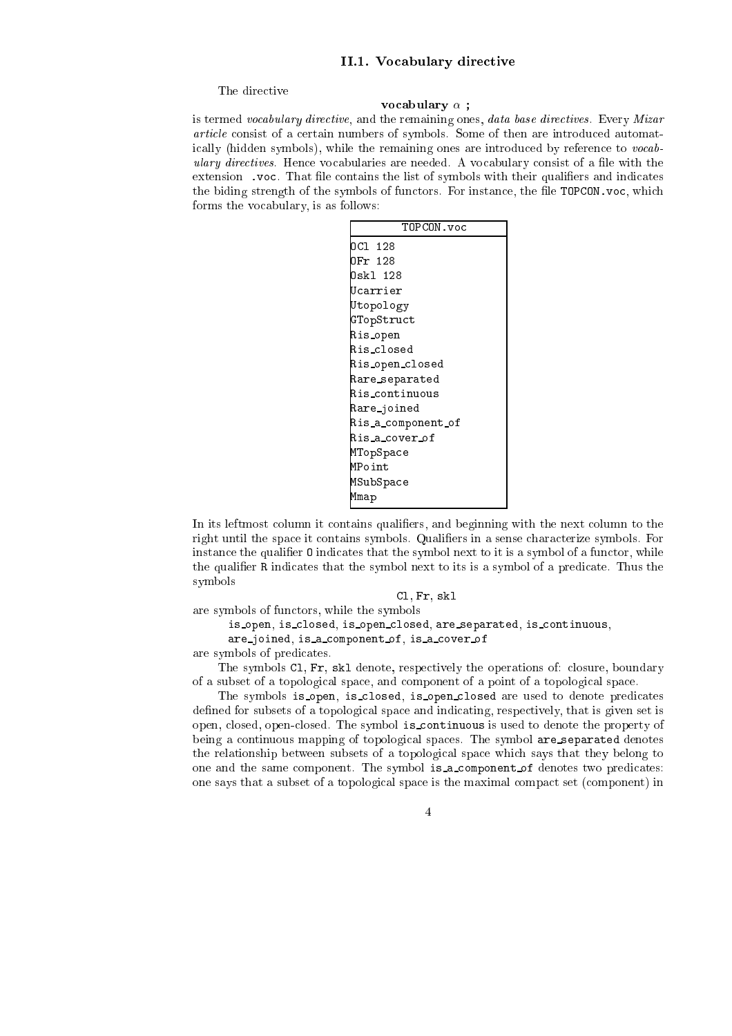### II.1. Vocabulary directive

The directive

**vocabulary** $\alpha$ **;**

is termed *vocabulary directive*, and the remaining ones, *data base directives*. Every *Mizar article* consist of a certain numbers of symbols. Some of then are introduced automatically (hidden symbols), while the remaining ones are introduced by reference to *vocabulary directives*. Hence vocabularies are needed. A vocabulary consist of a file with the extension .voc. That file contains the list of symbols with their qualifiers and indicates the biding strength of the symbols of functors. For instance, the file TOPCON.voc, which forms the vocabulary, is as follows:

| TOPCON.voc |
|---|
| OCl 128 |
| OFr 128 |
| Oskl 128 |
| Ucarrier |
| Utopology |
| GTopStruct |
| Ris_open |
| Ris_closed |
| Ris_open_closed |
| Rare_separated |
| Ris_continuous |
| Rare_joined |
| Ris_a_component_of |
| Ris_a_cover_of |
| MTopSpace |
| MPoint |
| MSubSpace |
| Mmap |

In its leftmost column it contains qualifiers, and beginning with the next column to the right until the space it contains symbols. Qualifiers in a sense characterize symbols. For instance the qualifier O indicates that the symbol next to it is a symbol of a functor, while the qualifier R indicates that the symbol next to its is a symbol of a predicate. Thus the symbols

Cl, Fr, skl

are symbols of functors, while the symbols

is_open, is_closed, is_open_closed, are_separated, is_continuous, are_joined, is_a_component_of, is_a_cover_of

are symbols of predicates.

The symbols Cl, Fr, skl denote, respectively the operations of: closure, boundary of a subset of a topological space, and component of a point of a topological space.

The symbols is_open, is_closed, is_open_closed are used to denote predicates defined for subsets of a topological space and indicating, respectively, that is given set is open, closed, open-closed. The symbol is_continuous is used to denote the property of being a continuous mapping of topological spaces. The symbol are_separated denotes the relationship between subsets of a topological space which says that they belong to one and the same component. The symbol is_a_component_of denotes two predicates: one says that a subset of a topological space is the maximal compact set (component) in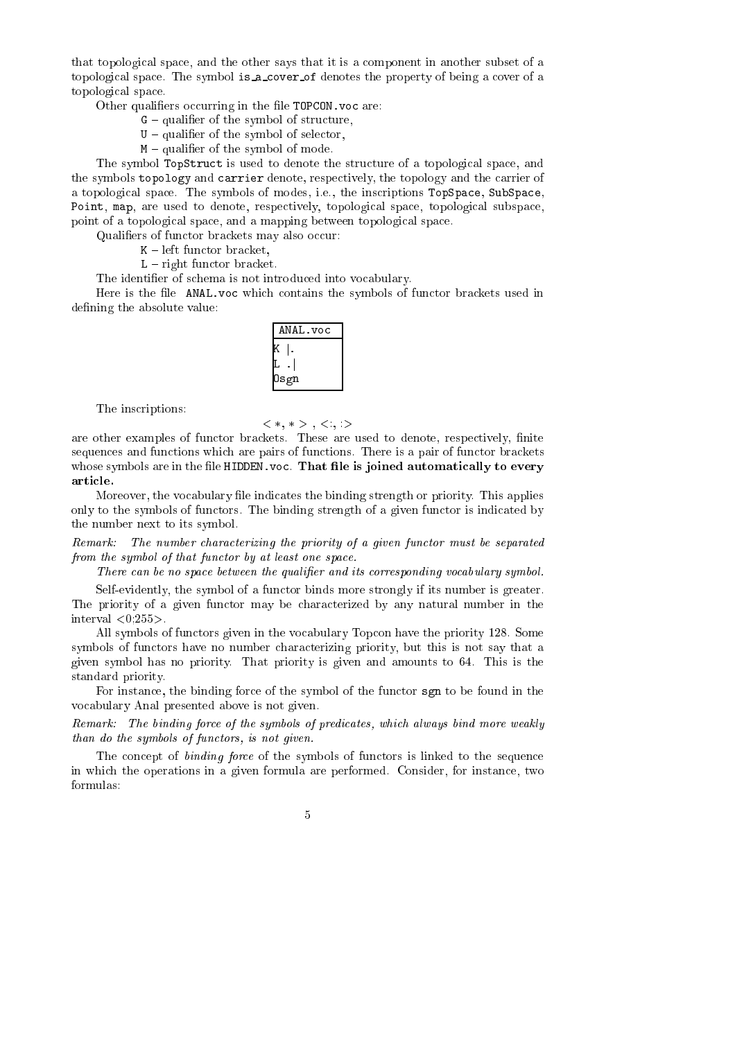that topological space, and the other says that it is a component in another subset of a topological space. The symbol `is_a_cover_of` denotes the property of being a cover of a topological space.

Other qualifiers occurring in the file `TOPCON.voc` are:

- `G` – qualifier of the symbol of structure,
- `U` – qualifier of the symbol of selector,
- `M` – qualifier of the symbol of mode.

The symbol `TopStruct` is used to denote the structure of a topological space, and the symbols `topology` and `carrier` denote, respectively, the topology and the carrier of a topological space. The symbols of modes, i.e., the inscriptions `TopSpace`, `SubSpace`, `Point`, `map`, are used to denote, respectively, topological space, topological subspace, point of a topological space, and a mapping between topological space.

Qualifiers of functor brackets may also occur:

- `K` – left functor bracket,
- `L` – right functor bracket.

The identifier of schema is not introduced into vocabulary.

Here is the file `ANAL.voc` which contains the symbols of functor brackets used in defining the absolute value:

```
ANAL.voc
K |.
L .|
Osgn
```

The inscriptions:

$$<*, *> \ , \ <:, :>$$

are other examples of functor brackets. These are used to denote, respectively, finite sequences and functions which are pairs of functions. There is a pair of functor brackets whose symbols are in the file `HIDDEN.voc`. **That file is joined automatically to every article.**

Moreover, the vocabulary file indicates the binding strength or priority. This applies only to the symbols of functors. The binding strength of a given functor is indicated by the number next to its symbol.

*Remark: The number characterizing the priority of a given functor must be separated from the symbol of that functor by at least one space.*

*There can be no space between the qualifier and its corresponding vocabulary symbol.*

Self-evidently, the symbol of a functor binds more strongly if its number is greater. The priority of a given functor may be characterized by any natural number in the interval <0;255>.

All symbols of functors given in the vocabulary Topcon have the priority 128. Some symbols of functors have no number characterizing priority, but this is not say that a given symbol has no priority. That priority is given and amounts to 64. This is the standard priority.

For instance, the binding force of the symbol of the functor `sgn` to be found in the vocabulary Anal presented above is not given.

*Remark: The binding force of the symbols of predicates, which always bind more weakly than do the symbols of functors, is not given.*

The concept of *binding force* of the symbols of functors is linked to the sequence in which the operations in a given formula are performed. Consider, for instance, two formulas: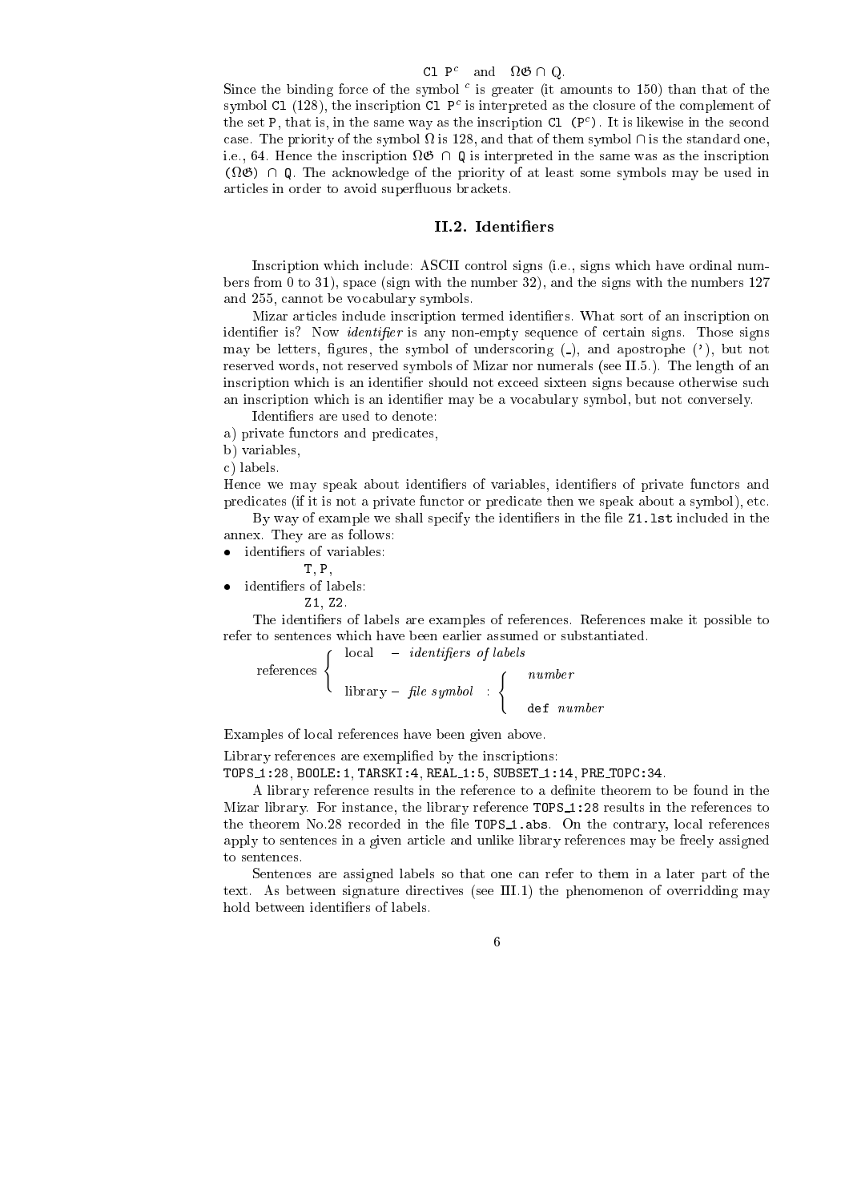$$\texttt{Cl P}^c \quad \text{and} \quad \Omega\mathfrak{G} \cap \text{Q}.$$

Since the binding force of the symbol $^c$ is greater (it amounts to 150) than that of the symbol `Cl` (128), the inscription `Cl P`$^c$ is interpreted as the closure of the complement of the set `P`, that is, in the same way as the inscription `Cl (P`$^c$`)`. It is likewise in the second case. The priority of the symbol $\Omega$ is 128, and that of them symbol $\cap$ is the standard one, i.e., 64. Hence the inscription $\Omega\mathfrak{G}$ $\cap$ `Q` is interpreted in the same was as the inscription ($\Omega\mathfrak{G}$) $\cap$ `Q`. The acknowledge of the priority of at least some symbols may be used in articles in order to avoid superfluous brackets.

## II.2. Identifiers

Inscription which include: ASCII control signs (i.e., signs which have ordinal numbers from 0 to 31), space (sign with the number 32), and the signs with the numbers 127 and 255, cannot be vocabulary symbols.

Mizar articles include inscription termed identifiers. What sort of an inscription on identifier is? Now *identifier* is any non-empty sequence of certain signs. Those signs may be letters, figures, the symbol of underscoring (_), and apostrophe ('), but not reserved words, not reserved symbols of Mizar nor numerals (see II.5.). The length of an inscription which is an identifier should not exceed sixteen signs because otherwise such an inscription which is an identifier may be a vocabulary symbol, but not conversely.

Identifiers are used to denote:

a) private functors and predicates,

b) variables,

c) labels.

Hence we may speak about identifiers of variables, identifiers of private functors and predicates (if it is not a private functor or predicate then we speak about a symbol), etc.

By way of example we shall specify the identifiers in the file `Z1.lst` included in the annex. They are as follows:

- identifiers of variables:

  `T`, `P`,

- identifiers of labels:

  `Z1`, `Z2`.

The identifiers of labels are examples of references. References make it possible to refer to sentences which have been earlier assumed or substantiated.

references:
- local – *identifiers of labels*
- library – *file symbol* :
  - *number*
  - `def` *number*

Examples of local references have been given above.

Library references are exemplified by the inscriptions:

`TOPS_1:28`, `BOOLE:1`, `TARSKI:4`, `REAL_1:5`, `SUBSET_1:14`, `PRE_TOPC:34`.

A library reference results in the reference to a definite theorem to be found in the Mizar library. For instance, the library reference `TOPS_1:28` results in the references to the theorem No.28 recorded in the file `TOPS_1.abs`. On the contrary, local references apply to sentences in a given article and unlike library references may be freely assigned to sentences.

Sentences are assigned labels so that one can refer to them in a later part of the text. As between signature directives (see III.1) the phenomenon of overridding may hold between identifiers of labels.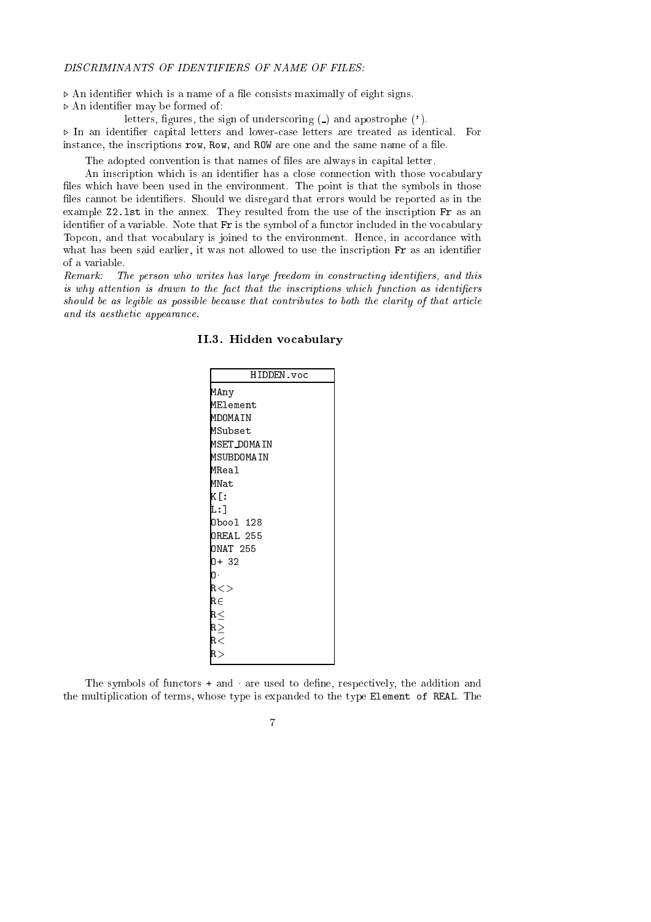*DISCRIMINANTS OF IDENTIFIERS OF NAME OF FILES:*

▹ An identifier which is a name of a file consists maximally of eight signs.

▹ An identifier may be formed of:

letters, figures, the sign of underscoring (_) and apostrophe (').

▹ In an identifier capital letters and lower-case letters are treated as identical. For instance, the inscriptions `row`, `Row`, and `ROW` are one and the same name of a file.

The adopted convention is that names of files are always in capital letter.

An inscription which is an identifier has a close connection with those vocabulary files which have been used in the environment. The point is that the symbols in those files cannot be identifiers. Should we disregard that errors would be reported as in the example `Z2.lst` in the annex. They resulted from the use of the inscription `Fr` as an identifier of a variable. Note that `Fr` is the symbol of a functor included in the vocabulary Topcon, and that vocabulary is joined to the environment. Hence, in accordance with what has been said earlier, it was not allowed to use the inscription `Fr` as an identifier of a variable.

*Remark: The person who writes has large freedom in constructing identifiers, and this is why attention is drawn to the fact that the inscriptions which function as identifiers should be as legible as possible because that contributes to both the clarity of that article and its aesthetic appearance.*

## II.3. Hidden vocabulary

| HIDDEN.voc |
|---|
| MAny |
| MElement |
| MDOMAIN |
| MSubset |
| MSET_DOMAIN |
| MSUBDOMAIN |
| MReal |
| MNat |
| K[: |
| L:] |
| Obool 128 |
| OREAL 255 |
| ONAT 255 |
| O+ 32 |
| O· |
| R<> |
| R∈ |
| R≤ |
| R≥ |
| R< |
| R> |

The symbols of functors + and · are used to define, respectively, the addition and the multiplication of terms, whose type is expanded to the type `Element of REAL`. The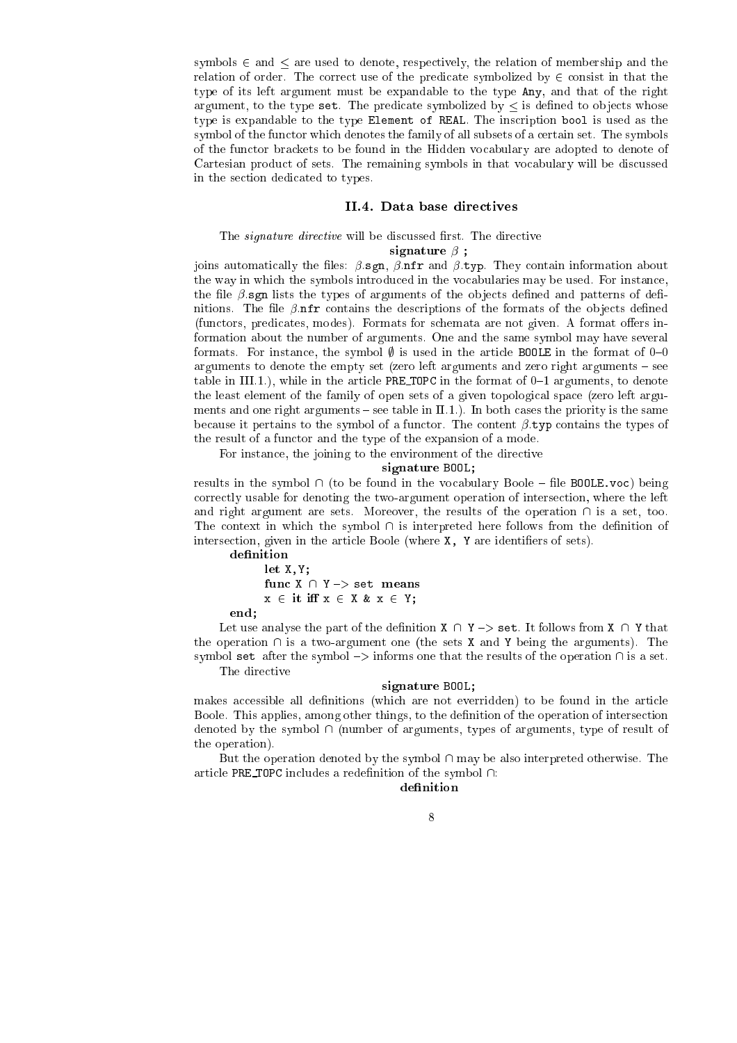symbols $\in$ and $\leq$ are used to denote, respectively, the relation of membership and the relation of order. The correct use of the predicate symbolized by $\in$ consist in that the type of its left argument must be expandable to the type `Any`, and that of the right argument, to the type `set`. The predicate symbolized by $\leq$ is defined to objects whose type is expandable to the type `Element of REAL`. The inscription `bool` is used as the symbol of the functor which denotes the family of all subsets of a certain set. The symbols of the functor brackets to be found in the Hidden vocabulary are adopted to denote of Cartesian product of sets. The remaining symbols in that vocabulary will be discussed in the section dedicated to types.

### II.4. Data base directives

The *signature directive* will be discussed first. The directive

**signature** $\beta$ **;**

joins automatically the files: $\beta$.`sgn`, $\beta$.`nfr` and $\beta$.`typ`. They contain information about the way in which the symbols introduced in the vocabularies may be used. For instance, the file $\beta$.`sgn` lists the types of arguments of the objects defined and patterns of definitions. The file $\beta$.`nfr` contains the descriptions of the formats of the objects defined (functors, predicates, modes). Formats for schemata are not given. A format offers information about the number of arguments. One and the same symbol may have several formats. For instance, the symbol $\emptyset$ is used in the article `BOOLE` in the format of 0–0 arguments to denote the empty set (zero left arguments and zero right arguments – see table in III.1.), while in the article `PRE_TOPC` in the format of 0–1 arguments, to denote the least element of the family of open sets of a given topological space (zero left arguments and one right arguments – see table in II.1.). In both cases the priority is the same because it pertains to the symbol of a functor. The content $\beta$.`typ` contains the types of the result of a functor and the type of the expansion of a mode.

For instance, the joining to the environment of the directive

**signature** `BOOL`**;**

results in the symbol $\cap$ (to be found in the vocabulary Boole – file `BOOLE.voc`) being correctly usable for denoting the two-argument operation of intersection, where the left and right argument are sets. Moreover, the results of the operation $\cap$ is a set, too. The context in which the symbol $\cap$ is interpreted here follows from the definition of intersection, given in the article Boole (where `X, Y` are identifiers of sets).

```
definition
    let X,Y;
    func X ∩ Y -> set means
    x ∈ it iff x ∈ X & x ∈ Y;
end;
```

Let use analyse the part of the definition `X ∩ Y -> set`. It follows from `X ∩ Y` that the operation $\cap$ is a two-argument one (the sets `X` and `Y` being the arguments). The symbol `set` after the symbol `->` informs one that the results of the operation $\cap$ is a set.

The directive

**signature** `BOOL`**;**

makes accessible all definitions (which are not everridden) to be found in the article Boole. This applies, among other things, to the definition of the operation of intersection denoted by the symbol $\cap$ (number of arguments, types of arguments, type of result of the operation).

But the operation denoted by the symbol $\cap$ may be also interpreted otherwise. The article `PRE_TOPC` includes a redefinition of the symbol $\cap$:

**definition**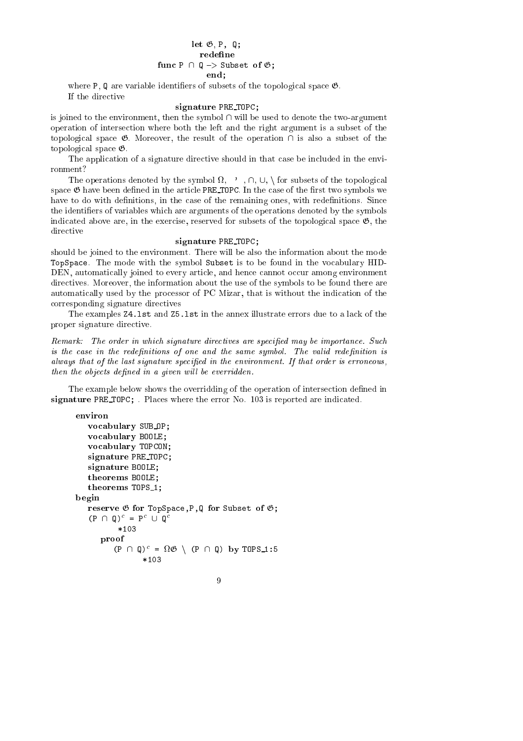```
let 𝔊, P, Q;
redefine
func P ∩ Q -> Subset of 𝔊;
end;
```

where P, Q are variable identifiers of subsets of the topological space 𝔊.

If the directive

**signature** PRE_TOPC;

is joined to the environment, then the symbol ∩ will be used to denote the two-argument operation of intersection where both the left and the right argument is a subset of the topological space 𝔊. Moreover, the result of the operation ∩ is also a subset of the topological space 𝔊.

The application of a signature directive should in that case be included in the environment?

The operations denoted by the symbol Ω, ' , ∩, ∪, \ for subsets of the topological space 𝔊 have been defined in the article PRE_TOPC. In the case of the first two symbols we have to do with definitions, in the case of the remaining ones, with redefinitions. Since the identifiers of variables which are arguments of the operations denoted by the symbols indicated above are, in the exercise, reserved for subsets of the topological space 𝔊, the directive

**signature** PRE_TOPC;

should be joined to the environment. There will be also the information about the mode TopSpace. The mode with the symbol Subset is to be found in the vocabulary HIDDEN, automatically joined to every article, and hence cannot occur among environment directives. Moreover, the information about the use of the symbols to be found there are automatically used by the processor of PC Mizar, that is without the indication of the corresponding signature directives

The examples Z4.lst and Z5.lst in the annex illustrate errors due to a lack of the proper signature directive.

*Remark: The order in which signature directives are specified may be importance. Such is the case in the redefinitions of one and the same symbol. The valid redefinition is always that of the last signature specified in the environment. If that order is erroneous, then the objects defined in a given will be everridden.*

The example below shows the overridding of the operation of intersection defined in **signature** PRE_TOPC; . Places where the error No. 103 is reported are indicated.

```
environ
   vocabulary SUB_OP;
   vocabulary BOOLE;
   vocabulary TOPCON;
   signature PRE_TOPC;
   signature BOOLE;
   theorems BOOLE;
   theorems TOPS_1;
begin
   reserve 𝔊 for TopSpace,P,Q for Subset of 𝔊;
   (P ∩ Q)^c = P^c ∪ Q^c
         *103
      proof
         (P ∩ Q)^c = Ω𝔊 \ (P ∩ Q) by TOPS_1:5
               *103
```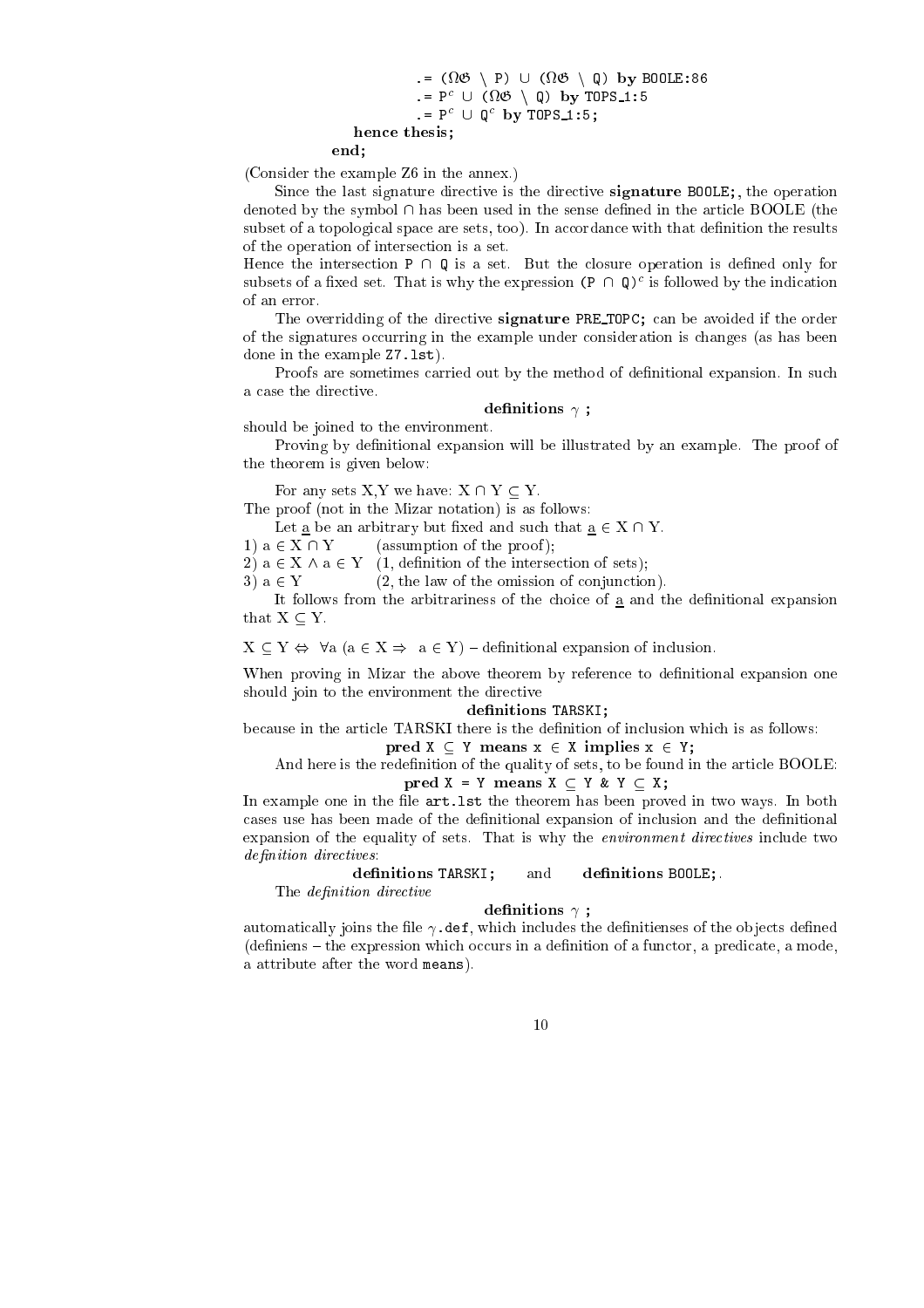```
          .= (ΩG \ P) ∪ (ΩG \ Q) by BOOLE:86
          .= P^c ∪ (ΩG \ Q) by TOPS_1:5
          .= P^c ∪ Q^c by TOPS_1:5;
      hence thesis;
    end;
```

(Consider the example Z6 in the annex.)

Since the last signature directive is the directive **signature** BOOLE;, the operation denoted by the symbol ∩ has been used in the sense defined in the article BOOLE (the subset of a topological space are sets, too). In accordance with that definition the results of the operation of intersection is a set.

Hence the intersection P ∩ Q is a set. But the closure operation is defined only for subsets of a fixed set. That is why the expression $(\mathtt{P} \cap \mathtt{Q})^c$ is followed by the indication of an error.

The overridding of the directive **signature** PRE_TOPC; can be avoided if the order of the signatures occurring in the example under consideration is changes (as has been done in the example Z7.lst).

Proofs are sometimes carried out by the method of definitional expansion. In such a case the directive.

**definitions** $\gamma$ **;**

should be joined to the environment.

Proving by definitional expansion will be illustrated by an example. The proof of the theorem is given below:

For any sets X,Y we have: $X \cap Y \subseteq Y$.

The proof (not in the Mizar notation) is as follows:

Let a be an arbitrary but fixed and such that $a \in X \cap Y$.

1) $a \in X \cap Y$ (assumption of the proof);
2) $a \in X \wedge a \in Y$ (1, definition of the intersection of sets);
3) $a \in Y$ (2, the law of the omission of conjunction).

It follows from the arbitrariness of the choice of a and the definitional expansion that $X \subseteq Y$.

$X \subseteq Y \Leftrightarrow \forall a\ (a \in X \Rightarrow a \in Y)$ – definitional expansion of inclusion.

When proving in Mizar the above theorem by reference to definitional expansion one should join to the environment the directive

**definitions** TARSKI;

because in the article TARSKI there is the definition of inclusion which is as follows:

**pred** X ⊆ Y **means** x ∈ X **implies** x ∈ Y;

And here is the redefinition of the quality of sets, to be found in the article BOOLE:

**pred** X = Y **means** X ⊆ Y & Y ⊆ X;

In example one in the file art.lst the theorem has been proved in two ways. In both cases use has been made of the definitional expansion of inclusion and the definitional expansion of the equality of sets. That is why the *environment directives* include two *definition directives*:

**definitions** TARSKI; and **definitions** BOOLE;.

The *definition directive*

**definitions** $\gamma$ **;**

automatically joins the file $\gamma$.def, which includes the definitienses of the objects defined (definiens – the expression which occurs in a definition of a functor, a predicate, a mode, a attribute after the word means).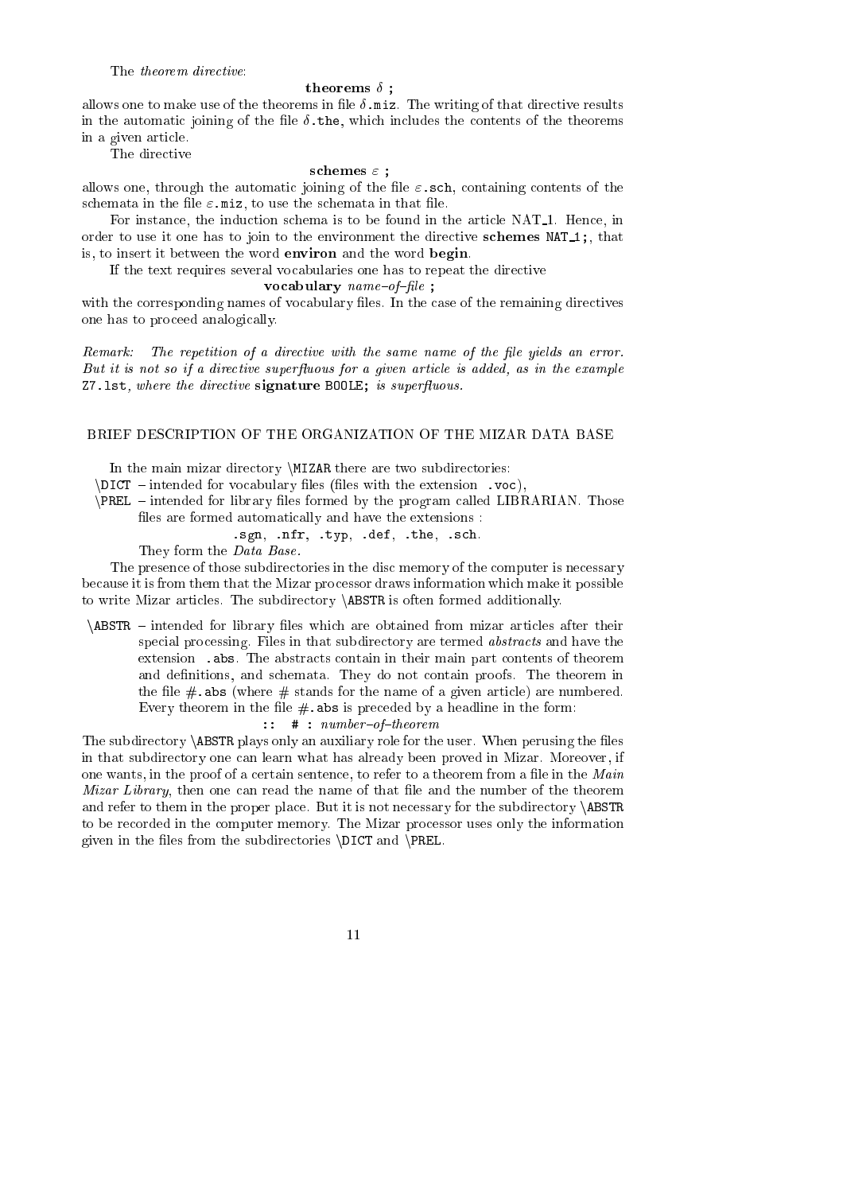The *theorem directive*:

**theorems** $\delta$ **;**

allows one to make use of the theorems in file $\delta$`.miz`. The writing of that directive results in the automatic joining of the file $\delta$`.the`, which includes the contents of the theorems in a given article.

The directive

**schemes** $\varepsilon$ **;**

allows one, through the automatic joining of the file $\varepsilon$`.sch`, containing contents of the schemata in the file $\varepsilon$`.miz`, to use the schemata in that file.

For instance, the induction schema is to be found in the article NAT_1. Hence, in order to use it one has to join to the environment the directive **schemes** `NAT_1;`, that is, to insert it between the word **environ** and the word **begin**.

If the text requires several vocabularies one has to repeat the directive

**vocabulary** *name–of–file* **;**

with the corresponding names of vocabulary files. In the case of the remaining directives one has to proceed analogically.

*Remark: The repetition of a directive with the same name of the file yields an error. But it is not so if a directive superfluous for a given article is added, as in the example* `Z7.lst`*, where the directive* **signature** `BOOLE;` *is superfluous.*

## BRIEF DESCRIPTION OF THE ORGANIZATION OF THE MIZAR DATA BASE

In the main mizar directory `\MIZAR` there are two subdirectories:

`\DICT` – intended for vocabulary files (files with the extension `.voc`),

`\PREL` – intended for library files formed by the program called LIBRARIAN. Those files are formed automatically and have the extensions :

`.sgn`, `.nfr`, `.typ`, `.def`, `.the`, `.sch`.

They form the *Data Base*.

The presence of those subdirectories in the disc memory of the computer is necessary because it is from them that the Mizar processor draws information which make it possible to write Mizar articles. The subdirectory `\ABSTR` is often formed additionally.

`\ABSTR` – intended for library files which are obtained from mizar articles after their special processing. Files in that subdirectory are termed *abstracts* and have the extension `.abs`. The abstracts contain in their main part contents of theorem and definitions, and schemata. They do not contain proofs. The theorem in the file #`.abs` (where # stands for the name of a given article) are numbered. Every theorem in the file #`.abs` is preceded by a headline in the form:

`:: # :` *number–of–theorem*

The subdirectory `\ABSTR` plays only an auxiliary role for the user. When perusing the files in that subdirectory one can learn what has already been proved in Mizar. Moreover, if one wants, in the proof of a certain sentence, to refer to a theorem from a file in the *Main Mizar Library*, then one can read the name of that file and the number of the theorem and refer to them in the proper place. But it is not necessary for the subdirectory `\ABSTR` to be recorded in the computer memory. The Mizar processor uses only the information given in the files from the subdirectories `\DICT` and `\PREL`.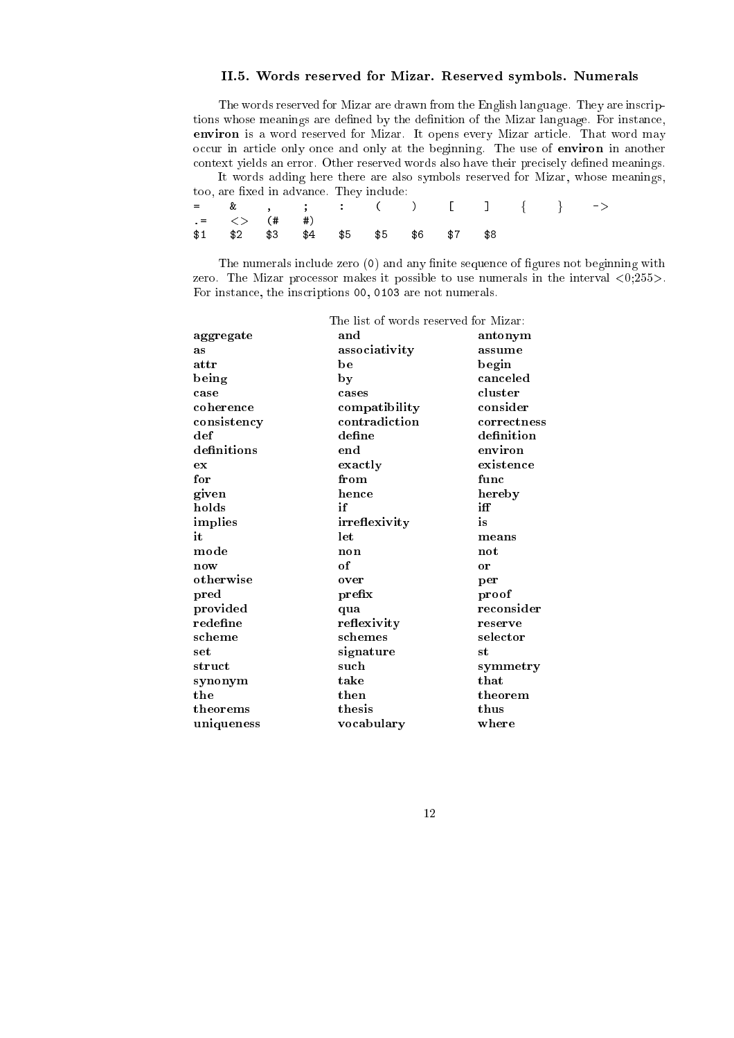### II.5. Words reserved for Mizar. Reserved symbols. Numerals

The words reserved for Mizar are drawn from the English language. They are inscriptions whose meanings are defined by the definition of the Mizar language. For instance, **environ** is a word reserved for Mizar. It opens every Mizar article. That word may occur in article only once and only at the beginning. The use of **environ** in another context yields an error. Other reserved words also have their precisely defined meanings.

It words adding here there are also symbols reserved for Mizar, whose meanings, too, are fixed in advance. They include:

```
=    &    ,    ;    :    (    )    [    ]    {    }    ->
.=   <>   (#   #)
$1   $2   $3   $4   $5   $5   $6   $7   $8
```

The numerals include zero (`0`) and any finite sequence of figures not beginning with zero. The Mizar processor makes it possible to use numerals in the interval <0;255>. For instance, the inscriptions `00`, `0103` are not numerals.

The list of words reserved for Mizar:

| | | |
|---|---|---|
| **aggregate** | **and** | **antonym** |
| **as** | **associativity** | **assume** |
| **attr** | **be** | **begin** |
| **being** | **by** | **canceled** |
| **case** | **cases** | **cluster** |
| **coherence** | **compatibility** | **consider** |
| **consistency** | **contradiction** | **correctness** |
| **def** | **define** | **definition** |
| **definitions** | **end** | **environ** |
| **ex** | **exactly** | **existence** |
| **for** | **from** | **func** |
| **given** | **hence** | **hereby** |
| **holds** | **if** | **iff** |
| **implies** | **irreflexivity** | **is** |
| **it** | **let** | **means** |
| **mode** | **non** | **not** |
| **now** | **of** | **or** |
| **otherwise** | **over** | **per** |
| **pred** | **prefix** | **proof** |
| **provided** | **qua** | **reconsider** |
| **redefine** | **reflexivity** | **reserve** |
| **scheme** | **schemes** | **selector** |
| **set** | **signature** | **st** |
| **struct** | **such** | **symmetry** |
| **synonym** | **take** | **that** |
| **the** | **then** | **theorem** |
| **theorems** | **thesis** | **thus** |
| **uniqueness** | **vocabulary** | **where** |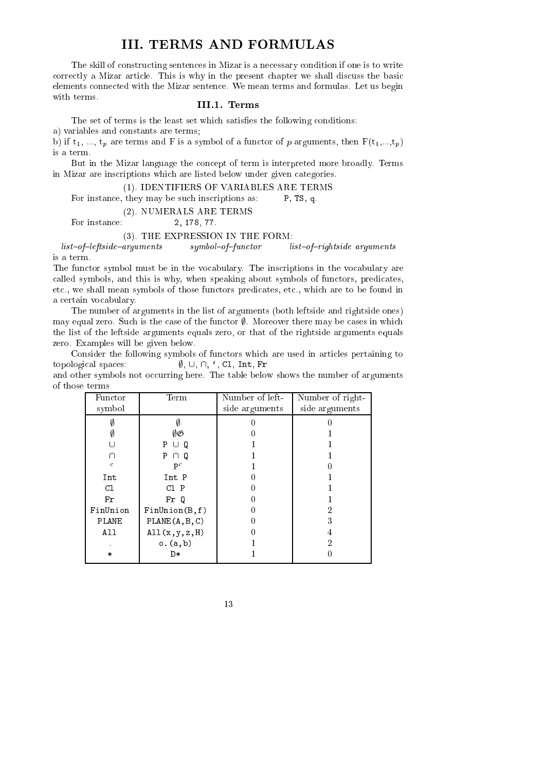# III. TERMS AND FORMULAS

The skill of constructing sentences in Mizar is a necessary condition if one is to write correctly a Mizar article. This is why in the present chapter we shall discuss the basic elements connected with the Mizar sentence. We mean terms and formulas. Let us begin with terms.

## III.1. Terms

The set of terms is the least set which satisfies the following conditions:

a) variables and constants are terms;

b) if $t_1$, ..., $t_p$ are terms and F is a symbol of a functor of $p$ arguments, then $F(t_1,...,t_p)$ is a term.

But in the Mizar language the concept of term is interpreted more broadly. Terms in Mizar are inscriptions which are listed below under given categories.

(1). IDENTIFIERS OF VARIABLES ARE TERMS

For instance, they may be such inscriptions as: `P`, `TS`, `q`.

(2). NUMERALS ARE TERMS

For instance: `2`, `178`, `77`.

(3). THE EXPRESSION IN THE FORM:

*list–of–leftside–arguments* *symbol–of–functor* *list–of–rightside arguments*

is a term.

The functor symbol must be in the vocabulary. The inscriptions in the vocabulary are called symbols, and this is why, when speaking about symbols of functors, predicates, etc., we shall mean symbols of those functors predicates, etc., which are to be found in a certain vocabulary.

The number of arguments in the list of arguments (both leftside and rightside ones) may equal zero. Such is the case of the functor $\emptyset$. Moreover there may be cases in which the list of the leftside arguments equals zero, or that of the rightside arguments equals zero. Examples will be given below.

Consider the following symbols of functors which are used in articles pertaining to topological spaces: $\emptyset$, $\cup$, $\cap$, ‘, `Cl`, `Int`, `Fr`

and other symbols not occurring here. The table below shows the number of arguments of those terms

| Functor symbol | Term | Number of left-side arguments | Number of right-side arguments |
|---|---|---|---|
| $\emptyset$ | $\emptyset$ | 0 | 0 |
| $\emptyset$ | $\emptyset\mathfrak{G}$ | 0 | 1 |
| $\cup$ | P $\cup$ Q | 1 | 1 |
| $\cap$ | P $\cap$ Q | 1 | 1 |
| $^c$ | $P^c$ | 1 | 0 |
| Int | Int P | 0 | 1 |
| Cl | Cl P | 0 | 1 |
| Fr | Fr Q | 0 | 1 |
| FinUnion | FinUnion(B,f) | 0 | 2 |
| PLANE | PLANE(A,B,C) | 0 | 3 |
| All | All(x,y,z,H) | 0 | 4 |
| . | o.(a,b) | 1 | 2 |
| * | D* | 1 | 0 |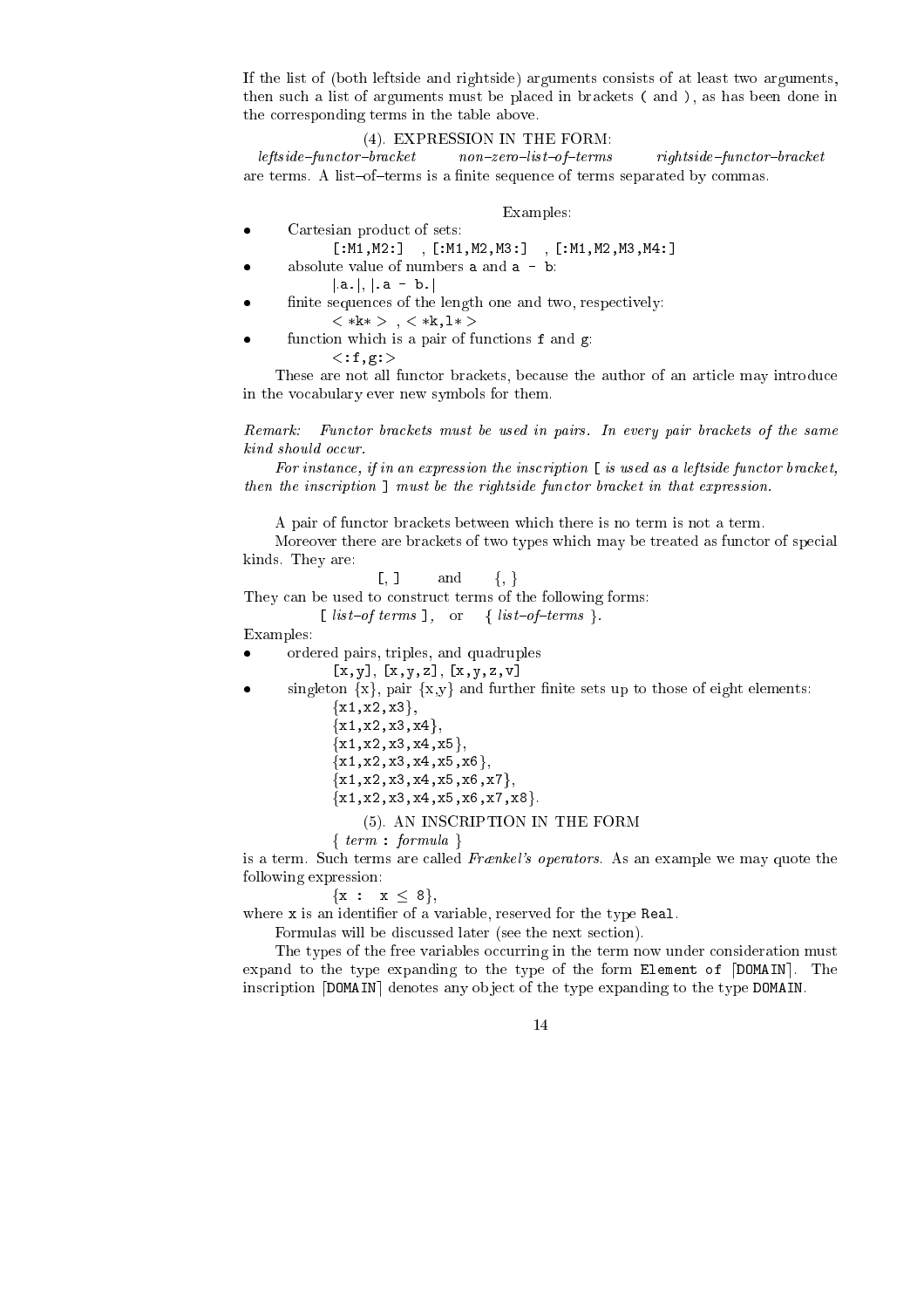If the list of (both leftside and rightside) arguments consists of at least two arguments, then such a list of arguments must be placed in brackets ( and ), as has been done in the corresponding terms in the table above.

(4). EXPRESSION IN THE FORM:

*leftside–functor–bracket* *non–zero–list–of–terms* *rightside–functor–bracket*

are terms. A list–of–terms is a finite sequence of terms separated by commas.

Examples:

- Cartesian product of sets:

  `[:M1,M2:]` , `[:M1,M2,M3:]` , `[:M1,M2,M3,M4:]`
- absolute value of numbers `a` and `a - b`:

  `|.a.|`, `|.a - b.|`
- finite sequences of the length one and two, respectively:

  `<*k*>` , `<*k,l*>`
- function which is a pair of functions `f` and `g`:

  `<:f,g:>`

These are not all functor brackets, because the author of an article may introduce in the vocabulary ever new symbols for them.

*Remark: Functor brackets must be used in pairs. In every pair brackets of the same kind should occur.*

*For instance, if in an expression the inscription* `[` *is used as a leftside functor bracket, then the inscription* `]` *must be the rightside functor bracket in that expression.*

A pair of functor brackets between which there is no term is not a term.

Moreover there are brackets of two types which may be treated as functor of special kinds. They are:

`[, ]` and `{, }`

They can be used to construct terms of the following forms:

`[` *list–of terms* `]`, or `{` *list–of–terms* `}`.

Examples:

- ordered pairs, triples, and quadruples

  `[x,y]`, `[x,y,z]`, `[x,y,z,v]`
- singleton {x}, pair {x,y} and further finite sets up to those of eight elements:

  `{x1,x2,x3}`,

  `{x1,x2,x3,x4}`,

  `{x1,x2,x3,x4,x5}`,

  `{x1,x2,x3,x4,x5,x6}`,

  `{x1,x2,x3,x4,x5,x6,x7}`,

  `{x1,x2,x3,x4,x5,x6,x7,x8}`.

(5). AN INSCRIPTION IN THE FORM

`{` *term* `:` *formula* `}`

is a term. Such terms are called *Frænkel's operators*. As an example we may quote the following expression:

`{x : x` $\leq$ `8}`,

where `x` is an identifier of a variable, reserved for the type `Real`.

Formulas will be discussed later (see the next section).

The types of the free variables occurring in the term now under consideration must expand to the type expanding to the type of the form `Element of` $\lceil$`DOMAIN`$\rceil$. The inscription $\lceil$`DOMAIN`$\rceil$ denotes any object of the type expanding to the type `DOMAIN`.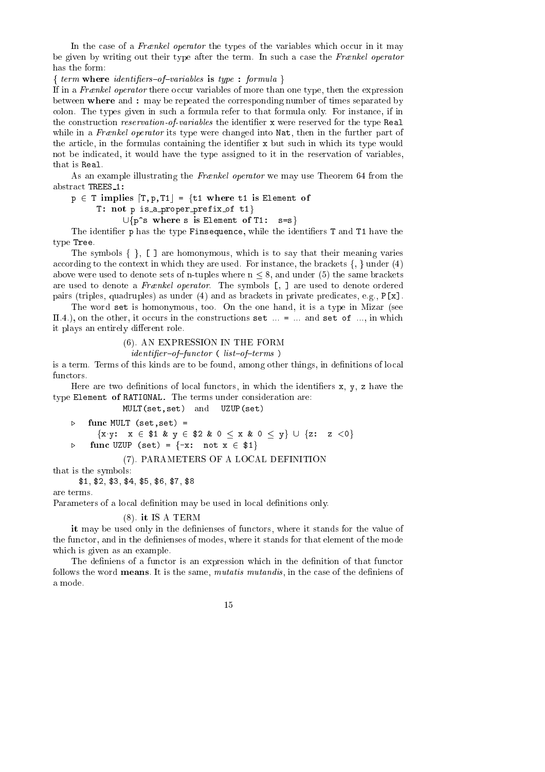In the case of a *Frænkel operator* the types of the variables which occur in it may be given by writing out their type after the term. In such a case the *Frænkel operator* has the form:

{ *term* **where** *identifiers–of–variables* **is** *type* **:** *formula* }

If in a *Frænkel operator* there occur variables of more than one type, then the expression between **where** and **:** may be repeated the corresponding number of times separated by colon. The types given in such a formula refer to that formula only. For instance, if in the construction *reservation-of-variables* the identifier `x` were reserved for the type `Real` while in a *Frænkel operator* its type were changed into `Nat`, then in the further part of the article, in the formulas containing the identifier `x` but such in which its type would not be indicated, it would have the type assigned to it in the reservation of variables, that is `Real`.

As an example illustrating the *Frænkel operator* we may use Theorem 64 from the abstract `TREES_1`:

```
p ∈ T implies ⌈T,p,T1⌋ = {t1 where t1 is Element of
       T: not p is_a_proper_prefix_of t1}
             ∪{p^s where s is Element of T1:  s=s}
```

The identifier `p` has the type `Finsequence`, while the identifiers `T` and `T1` have the type `Tree`.

The symbols { }, [ ] are homonymous, which is to say that their meaning varies according to the context in which they are used. For instance, the brackets {, } under (4) above were used to denote sets of n-tuples where $n \leq 8$, and under (5) the same brackets are used to denote a *Frænkel operator*. The symbols `[, ]` are used to denote ordered pairs (triples, quadruples) as under (4) and as brackets in private predicates, e.g., `P[x]`.

The word `set` is homonymous, too. On the one hand, it is a type in Mizar (see II.4.), on the other, it occurs in the constructions `set ... = ...` and `set of ...`, in which it plays an entirely different role.

### (6). AN EXPRESSION IN THE FORM *identifier–of–functor* ( *list–of–terms* )

is a term. Terms of this kinds are to be found, among other things, in definitions of local functors.

Here are two definitions of local functors, in which the identifiers `x`, `y`, `z` have the type `Element of RATIONAL`. The terms under consideration are:

`MULT(set,set)` and `UZUP(set)`

```
▷  func MULT (set,set) =
       {x·y:  x ∈ $1 & y ∈ $2 & 0 ≤ x & 0 ≤ y} ∪ {z:  z <0}
▷  func UZUP (set) = {-x:  not x ∈ $1}
```

### (7). PARAMETERS OF A LOCAL DEFINITION

that is the symbols:

`$1, $2, $3, $4, $5, $6, $7, $8`

are terms.

Parameters of a local definition may be used in local definitions only.

### (8). **it** IS A TERM

**it** may be used only in the definienses of functors, where it stands for the value of the functor, and in the definienses of modes, where it stands for that element of the mode which is given as an example.

The definiens of a functor is an expression which in the definition of that functor follows the word **means**. It is the same, *mutatis mutandis*, in the case of the definiens of a mode.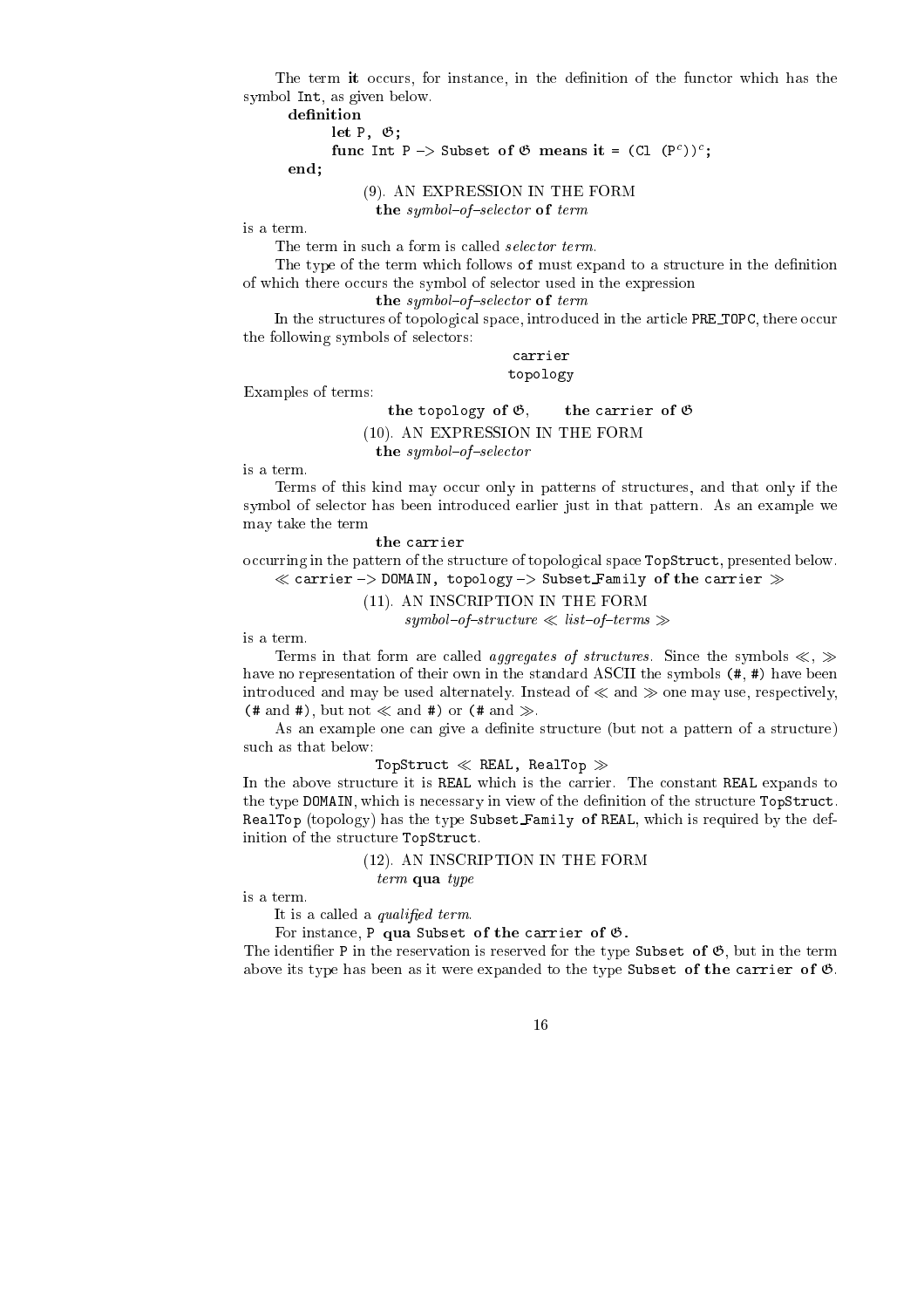The term **it** occurs, for instance, in the definition of the functor which has the symbol `Int`, as given below.

```
definition
      let P, 𝔊;
      func Int P -> Subset of 𝔊 means it = (Cl (P^c))^c;
end;
```

(9). AN EXPRESSION IN THE FORM
**the** *symbol–of–selector* **of** *term*

is a term.

The term in such a form is called *selector term*.

The type of the term which follows **of** must expand to a structure in the definition of which there occurs the symbol of selector used in the expression

**the** *symbol–of–selector* **of** *term*

In the structures of topological space, introduced in the article `PRE_TOPC`, there occur the following symbols of selectors:

`carrier`
`topology`

Examples of terms:

**the** `topology` **of** 𝔊, **the** `carrier` **of** 𝔊

(10). AN EXPRESSION IN THE FORM
**the** *symbol–of–selector*

is a term.

Terms of this kind may occur only in patterns of structures, and that only if the symbol of selector has been introduced earlier just in that pattern. As an example we may take the term

**the** `carrier`

occurring in the pattern of the structure of topological space `TopStruct`, presented below.

≪ `carrier` −> `DOMAIN`, `topology` −> `Subset_Family` **of the** `carrier` ≫

(11). AN INSCRIPTION IN THE FORM
*symbol–of–structure* ≪ *list–of–terms* ≫

is a term.

Terms in that form are called *aggregates of structures*. Since the symbols ≪, ≫ have no representation of their own in the standard ASCII the symbols `(#`, `#)` have been introduced and may be used alternately. Instead of ≪ and ≫ one may use, respectively, `(#` and `#)`, but not ≪ and `#)` or `(#` and ≫.

As an example one can give a definite structure (but not a pattern of a structure) such as that below:

`TopStruct` ≪ `REAL`, `RealTop` ≫

In the above structure it is `REAL` which is the carrier. The constant `REAL` expands to the type `DOMAIN`, which is necessary in view of the definition of the structure `TopStruct`. `RealTop` (topology) has the type `Subset_Family` **of** `REAL`, which is required by the definition of the structure `TopStruct`.

(12). AN INSCRIPTION IN THE FORM
*term* **qua** *type*

is a term.

It is a called a *qualified term*.

For instance, `P` **qua** `Subset` **of the** `carrier` **of** 𝔊.

The identifier `P` in the reservation is reserved for the type `Subset` **of** 𝔊, but in the term above its type has been as it were expanded to the type `Subset` **of the** `carrier` **of** 𝔊.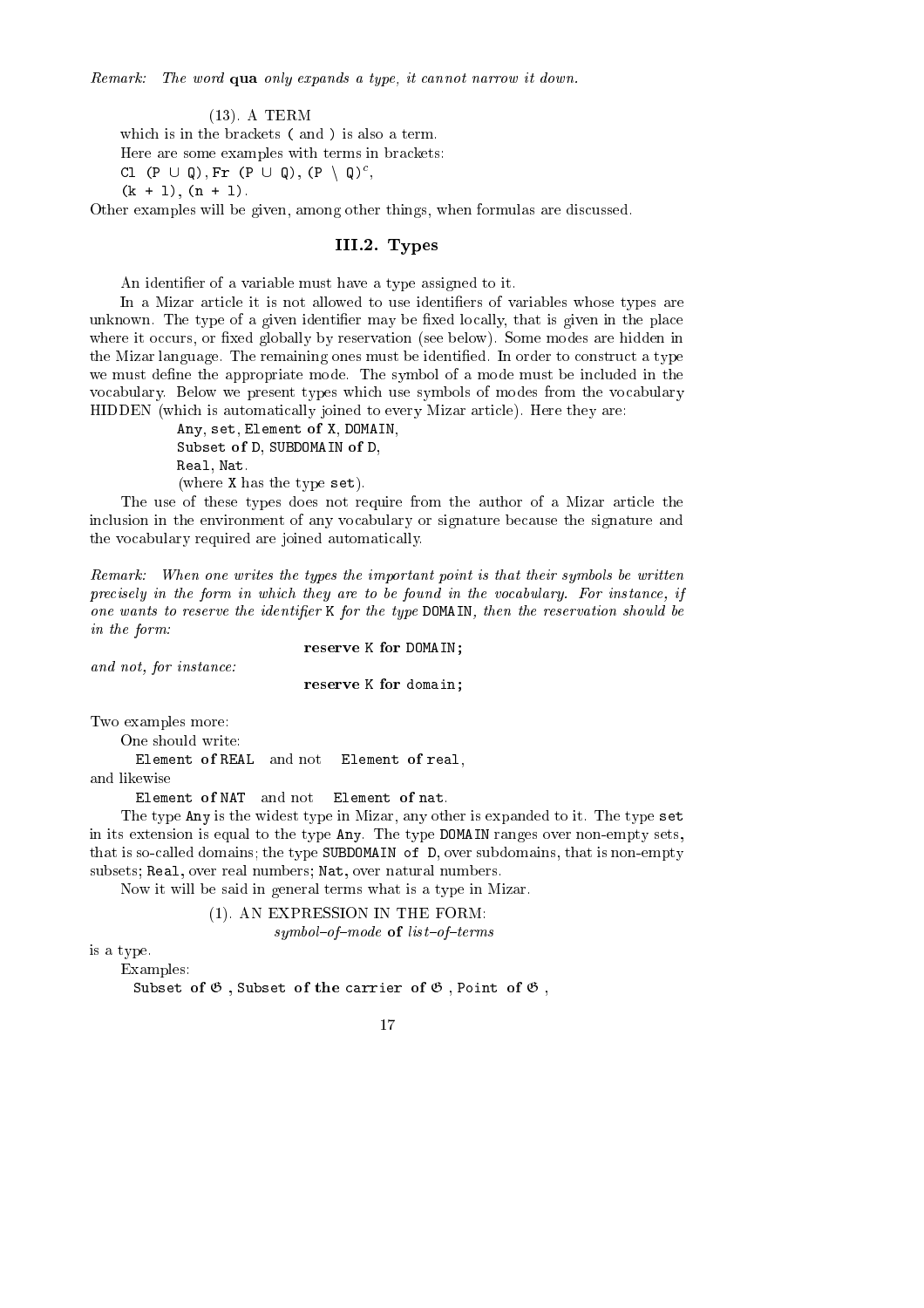*Remark:* *The word* **qua** *only expands a type, it cannot narrow it down.*

(13). A TERM

which is in the brackets ( and ) is also a term.

Here are some examples with terms in brackets:

`Cl (P ∪ Q)`, `Fr (P ∪ Q)`, $(\texttt{P} \setminus \texttt{Q})^c$,

`(k + 1)`, `(n + 1)`.

Other examples will be given, among other things, when formulas are discussed.

## III.2. Types

An identifier of a variable must have a type assigned to it.

In a Mizar article it is not allowed to use identifiers of variables whose types are unknown. The type of a given identifier may be fixed locally, that is given in the place where it occurs, or fixed globally by reservation (see below). Some modes are hidden in the Mizar language. The remaining ones must be identified. In order to construct a type we must define the appropriate mode. The symbol of a mode must be included in the vocabulary. Below we present types which use symbols of modes from the vocabulary HIDDEN (which is automatically joined to every Mizar article). Here they are:

`Any`, `set`, `Element` **of** `X`, `DOMAIN`,
`Subset` **of** `D`, `SUBDOMAIN` **of** `D`,
`Real`, `Nat`.
(where `X` has the type `set`).

The use of these types does not require from the author of a Mizar article the inclusion in the environment of any vocabulary or signature because the signature and the vocabulary required are joined automatically.

*Remark:* *When one writes the types the important point is that their symbols be written precisely in the form in which they are to be found in the vocabulary. For instance, if one wants to reserve the identifier* `K` *for the type* `DOMAIN`*, then the reservation should be in the form:*

**reserve** `K` **for** `DOMAIN`;

*and not, for instance:*

**reserve** `K` **for** `domain`;

Two examples more:

One should write:

`Element` **of** `REAL` and not `Element` **of** `real`,

and likewise

`Element` **of** `NAT` and not `Element` **of** `nat`.

The type `Any` is the widest type in Mizar, any other is expanded to it. The type `set` in its extension is equal to the type `Any`. The type `DOMAIN` ranges over non-empty sets, that is so-called domains; the type `SUBDOMAIN of D`, over subdomains, that is non-empty subsets; `Real`, over real numbers; `Nat`, over natural numbers.

Now it will be said in general terms what is a type in Mizar.

(1). AN EXPRESSION IN THE FORM:
*symbol–of–mode* **of** *list–of–terms*

is a type.

Examples:

`Subset` **of** $\mathfrak{G}$ , `Subset` **of the** `carrier` **of** $\mathfrak{G}$ , `Point` **of** $\mathfrak{G}$ ,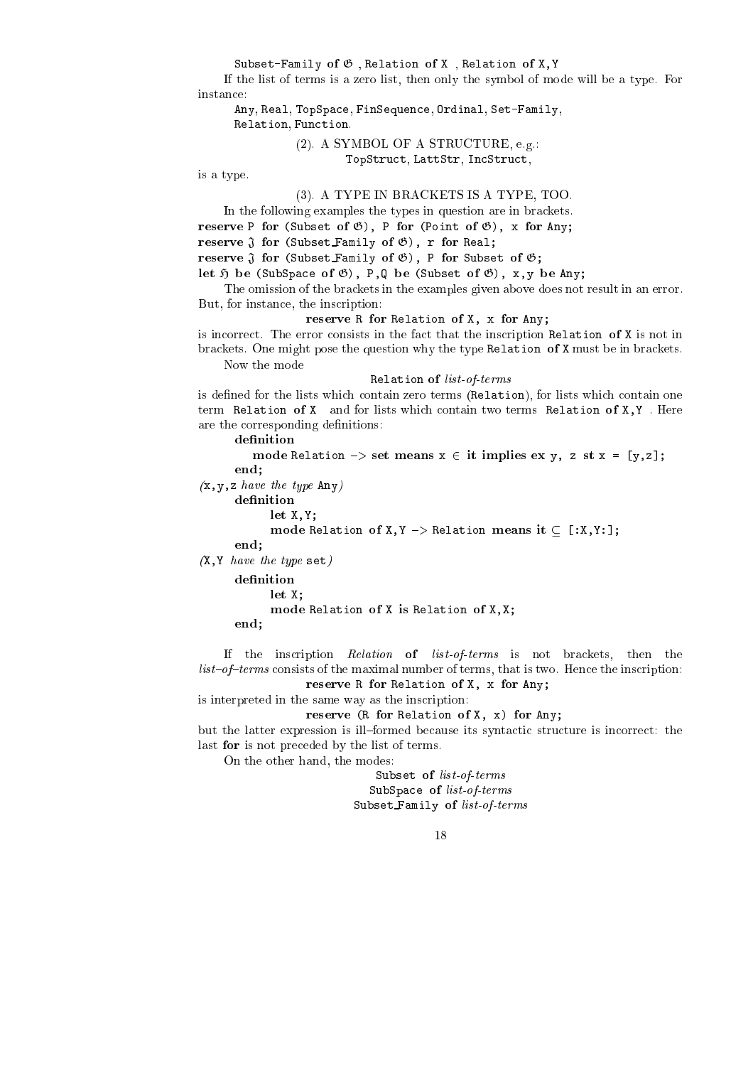`Subset-Family of 𝔊 , Relation of X , Relation of X,Y`

If the list of terms is a zero list, then only the symbol of mode will be a type. For instance:

`Any, Real, TopSpace, FinSequence, Ordinal, Set-Family,`
`Relation, Function.`

(2). A SYMBOL OF A STRUCTURE, e.g.:
`TopStruct, LattStr, IncStruct,`

is a type.

(3). A TYPE IN BRACKETS IS A TYPE, TOO.

In the following examples the types in question are in brackets.

**reserve** P **for** (Subset **of** 𝔊), P **for** (Point **of** 𝔊), x **for** Any;
**reserve** 𝔍 **for** (Subset_Family **of** 𝔊), r **for** Real;
**reserve** 𝔍 **for** (Subset_Family **of** 𝔊), P **for** Subset **of** 𝔊;
**let** 𝔋 **be** (SubSpace **of** 𝔊), P,Q **be** (Subset **of** 𝔊), x,y **be** Any;

The omission of the brackets in the examples given above does not result in an error. But, for instance, the inscription:

**reserve** R **for** Relation **of** X, x **for** Any;

is incorrect. The error consists in the fact that the inscription Relation **of** X is not in brackets. One might pose the question why the type Relation **of** X must be in brackets.

Now the mode

Relation **of** *list-of-terms*

is defined for the lists which contain zero terms (Relation), for lists which contain one term Relation **of** X and for lists which contain two terms Relation **of** X,Y . Here are the corresponding definitions:

```
definition
   mode Relation -> set means x ∈ it implies ex y, z st x = [y,z];
end;
```

(x,y,z *have the type* Any)

```
definition
   let X,Y;
   mode Relation of X,Y -> Relation means it ⊆ [:X,Y:];
end;
```

(X,Y *have the type* set)

```
definition
   let X;
   mode Relation of X is Relation of X,X;
end;
```

If the inscription *Relation* **of** *list-of-terms* is not brackets, then the *list–of–terms* consists of the maximal number of terms, that is two. Hence the inscription:

**reserve** R **for** Relation **of** X, x **for** Any;

is interpreted in the same way as the inscription:

**reserve** (R **for** Relation **of** X, x) **for** Any;

but the latter expression is ill–formed because its syntactic structure is incorrect: the last **for** is not preceded by the list of terms.

On the other hand, the modes:

Subset **of** *list-of-terms*
SubSpace **of** *list-of-terms*
Subset_Family **of** *list-of-terms*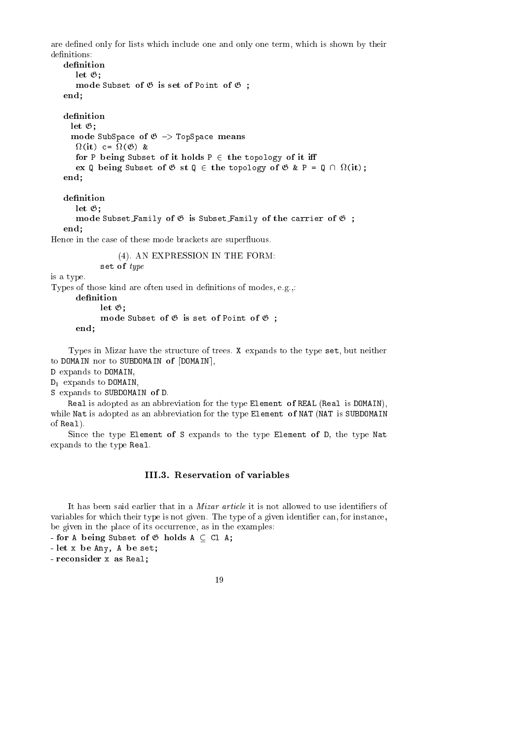are defined only for lists which include one and only one term, which is shown by their definitions:

```
definition
   let 𝔊;
   mode Subset of 𝔊 is set of Point of 𝔊 ;
end;

definition
  let 𝔊;
  mode SubSpace of 𝔊 -> TopSpace means
   Ω(it) c= Ω(𝔊) &
   for P being Subset of it holds P ∈ the topology of it iff
   ex Q being Subset of 𝔊 st Q ∈ the topology of 𝔊 & P = Q ∩ Ω(it);
end;

definition
   let 𝔊;
   mode Subset_Family of 𝔊 is Subset_Family of the carrier of 𝔊 ;
end;
```

Hence in the case of these mode brackets are superfluous.

(4). AN EXPRESSION IN THE FORM:

**set of** *type*

is a type.

Types of those kind are often used in definitions of modes, e.g.,:

```
definition
      let 𝔊;
      mode Subset of 𝔊 is set of Point of 𝔊 ;
end;
```

Types in Mizar have the structure of trees. X expands to the type **set**, but neither to DOMAIN nor to SUBDOMAIN **of** [DOMAIN],

D expands to DOMAIN,

$D_1$ expands to DOMAIN,

S expands to SUBDOMAIN **of** D.

Real is adopted as an abbreviation for the type Element **of** REAL (Real is DOMAIN), while Nat is adopted as an abbreviation for the type Element **of** NAT (NAT is SUBDOMAIN of Real).

Since the type Element **of** S expands to the type Element **of** D, the type Nat expands to the type Real.

### III.3. Reservation of variables

It has been said earlier that in a *Mizar article* it is not allowed to use identifiers of variables for which their type is not given. The type of a given identifier can, for instance, be given in the place of its occurrence, as in the examples:

- **for** A **being** Subset **of** 𝔊 **holds** A ⊆ Cl A;
- **let** x **be** Any, A **be** set;
- **reconsider** x **as** Real;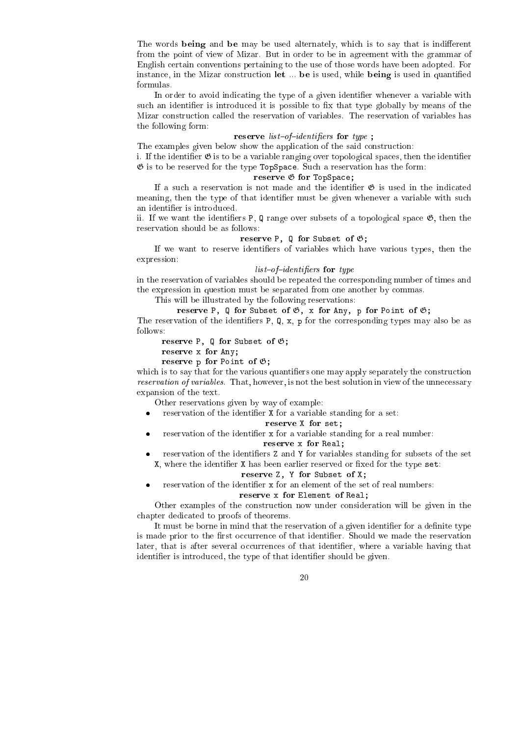The words **being** and **be** may be used alternately, which is to say that is indifferent from the point of view of Mizar. But in order to be in agreement with the grammar of English certain conventions pertaining to the use of those words have been adopted. For instance, in the Mizar construction **let** ... **be** is used, while **being** is used in quantified formulas.

In order to avoid indicating the type of a given identifier whenever a variable with such an identifier is introduced it is possible to fix that type globally by means of the Mizar construction called the reservation of variables. The reservation of variables has the following form:

**reserve** *list–of–identifiers* **for** *type* **;**

The examples given below show the application of the said construction:

i. If the identifier 𝔊 is to be a variable ranging over topological spaces, then the identifier 𝔊 is to be reserved for the type `TopSpace`. Such a reservation has the form:

**reserve** 𝔊 **for** `TopSpace`**;**

If a such a reservation is not made and the identifier 𝔊 is used in the indicated meaning, then the type of that identifier must be given whenever a variable with such an identifier is introduced.

ii. If we want the identifiers `P`, `Q` range over subsets of a topological space 𝔊, then the reservation should be as follows:

**reserve** `P, Q` **for** `Subset` **of** 𝔊**;**

If we want to reserve identifiers of variables which have various types, then the expression:

*list–of–identifiers* **for** *type*

in the reservation of variables should be repeated the corresponding number of times and the expression in question must be separated from one another by commas.

This will be illustrated by the following reservations:

**reserve** `P, Q` **for** `Subset` **of** 𝔊, `x` **for** `Any`, `p` **for** `Point` **of** 𝔊**;**

The reservation of the identifiers `P`, `Q`, `x`, `p` for the corresponding types may also be as follows:

**reserve** `P, Q` **for** `Subset` **of** 𝔊**;**
**reserve** `x` **for** `Any`**;**
**reserve** `p` **for** `Point` **of** 𝔊**;**

which is to say that for the various quantifiers one may apply separately the construction *reservation of variables*. That, however, is not the best solution in view of the unnecessary expansion of the text.

Other reservations given by way of example:

- reservation of the identifier `X` for a variable standing for a set:

  **reserve** `X` **for** `set`**;**

- reservation of the identifier `x` for a variable standing for a real number:

  **reserve** `x` **for** `Real`**;**

- reservation of the identifiers `Z` and `Y` for variables standing for subsets of the set `X`, where the identifier `X` has been earlier reserved or fixed for the type `set`:

  **reserve** `Z, Y` **for** `Subset` **of** `X`**;**

- reservation of the identifier `x` for an element of the set of real numbers:

  **reserve** `x` **for** `Element` **of** `Real`**;**

Other examples of the construction now under consideration will be given in the chapter dedicated to proofs of theorems.

It must be borne in mind that the reservation of a given identifier for a definite type is made prior to the first occurrence of that identifier. Should we made the reservation later, that is after several occurrences of that identifier, where a variable having that identifier is introduced, the type of that identifier should be given.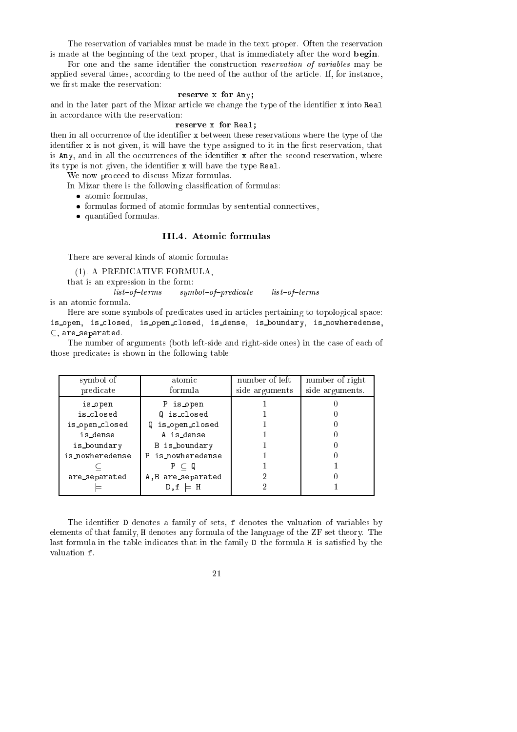The reservation of variables must be made in the text proper. Often the reservation is made at the beginning of the text proper, that is immediately after the word **begin**.

For one and the same identifier the construction *reservation of variables* may be applied several times, according to the need of the author of the article. If, for instance, we first make the reservation:

**reserve** `x` **for** `Any`;

and in the later part of the Mizar article we change the type of the identifier `x` into `Real` in accordance with the reservation:

**reserve** `x` **for** `Real`;

then in all occurrence of the identifier `x` between these reservations where the type of the identifier `x` is not given, it will have the type assigned to it in the first reservation, that is `Any`, and in all the occurrences of the identifier `x` after the second reservation, where its type is not given, the identifier `x` will have the type `Real`.

We now proceed to discuss Mizar formulas.

In Mizar there is the following classification of formulas:

- atomic formulas,
- formulas formed of atomic formulas by sentential connectives,
- quantified formulas.

## III.4. Atomic formulas

There are several kinds of atomic formulas.

(1). A PREDICATIVE FORMULA,

that is an expression in the form:

*list–of–terms*   *symbol–of–predicate*   *list–of–terms*

is an atomic formula.

Here are some symbols of predicates used in articles pertaining to topological space: `is_open`, `is_closed`, `is_open_closed`, `is_dense`, `is_boundary`, `is_nowheredense`, $\subseteq$, `are_separated`.

The number of arguments (both left-side and right-side ones) in the case of each of those predicates is shown in the following table:

| symbol of predicate | atomic formula | number of left side arguments | number of right side arguments. |
|---|---|---|---|
| `is_open` | `P is_open` | 1 | 0 |
| `is_closed` | `Q is_closed` | 1 | 0 |
| `is_open_closed` | `Q is_open_closed` | 1 | 0 |
| `is_dense` | `A is_dense` | 1 | 0 |
| `is_boundary` | `B is_boundary` | 1 | 0 |
| `is_nowheredense` | `P is_nowheredense` | 1 | 0 |
| $\subseteq$ | `P` $\subseteq$ `Q` | 1 | 1 |
| `are_separated` | `A,B are_separated` | 2 | 0 |
| $\models$ | `D,f` $\models$ `H` | 2 | 1 |

The identifier `D` denotes a family of sets, `f` denotes the valuation of variables by elements of that family, `H` denotes any formula of the language of the ZF set theory. The last formula in the table indicates that in the family `D` the formula `H` is satisfied by the valuation `f`.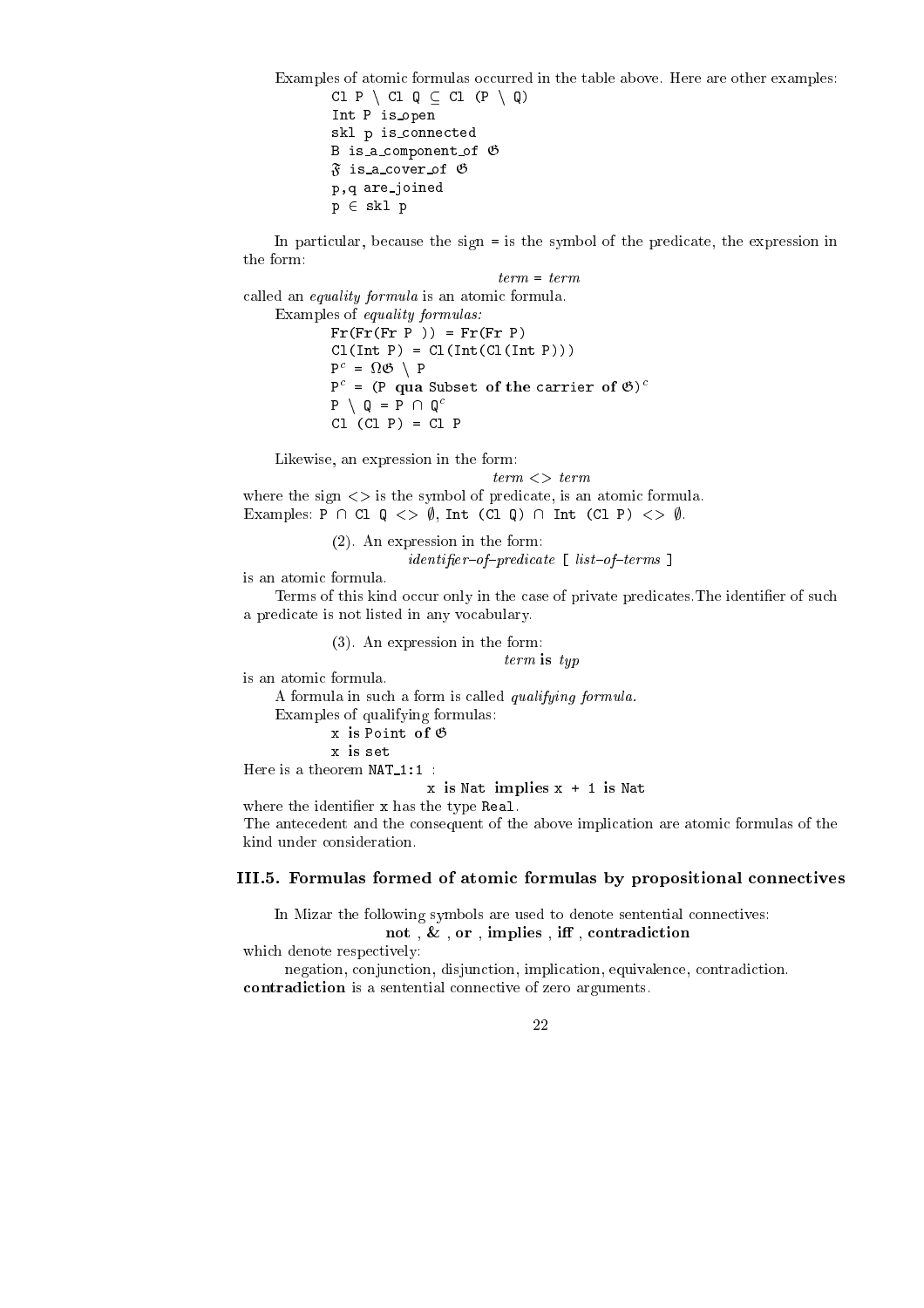Examples of atomic formulas occurred in the table above. Here are other examples:

```
Cl P \ Cl Q ⊆ Cl (P \ Q)
Int P is_open
skl p is_connected
B is_a_component_of 𝔊
𝔉 is_a_cover_of 𝔊
p,q are_joined
p ∈ skl p
```

In particular, because the sign = is the symbol of the predicate, the expression in the form:

*term* = *term*

called an *equality formula* is an atomic formula.

Examples of *equality formulas:*

```
Fr(Fr(Fr P )) = Fr(Fr P)
Cl(Int P) = Cl(Int(Cl(Int P)))
P^c = Ω𝔊 \ P
P^c = (P qua Subset of the carrier of 𝔊)^c
P \ Q = P ∩ Q^c
Cl (Cl P) = Cl P
```

Likewise, an expression in the form:

*term* <> *term*

where the sign <> is the symbol of predicate, is an atomic formula.
Examples: `P ∩ Cl Q <> ∅`, `Int (Cl Q) ∩ Int (Cl P) <> ∅`.

(2). An expression in the form:

*identifier–of–predicate* [ *list–of–terms* ]

is an atomic formula.

Terms of this kind occur only in the case of private predicates.The identifier of such a predicate is not listed in any vocabulary.

(3). An expression in the form:

*term* **is** *typ*

is an atomic formula.

A formula in such a form is called *qualifying formula.*

Examples of qualifying formulas:

```
x is Point of 𝔊
x is set
```

Here is a theorem `NAT_1:1` :

`x is Nat implies x + 1 is Nat`

where the identifier `x` has the type `Real`.
The antecedent and the consequent of the above implication are atomic formulas of the kind under consideration.

### III.5. Formulas formed of atomic formulas by propositional connectives

In Mizar the following symbols are used to denote sentential connectives:

**not** , **&** , **or** , **implies** , **iff** , **contradiction**

which denote respectively:

negation, conjunction, disjunction, implication, equivalence, contradiction.
**contradiction** is a sentential connective of zero arguments.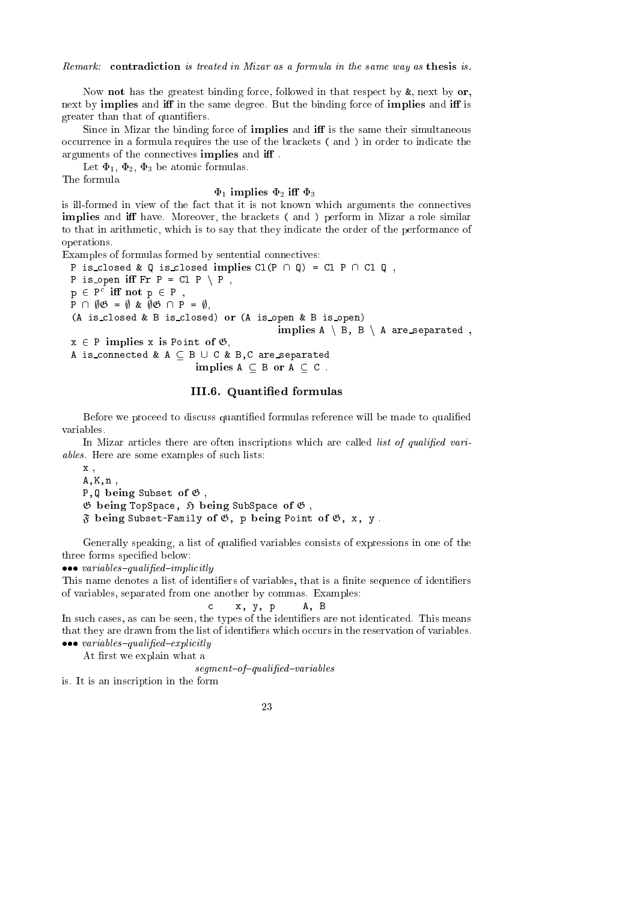*Remark:* **contradiction** *is treated in Mizar as a formula in the same way as* **thesis** *is.*

Now **not** has the greatest binding force, followed in that respect by &, next by **or**, next by **implies** and **iff** in the same degree. But the binding force of **implies** and **iff** is greater than that of quantifiers.

Since in Mizar the binding force of **implies** and **iff** is the same their simultaneous occurrence in a formula requires the use of the brackets ( and ) in order to indicate the arguments of the connectives **implies** and **iff** .

Let $\Phi_1$, $\Phi_2$, $\Phi_3$ be atomic formulas.
The formula

$$\Phi_1 \textbf{ implies } \Phi_2 \textbf{ iff } \Phi_3$$

is ill-formed in view of the fact that it is not known which arguments the connectives **implies** and **iff** have. Moreover, the brackets ( and ) perform in Mizar a role similar to that in arithmetic, which is to say that they indicate the order of the performance of operations.

Examples of formulas formed by sentential connectives:

```
P is_closed & Q is_closed implies Cl(P ∩ Q) = Cl P ∩ Cl Q ,
P is_open iff Fr P = Cl P \ P ,
p ∈ P^c iff not p ∈ P ,
P ∩ ∅𝔊 = ∅ & ∅𝔊 ∩ P = ∅,
(A is_closed & B is_closed) or (A is_open & B is_open)
                                    implies A \ B, B \ A are_separated ,
x ∈ P implies x is Point of 𝔊,
A is_connected & A ⊆ B ∪ C & B,C are_separated
                        implies A ⊆ B or A ⊆ C .
```

## III.6. Quantified formulas

Before we proceed to discuss quantified formulas reference will be made to qualified variables.

In Mizar articles there are often inscriptions which are called *list of qualified variables*. Here are some examples of such lists:

```
x ,
A,K,n ,
P,Q being Subset of 𝔊 ,
𝔊 being TopSpace, ℌ being SubSpace of 𝔊 ,
𝔉 being Subset-Family of 𝔊, p being Point of 𝔊, x, y .
```

Generally speaking, a list of qualified variables consists of expressions in one of the three forms specified below:

••• *variables–qualified–implicitly*

This name denotes a list of identifiers of variables, that is a finite sequence of identifiers of variables, separated from one another by commas. Examples:

```
c     x, y, p     A, B
```

In such cases, as can be seen, the types of the identifiers are not identicated. This means that they are drawn from the list of identifiers which occurs in the reservation of variables.

••• *variables–qualified–explicitly*

At first we explain what a

*segment–of–qualified–variables*

is. It is an inscription in the form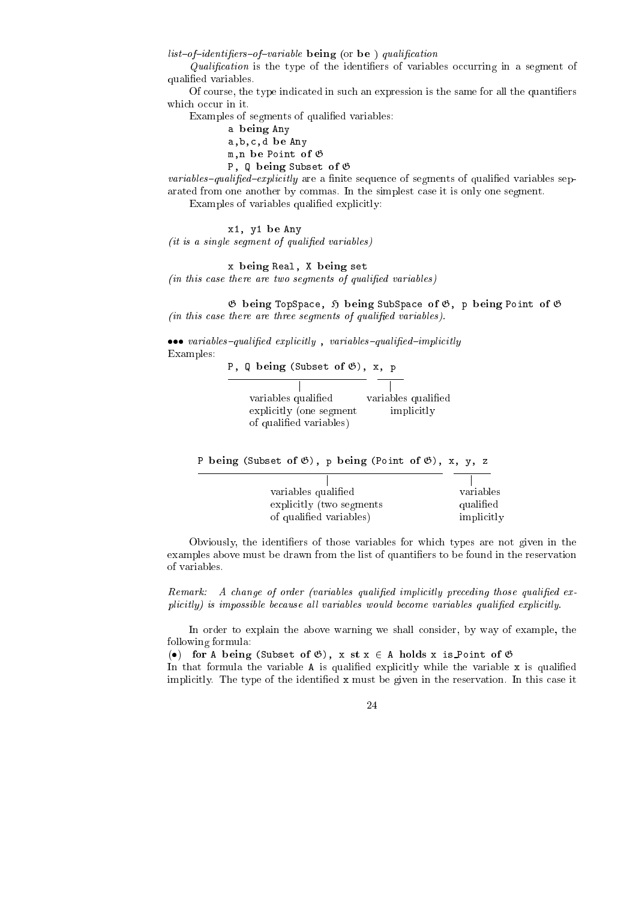*list–of–identifiers–of–variable* **being** (or **be** ) *qualification*

*Qualification* is the type of the identifiers of variables occurring in a segment of qualified variables.

Of course, the type indicated in such an expression is the same for all the quantifiers which occur in it.

Examples of segments of qualified variables:

```
a being Any
a,b,c,d be Any
m,n be Point of 𝔊
P, Q being Subset of 𝔊
```

*variables–qualified–explicitly* are a finite sequence of segments of qualified variables separated from one another by commas. In the simplest case it is only one segment.

Examples of variables qualified explicitly:

```
x1, y1 be Any
```

*(it is a single segment of qualified variables)*

```
x being Real, X being set
```

*(in this case there are two segments of qualified variables)*

```
𝔊 being TopSpace, 𝔋 being SubSpace of 𝔊, p being Point of 𝔊
```

*(in this case there are three segments of qualified variables).*

••• *variables–qualified explicitly* , *variables–qualified–implicitly*

Examples:

```
P, Q being (Subset of 𝔊),   x, p
```

- P, Q being (Subset of 𝔊) — variables qualified explicitly (one segment of qualified variables)
- x, p — variables qualified implicitly

```
P being (Subset of 𝔊), p being (Point of 𝔊),   x, y, z
```

- P being (Subset of 𝔊), p being (Point of 𝔊) — variables qualified explicitly (two segments of qualified variables)
- x, y, z — variables qualified implicitly

Obviously, the identifiers of those variables for which types are not given in the examples above must be drawn from the list of quantifiers to be found in the reservation of variables.

*Remark: A change of order (variables qualified implicitly preceding those qualified explicitly) is impossible because all variables would become variables qualified explicitly.*

In order to explain the above warning we shall consider, by way of example, the following formula:

(•) **for** A **being** (Subset **of** 𝔊), x **st** x ∈ A **holds** x is_Point **of** 𝔊

In that formula the variable A is qualified explicitly while the variable x is qualified implicitly. The type of the identified x must be given in the reservation. In this case it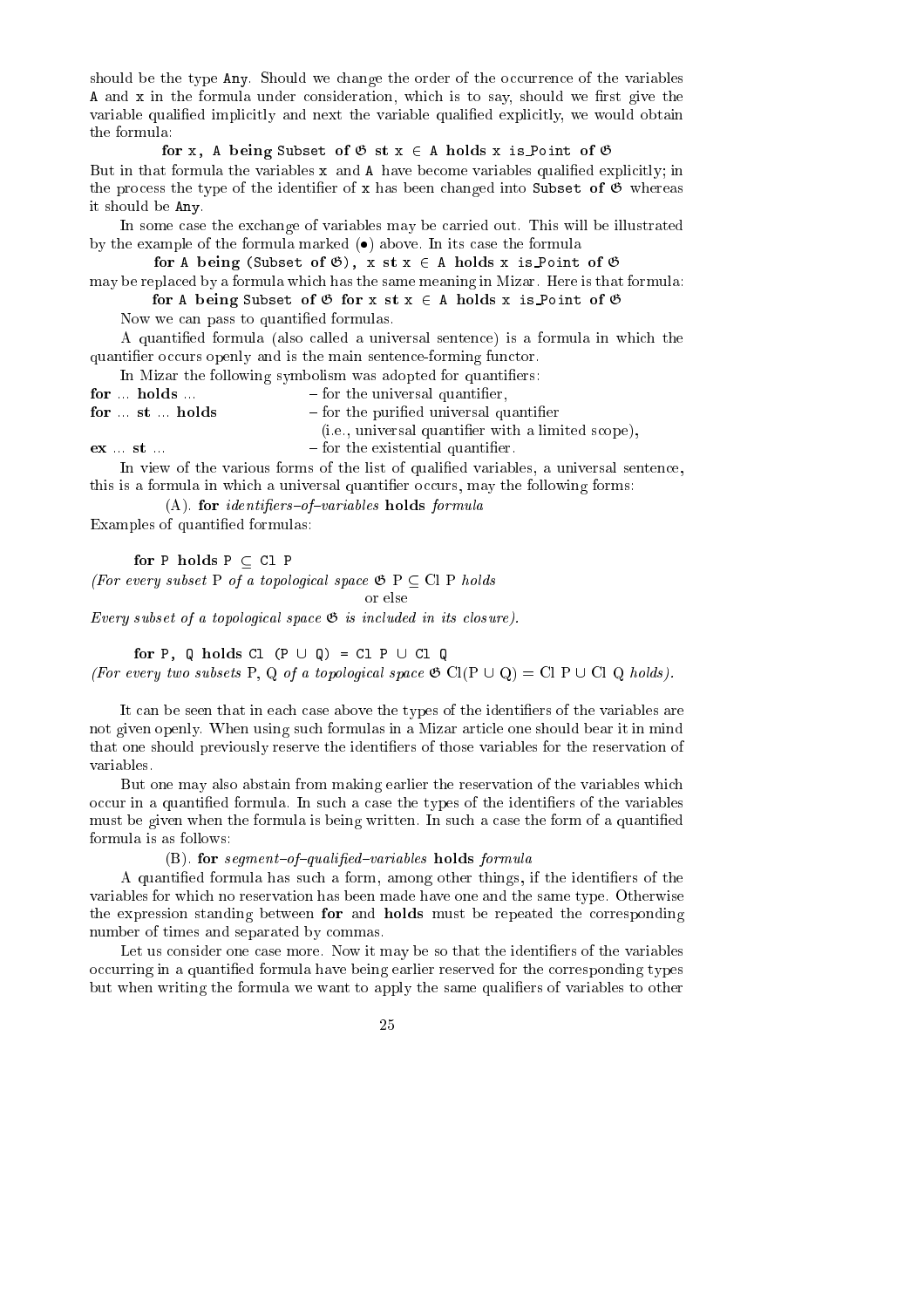should be the type Any. Should we change the order of the occurrence of the variables A and x in the formula under consideration, which is to say, should we first give the variable qualified implicitly and next the variable qualified explicitly, we would obtain the formula:

**for** x, A **being** Subset **of** $\mathfrak{G}$ **st** x $\in$ A **holds** x is_Point **of** $\mathfrak{G}$

But in that formula the variables x and A have become variables qualified explicitly; in the process the type of the identifier of x has been changed into Subset **of** $\mathfrak{G}$ whereas it should be Any.

In some case the exchange of variables may be carried out. This will be illustrated by the example of the formula marked ($\bullet$) above. In its case the formula

**for** A **being** (Subset **of** $\mathfrak{G}$), x **st** x $\in$ A **holds** x is_Point **of** $\mathfrak{G}$

may be replaced by a formula which has the same meaning in Mizar. Here is that formula:

**for** A **being** Subset **of** $\mathfrak{G}$ **for** x **st** x $\in$ A **holds** x is_Point **of** $\mathfrak{G}$

Now we can pass to quantified formulas.

A quantified formula (also called a universal sentence) is a formula in which the quantifier occurs openly and is the main sentence-forming functor.

In Mizar the following symbolism was adopted for quantifiers:

**for** ... **holds** ... – for the universal quantifier,
**for** ... **st** ... **holds** – for the purified universal quantifier
(i.e., universal quantifier with a limited scope),
**ex** ... **st** ... – for the existential quantifier.

In view of the various forms of the list of qualified variables, a universal sentence, this is a formula in which a universal quantifier occurs, may the following forms:

(A). **for** *identifiers–of–variables* **holds** *formula*

Examples of quantified formulas:

**for** P **holds** P $\subseteq$ Cl P

*(For every subset* P *of a topological space* $\mathfrak{G}$ P $\subseteq$ Cl P *holds*
or else
*Every subset of a topological space* $\mathfrak{G}$ *is included in its closure).*

**for** P, Q **holds** Cl (P $\cup$ Q) = Cl P $\cup$ Cl Q

*(For every two subsets* P, Q *of a topological space* $\mathfrak{G}$ Cl(P $\cup$ Q) = Cl P $\cup$ Cl Q *holds).*

It can be seen that in each case above the types of the identifiers of the variables are not given openly. When using such formulas in a Mizar article one should bear it in mind that one should previously reserve the identifiers of those variables for the reservation of variables.

But one may also abstain from making earlier the reservation of the variables which occur in a quantified formula. In such a case the types of the identifiers of the variables must be given when the formula is being written. In such a case the form of a quantified formula is as follows:

(B). **for** *segment–of–qualified–variables* **holds** *formula*

A quantified formula has such a form, among other things, if the identifiers of the variables for which no reservation has been made have one and the same type. Otherwise the expression standing between **for** and **holds** must be repeated the corresponding number of times and separated by commas.

Let us consider one case more. Now it may be so that the identifiers of the variables occurring in a quantified formula have being earlier reserved for the corresponding types but when writing the formula we want to apply the same qualifiers of variables to other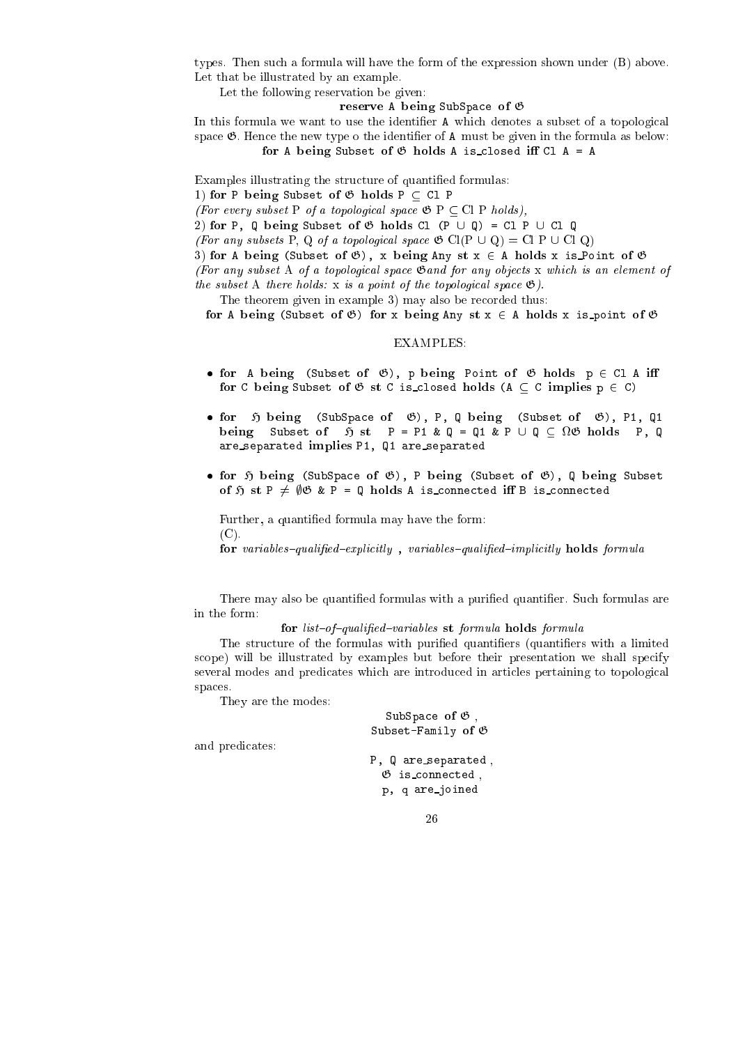types. Then such a formula will have the form of the expression shown under (B) above. Let that be illustrated by an example.

Let the following reservation be given:

**reserve** A **being** SubSpace **of** $\mathfrak{G}$

In this formula we want to use the identifier A which denotes a subset of a topological space $\mathfrak{G}$. Hence the new type o the identifier of A must be given in the formula as below:

**for** A **being** Subset **of** $\mathfrak{G}$ **holds** A is_closed **iff** Cl A = A

Examples illustrating the structure of quantified formulas:

1) **for** P **being** Subset **of** $\mathfrak{G}$ **holds** P $\subseteq$ Cl P

*(For every subset* P *of a topological space* $\mathfrak{G}$ P $\subseteq$ Cl P *holds)*,

2) **for** P, Q **being** Subset **of** $\mathfrak{G}$ **holds** Cl (P $\cup$ Q) = Cl P $\cup$ Cl Q

*(For any subsets* P, Q *of a topological space* $\mathfrak{G}$ Cl(P $\cup$ Q) = Cl P $\cup$ Cl Q)

3) **for** A **being** (Subset **of** $\mathfrak{G}$), x **being** Any **st** x $\in$ A **holds** x is_Point **of** $\mathfrak{G}$

*(For any subset* A *of a topological space* $\mathfrak{G}$*and for any objects* x *which is an element of the subset* A *there holds:* x *is a point of the topological space* $\mathfrak{G}$*)*.

The theorem given in example 3) may also be recorded thus:

**for** A **being** (Subset **of** $\mathfrak{G}$) **for** x **being** Any **st** x $\in$ A **holds** x is_point **of** $\mathfrak{G}$

EXAMPLES:

- **for** A **being** (Subset **of** $\mathfrak{G}$), p **being** Point **of** $\mathfrak{G}$ **holds** p $\in$ Cl A **iff** **for** C **being** Subset **of** $\mathfrak{G}$ **st** C is_closed **holds** (A $\subseteq$ C **implies** p $\in$ C)
- **for** $\mathfrak{H}$ **being** (SubSpace **of** $\mathfrak{G}$), P, Q **being** (Subset **of** $\mathfrak{G}$), P1, Q1 **being** Subset **of** $\mathfrak{H}$ **st** P = P1 & Q = Q1 & P $\cup$ Q $\subseteq$ $\Omega\mathfrak{G}$ **holds** P, Q are_separated **implies** P1, Q1 are_separated
- **for** $\mathfrak{H}$ **being** (SubSpace **of** $\mathfrak{G}$), P **being** (Subset **of** $\mathfrak{G}$), Q **being** Subset **of** $\mathfrak{H}$ **st** P $\neq$ $\emptyset\mathfrak{G}$ & P = Q **holds** A is_connected **iff** B is_connected

Further, a quantified formula may have the form:

(C).

**for** *variables–qualified–explicitly* , *variables–qualified–implicitly* **holds** *formula*

There may also be quantified formulas with a purified quantifier. Such formulas are in the form:

**for** *list–of–qualified–variables* **st** *formula* **holds** *formula*

The structure of the formulas with purified quantifiers (quantifiers with a limited scope) will be illustrated by examples but before their presentation we shall specify several modes and predicates which are introduced in articles pertaining to topological spaces.

They are the modes:

SubSpace **of** $\mathfrak{G}$ ,
Subset-Family **of** $\mathfrak{G}$

and predicates:

P, Q are_separated ,
$\mathfrak{G}$ is_connected ,
p, q are_joined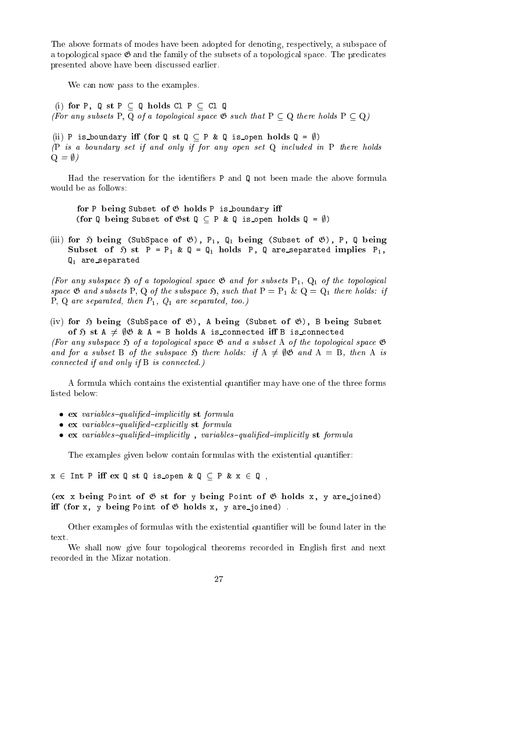The above formats of modes have been adopted for denoting, respectively, a subspace of a topological space $\mathfrak{G}$ and the family of the subsets of a topological space. The predicates presented above have been discussed earlier.

We can now pass to the examples.

(i) **for** P, Q **st** P ⊆ Q **holds** Cl P ⊆ Cl Q
*(For any subsets P, Q of a topological space $\mathfrak{G}$ such that P ⊆ Q there holds P ⊆ Q)*

(ii) P is_boundary **iff** (**for** Q **st** Q ⊆ P & Q is_open **holds** Q = ∅)
*(P is a boundary set if and only if for any open set Q included in P there holds Q = ∅)*

Had the reservation for the identifiers P and Q not been made the above formula would be as follows:

> **for** P **being** Subset **of** $\mathfrak{G}$ **holds** P is_boundary **iff**
> (**for** Q **being** Subset **of** $\mathfrak{G}$**st** Q ⊆ P & Q is_open **holds** Q = ∅)

(iii) **for** $\mathfrak{H}$ **being** (SubSpace **of** $\mathfrak{G}$), $P_1$, $Q_1$ **being** (Subset **of** $\mathfrak{G}$), P, Q **being** Subset **of** $\mathfrak{H}$ **st** P = $P_1$ & Q = $Q_1$ **holds** P, Q are_separated **implies** $P_1$, $Q_1$ are_separated

*(For any subspace $\mathfrak{H}$ of a topological space $\mathfrak{G}$ and for subsets $P_1$, $Q_1$ of the topological space $\mathfrak{G}$ and subsets P, Q of the subspace $\mathfrak{H}$, such that $P = P_1$ & $Q = Q_1$ there holds: if P, Q are separated, then $P_1$, $Q_1$ are separated, too.)*

(iv) **for** $\mathfrak{H}$ **being** (SubSpace **of** $\mathfrak{G}$), A **being** (Subset **of** $\mathfrak{G}$), B **being** Subset **of** $\mathfrak{H}$ **st** A ≠ ∅$\mathfrak{G}$ & A = B **holds** A is_connected **iff** B is_connected
*(For any subspace $\mathfrak{H}$ of a topological space $\mathfrak{G}$ and a subset A of the topological space $\mathfrak{G}$ and for a subset B of the subspace $\mathfrak{H}$ there holds: if A ≠ ∅$\mathfrak{G}$ and A = B, then A is connected if and only if B is connected.)*

A formula which contains the existential quantifier may have one of the three forms listed below:

- **ex** *variables–qualified–implicitly* **st** *formula*
- **ex** *variables–qualified–explicitly* **st** *formula*
- **ex** *variables–qualified–implicitly* **,** *variables–qualified–implicitly* **st** *formula*

The examples given below contain formulas with the existential quantifier:

x ∈ Int P **iff ex** Q **st** Q is_open & Q ⊆ P & x ∈ Q ,

(**ex** x **being** Point **of** $\mathfrak{G}$ **st for** y **being** Point **of** $\mathfrak{G}$ **holds** x, y are_joined)
**iff** (**for** x, y **being** Point **of** $\mathfrak{G}$ **holds** x, y are_joined) .

Other examples of formulas with the existential quantifier will be found later in the text.

We shall now give four topological theorems recorded in English first and next recorded in the Mizar notation.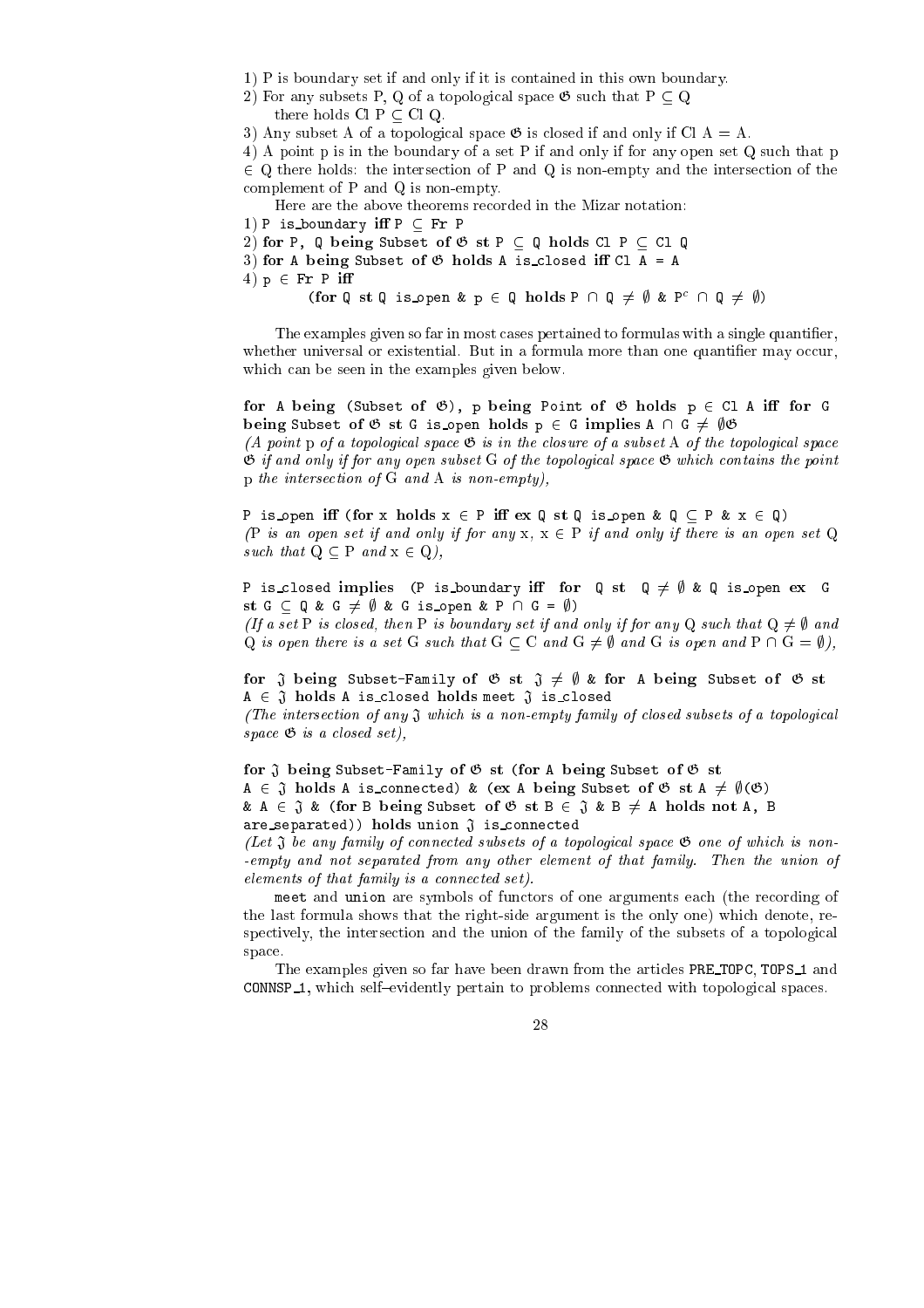1) P is boundary set if and only if it is contained in this own boundary.

2) For any subsets P, Q of a topological space $\mathfrak{G}$ such that $P \subseteq Q$ there holds $\mathrm{Cl}\ P \subseteq \mathrm{Cl}\ Q$.

3) Any subset A of a topological space $\mathfrak{G}$ is closed if and only if $\mathrm{Cl}\ A = A$.

4) A point p is in the boundary of a set P if and only if for any open set Q such that $p \in Q$ there holds: the intersection of P and Q is non-empty and the intersection of the complement of P and Q is non-empty.

Here are the above theorems recorded in the Mizar notation:

1) `P is_boundary` **iff** `P` $\subseteq$ `Fr P`

2) **for** `P, Q` **being** `Subset` **of** $\mathfrak{G}$ **st** `P` $\subseteq$ `Q` **holds** `Cl P` $\subseteq$ `Cl Q`

3) **for** `A` **being** `Subset` **of** $\mathfrak{G}$ **holds** `A is_closed` **iff** `Cl A = A`

4) `p` $\in$ **Fr** `P` **iff**

(**for** `Q` **st** `Q is_open & p` $\in$ `Q` **holds** `P` $\cap$ `Q` $\neq \emptyset$ `&` $\mathtt{P}^c$ $\cap$ `Q` $\neq \emptyset$)

The examples given so far in most cases pertained to formulas with a single quantifier, whether universal or existential. But in a formula more than one quantifier may occur, which can be seen in the examples given below.

**for** `A` **being** (`Subset` **of** $\mathfrak{G}$), `p` **being** `Point` **of** $\mathfrak{G}$ **holds** `p` $\in$ `Cl A` **iff** **for** `G` **being** `Subset` **of** $\mathfrak{G}$ **st** `G is_open` **holds** `p` $\in$ `G` **implies** `A` $\cap$ `G` $\neq \emptyset\mathfrak{G}$

*(A point* p *of a topological space* $\mathfrak{G}$ *is in the closure of a subset* A *of the topological space* $\mathfrak{G}$ *if and only if for any open subset* G *of the topological space* $\mathfrak{G}$ *which contains the point* p *the intersection of* G *and* A *is non-empty),*

`P is_open` **iff** (**for** `x` **holds** `x` $\in$ `P` **iff** **ex** `Q` **st** `Q is_open & Q` $\subseteq$ `P & x` $\in$ `Q`)

*(*P *is an open set if and only if for any* x, $x \in P$ *if and only if there is an open set* Q *such that* $Q \subseteq P$ *and* $x \in Q$*),*

`P is_closed` **implies** (`P is_boundary` **iff** **for** `Q` **st** `Q` $\neq \emptyset$ `& Q is_open` **ex** `G` **st** `G` $\subseteq$ `Q & G` $\neq \emptyset$ `& G is_open & P` $\cap$ `G =` $\emptyset$)

*(If a set* P *is closed, then* P *is boundary set if and only if for any* Q *such that* $Q \neq \emptyset$ *and* Q *is open there is a set* G *such that* $G \subseteq C$ *and* $G \neq \emptyset$ *and* G *is open and* $P \cap G = \emptyset$*),*

**for** $\mathfrak{J}$ **being** `Subset-Family` **of** $\mathfrak{G}$ **st** $\mathfrak{J} \neq \emptyset$ `&` **for** `A` **being** `Subset` **of** $\mathfrak{G}$ **st** `A` $\in \mathfrak{J}$ **holds** `A is_closed` **holds** `meet` $\mathfrak{J}$ `is_closed`

*(The intersection of any* $\mathfrak{J}$ *which is a non-empty family of closed subsets of a topological space* $\mathfrak{G}$ *is a closed set),*

**for** $\mathfrak{J}$ **being** `Subset-Family` **of** $\mathfrak{G}$ **st** (**for** `A` **being** `Subset` **of** $\mathfrak{G}$ **st** `A` $\in \mathfrak{J}$ **holds** `A is_connected`) `&` (**ex** `A` **being** `Subset` **of** $\mathfrak{G}$ **st** `A` $\neq \emptyset(\mathfrak{G})$ `& A` $\in \mathfrak{J}$ `&` (**for** `B` **being** `Subset` **of** $\mathfrak{G}$ **st** `B` $\in \mathfrak{J}$ `& B` $\neq$ `A` **holds** **not** `A, B are_separated`)) **holds** `union` $\mathfrak{J}$ `is_connected`

*(Let* $\mathfrak{J}$ *be any family of connected subsets of a topological space* $\mathfrak{G}$ *one of which is non--empty and not separated from any other element of that family. Then the union of elements of that family is a connected set).*

`meet` and `union` are symbols of functors of one arguments each (the recording of the last formula shows that the right-side argument is the only one) which denote, respectively, the intersection and the union of the family of the subsets of a topological space.

The examples given so far have been drawn from the articles `PRE_TOPC`, `TOPS_1` and `CONNSP_1`, which self–evidently pertain to problems connected with topological spaces.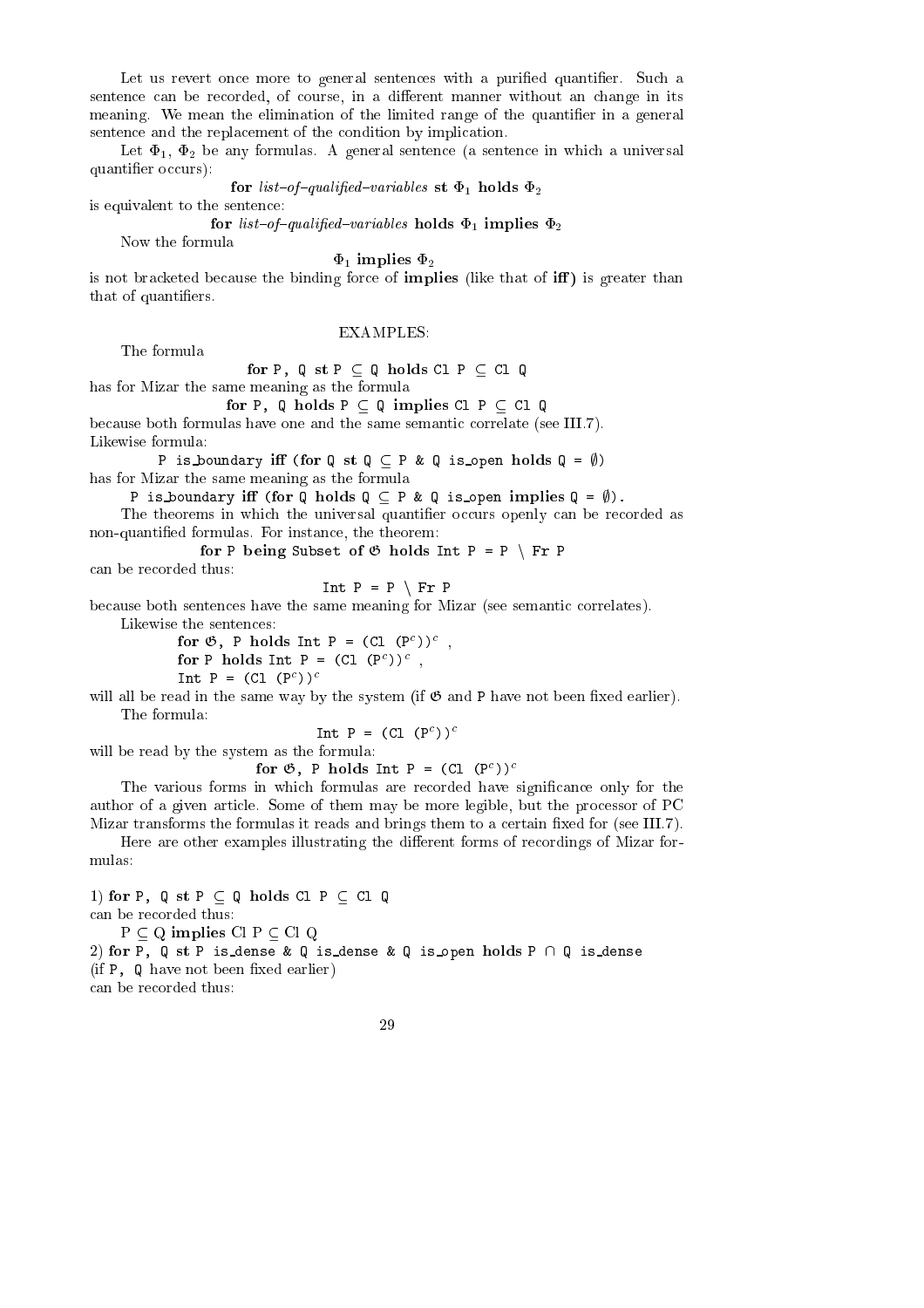Let us revert once more to general sentences with a purified quantifier. Such a sentence can be recorded, of course, in a different manner without an change in its meaning. We mean the elimination of the limited range of the quantifier in a general sentence and the replacement of the condition by implication.

Let $\Phi_1$, $\Phi_2$ be any formulas. A general sentence (a sentence in which a universal quantifier occurs):

**for** *list–of–qualified–variables* **st** $\Phi_1$ **holds** $\Phi_2$

is equivalent to the sentence:

**for** *list–of–qualified–variables* **holds** $\Phi_1$ **implies** $\Phi_2$

Now the formula

$\Phi_1$ **implies** $\Phi_2$

is not bracketed because the binding force of **implies** (like that of **iff**) is greater than that of quantifiers.

EXAMPLES:

The formula

**for** `P, Q` **st** `P` $\subseteq$ `Q` **holds** `Cl P` $\subseteq$ `Cl Q`

has for Mizar the same meaning as the formula

**for** `P, Q` **holds** `P` $\subseteq$ `Q` **implies** `Cl P` $\subseteq$ `Cl Q`

because both formulas have one and the same semantic correlate (see III.7). Likewise formula:

`P is_boundary` **iff** (**for** `Q` **st** `Q` $\subseteq$ `P & Q is_open` **holds** `Q =` $\emptyset$)

has for Mizar the same meaning as the formula

`P is_boundary` **iff** (**for** `Q` **holds** `Q` $\subseteq$ `P & Q is_open` **implies** `Q =` $\emptyset$).

The theorems in which the universal quantifier occurs openly can be recorded as non-quantified formulas. For instance, the theorem:

**for** `P` **being** `Subset of` $\mathfrak{G}$ **holds** `Int P = P` $\setminus$ `Fr P`

can be recorded thus:

`Int P = P` $\setminus$ `Fr P`

because both sentences have the same meaning for Mizar (see semantic correlates).

Likewise the sentences:

**for** $\mathfrak{G}$, `P` **holds** `Int P = (Cl (P`$^c$`))`$^c$ ,
**for** `P` **holds** `Int P = (Cl (P`$^c$`))`$^c$ ,
`Int P = (Cl (P`$^c$`))`$^c$

will all be read in the same way by the system (if $\mathfrak{G}$ and `P` have not been fixed earlier).

The formula:

`Int P = (Cl (P`$^c$`))`$^c$

will be read by the system as the formula:

**for** $\mathfrak{G}$, `P` **holds** `Int P = (Cl (P`$^c$`))`$^c$

The various forms in which formulas are recorded have significance only for the author of a given article. Some of them may be more legible, but the processor of PC Mizar transforms the formulas it reads and brings them to a certain fixed for (see III.7).

Here are other examples illustrating the different forms of recordings of Mizar formulas:

1) **for** `P, Q` **st** `P` $\subseteq$ `Q` **holds** `Cl P` $\subseteq$ `Cl Q`
can be recorded thus:

P $\subseteq$ Q **implies** Cl P $\subseteq$ Cl Q

2) **for** `P, Q` **st** `P is_dense & Q is_dense & Q is_open` **holds** `P` $\cap$ `Q is_dense`
(if `P, Q` have not been fixed earlier)
can be recorded thus: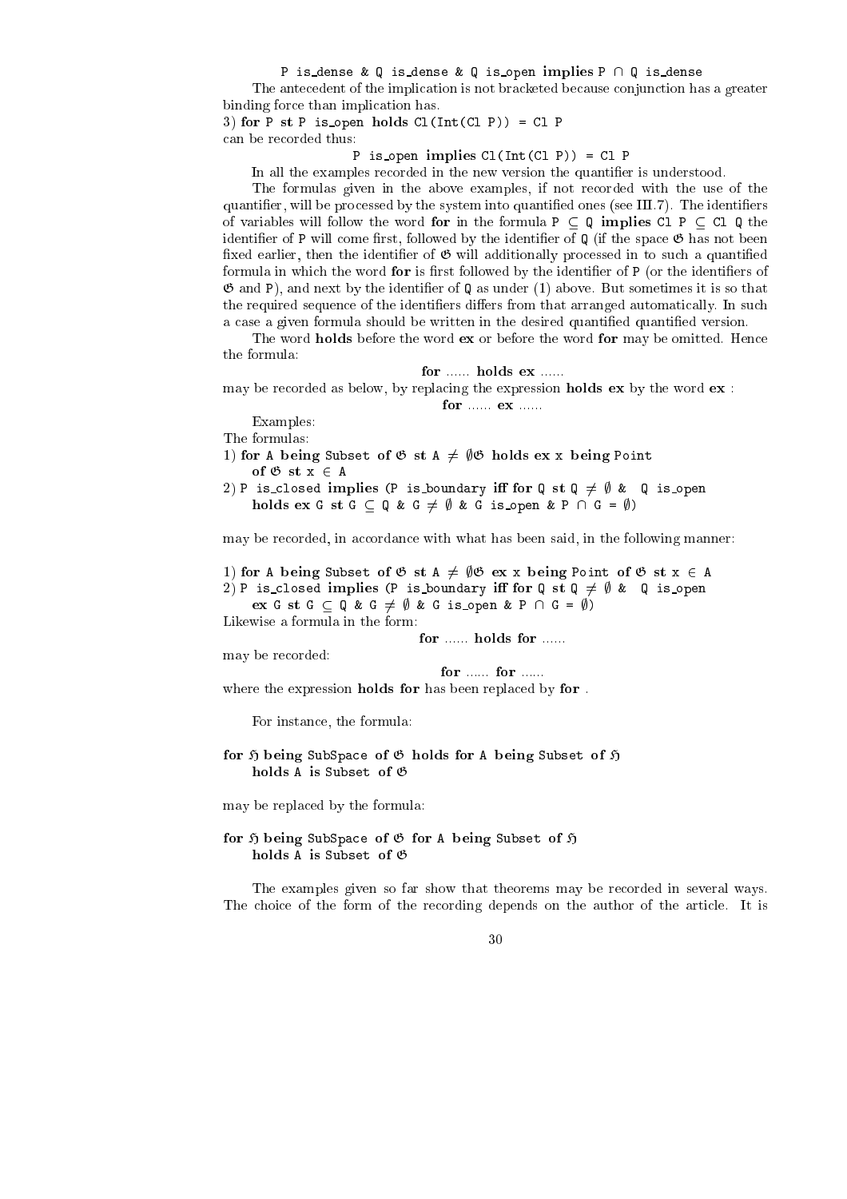`P is_dense & Q is_dense & Q is_open` **implies** `P ∩ Q is_dense`

The antecedent of the implication is not bracketed because conjunction has a greater binding force than implication has.

3) **for** `P` **st** `P is_open` **holds** `Cl(Int(Cl P)) = Cl P`

can be recorded thus:

`P is_open` **implies** `Cl(Int(Cl P)) = Cl P`

In all the examples recorded in the new version the quantifier is understood.

The formulas given in the above examples, if not recorded with the use of the quantifier, will be processed by the system into quantified ones (see III.7). The identifiers of variables will follow the word **for** in the formula `P ⊆ Q` **implies** `Cl P ⊆ Cl Q` the identifier of `P` will come first, followed by the identifier of `Q` (if the space $\mathfrak{G}$ has not been fixed earlier, then the identifier of $\mathfrak{G}$ will additionally processed in to such a quantified formula in which the word **for** is first followed by the identifier of `P` (or the identifiers of $\mathfrak{G}$ and `P`), and next by the identifier of `Q` as under (1) above. But sometimes it is so that the required sequence of the identifiers differs from that arranged automatically. In such a case a given formula should be written in the desired quantified quantified version.

The word **holds** before the word **ex** or before the word **for** may be omitted. Hence the formula:

**for** ...... **holds ex** ......

may be recorded as below, by replacing the expression **holds ex** by the word **ex** :

**for** ...... **ex** ......

Examples:

The formulas:

1) **for** `A` **being** `Subset` **of** $\mathfrak{G}$ **st** `A ≠ ∅`$\mathfrak{G}$ **holds ex** `x` **being** `Point` **of** $\mathfrak{G}$ **st** `x ∈ A`

2) `P is_closed` **implies** (`P is_boundary` **iff for** `Q` **st** `Q ≠ ∅ &  Q is_open` **holds ex** `G` **st** `G ⊆ Q & G ≠ ∅ & G is_open & P ∩ G = ∅`)

may be recorded, in accordance with what has been said, in the following manner:

1) **for** `A` **being** `Subset` **of** $\mathfrak{G}$ **st** `A ≠ ∅`$\mathfrak{G}$ **ex** `x` **being** `Point` **of** $\mathfrak{G}$ **st** `x ∈ A`

2) `P is_closed` **implies** (`P is_boundary` **iff for** `Q` **st** `Q ≠ ∅ &  Q is_open` **ex** `G` **st** `G ⊆ Q & G ≠ ∅ & G is_open & P ∩ G = ∅`)

Likewise a formula in the form:

**for** ...... **holds for** ......

may be recorded:

**for** ...... **for** ......

where the expression **holds for** has been replaced by **for** .

For instance, the formula:

**for** $\mathfrak{H}$ **being** `SubSpace` **of** $\mathfrak{G}$ **holds for** `A` **being** `Subset` **of** $\mathfrak{H}$ **holds** `A` **is** `Subset` **of** $\mathfrak{G}$

may be replaced by the formula:

**for** $\mathfrak{H}$ **being** `SubSpace` **of** $\mathfrak{G}$ **for** `A` **being** `Subset` **of** $\mathfrak{H}$ **holds** `A` **is** `Subset` **of** $\mathfrak{G}$

The examples given so far show that theorems may be recorded in several ways. The choice of the form of the recording depends on the author of the article. It is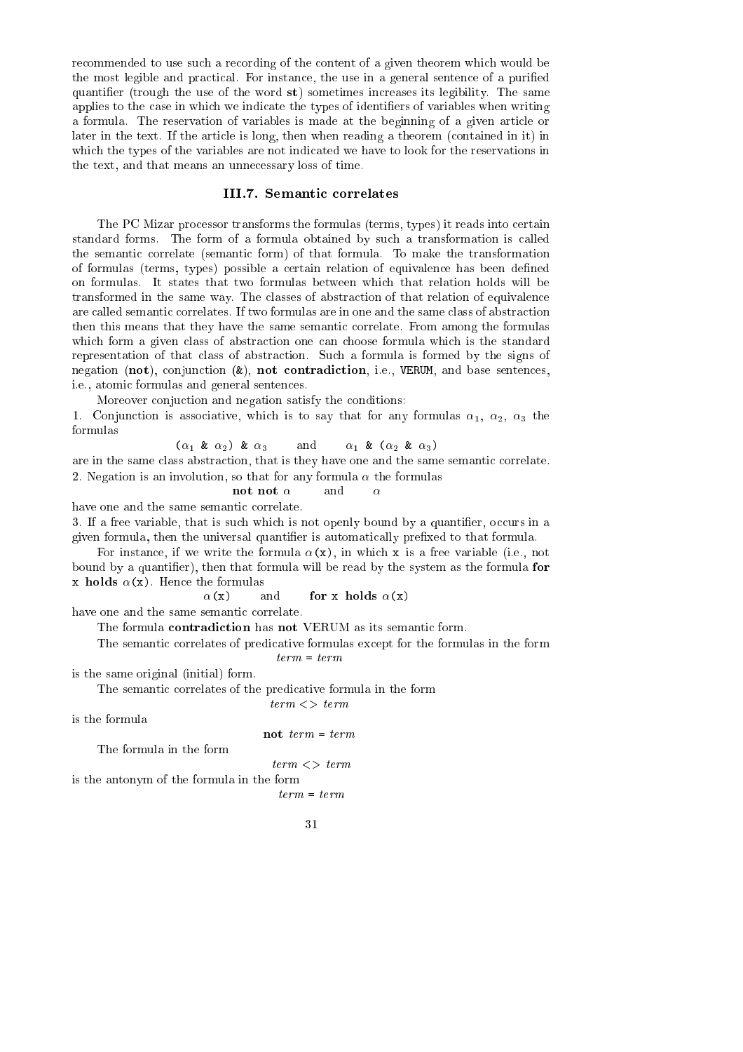recommended to use such a recording of the content of a given theorem which would be the most legible and practical. For instance, the use in a general sentence of a purified quantifier (trough the use of the word **st**) sometimes increases its legibility. The same applies to the case in which we indicate the types of identifiers of variables when writing a formula. The reservation of variables is made at the beginning of a given article or later in the text. If the article is long, then when reading a theorem (contained in it) in which the types of the variables are not indicated we have to look for the reservations in the text, and that means an unnecessary loss of time.

### III.7. Semantic correlates

The PC Mizar processor transforms the formulas (terms, types) it reads into certain standard forms. The form of a formula obtained by such a transformation is called the semantic correlate (semantic form) of that formula. To make the transformation of formulas (terms, types) possible a certain relation of equivalence has been defined on formulas. It states that two formulas between which that relation holds will be transformed in the same way. The classes of abstraction of that relation of equivalence are called semantic correlates. If two formulas are in one and the same class of abstraction then this means that they have the same semantic correlate. From among the formulas which form a given class of abstraction one can choose formula which is the standard representation of that class of abstraction. Such a formula is formed by the signs of negation (**not**), conjunction (&), **not contradiction**, i.e., `VERUM`, and base sentences, i.e., atomic formulas and general sentences.

Moreover conjuction and negation satisfy the conditions:

1. Conjunction is associative, which is to say that for any formulas $\alpha_1$, $\alpha_2$, $\alpha_3$ the formulas

$$(\alpha_1 \texttt{ \& } \alpha_2) \texttt{ \& } \alpha_3 \qquad \text{and} \qquad \alpha_1 \texttt{ \& } (\alpha_2 \texttt{ \& } \alpha_3)$$

are in the same class abstraction, that is they have one and the same semantic correlate.

2. Negation is an involution, so that for any formula $\alpha$ the formulas

$$\textbf{not not } \alpha \qquad \text{and} \qquad \alpha$$

have one and the same semantic correlate.

3. If a free variable, that is such which is not openly bound by a quantifier, occurs in a given formula, then the universal quantifier is automatically prefixed to that formula.

For instance, if we write the formula $\alpha$`(x)`, in which `x` is a free variable (i.e., not bound by a quantifier), then that formula will be read by the system as the formula **for** `x` **holds** $\alpha$`(x)`. Hence the formulas

$$\alpha\texttt{(x)} \qquad \text{and} \qquad \textbf{for } \texttt{x} \textbf{ holds } \alpha\texttt{(x)}$$

have one and the same semantic correlate.

The formula **contradiction** has **not** VERUM as its semantic form.

The semantic correlates of predicative formulas except for the formulas in the form

*term* = *term*

is the same original (initial) form.

The semantic correlates of the predicative formula in the form

*term* <> *term*

is the formula

**not** *term* = *term*

The formula in the form

*term* <> *term*

is the antonym of the formula in the form

*term* = *term*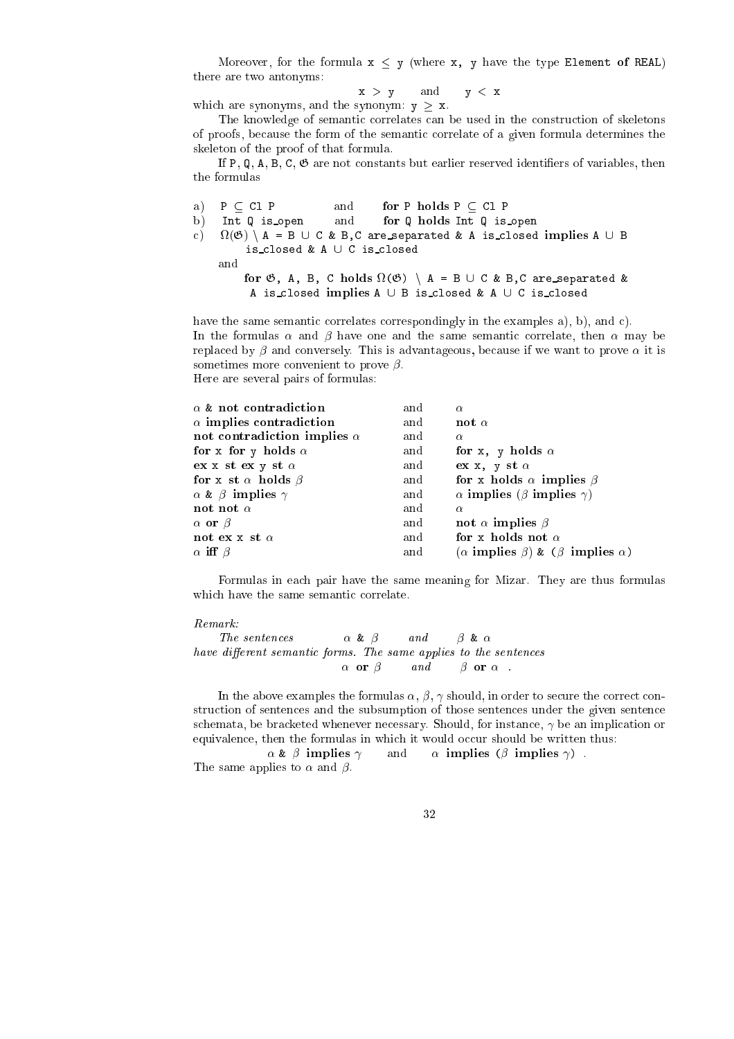Moreover, for the formula `x ≤ y` (where `x, y` have the type `Element of REAL`) there are two antonyms:

`x > y` and `y < x`

which are synonyms, and the synonym: `y ≥ x`.

The knowledge of semantic correlates can be used in the construction of skeletons of proofs, because the form of the semantic correlate of a given formula determines the skeleton of the proof of that formula.

If `P, Q, A, B, C, 𝔊` are not constants but earlier reserved identifiers of variables, then the formulas

a) `P ⊆ Cl P` and **for** `P` **holds** `P ⊆ Cl P`

b) `Int Q is_open` and **for** `Q` **holds** `Int Q is_open`

c) `Ω(𝔊) \ A = B ∪ C & B,C are_separated & A is_closed` **implies** `A ∪ B is_closed & A ∪ C is_closed`

and

**for** `𝔊, A, B, C` **holds** `Ω(𝔊) \ A = B ∪ C & B,C are_separated & A is_closed` **implies** `A ∪ B is_closed & A ∪ C is_closed`

have the same semantic correlates correspondingly in the examples a), b), and c).
In the formulas $\alpha$ and $\beta$ have one and the same semantic correlate, then $\alpha$ may be replaced by $\beta$ and conversely. This is advantageous, because if we want to prove $\alpha$ it is sometimes more convenient to prove $\beta$.
Here are several pairs of formulas:

| | | |
|---|---|---|
| $\alpha$ & **not contradiction** | and | $\alpha$ |
| $\alpha$ **implies contradiction** | and | **not** $\alpha$ |
| **not contradiction implies** $\alpha$ | and | $\alpha$ |
| **for** x **for** y **holds** $\alpha$ | and | **for** x, y **holds** $\alpha$ |
| **ex** x **st ex** y **st** $\alpha$ | and | **ex** x, y **st** $\alpha$ |
| **for** x **st** $\alpha$ **holds** $\beta$ | and | **for** x **holds** $\alpha$ **implies** $\beta$ |
| $\alpha$ & $\beta$ **implies** $\gamma$ | and | $\alpha$ **implies** ($\beta$ **implies** $\gamma$) |
| **not not** $\alpha$ | and | $\alpha$ |
| $\alpha$ **or** $\beta$ | and | **not** $\alpha$ **implies** $\beta$ |
| **not ex** x **st** $\alpha$ | and | **for** x **holds not** $\alpha$ |
| $\alpha$ **iff** $\beta$ | and | ($\alpha$ **implies** $\beta$) & ($\beta$ **implies** $\alpha$) |

Formulas in each pair have the same meaning for Mizar. They are thus formulas which have the same semantic correlate.

*Remark:*

*The sentences* $\alpha$ & $\beta$ *and* $\beta$ & $\alpha$
*have different semantic forms. The same applies to the sentences*
$\alpha$ **or** $\beta$ *and* $\beta$ **or** $\alpha$ .

In the above examples the formulas $\alpha, \beta, \gamma$ should, in order to secure the correct construction of sentences and the subsumption of those sentences under the given sentence schemata, be bracketed whenever necessary. Should, for instance, $\gamma$ be an implication or equivalence, then the formulas in which it would occur should be written thus:

$\alpha$ & $\beta$ **implies** $\gamma$ and $\alpha$ **implies** ($\beta$ **implies** $\gamma$) .

The same applies to $\alpha$ and $\beta$.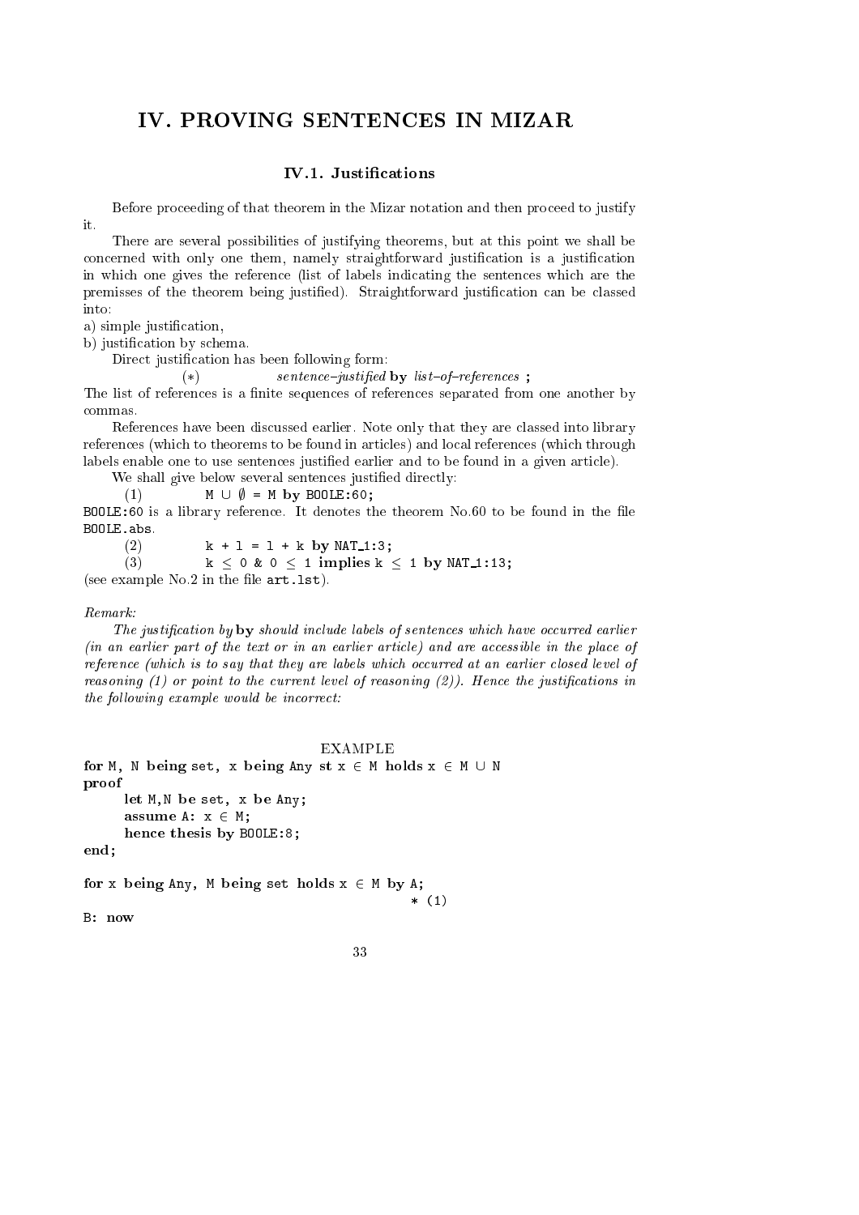# IV. PROVING SENTENCES IN MIZAR

## IV.1. Justifications

Before proceeding of that theorem in the Mizar notation and then proceed to justify it.

There are several possibilities of justifying theorems, but at this point we shall be concerned with only one them, namely straightforward justification is a justification in which one gives the reference (list of labels indicating the sentences which are the premisses of the theorem being justified). Straightforward justification can be classed into:

a) simple justification,

b) justification by schema.

Direct justification has been following form:

(∗) *sentence–justified* **by** *list–of–references* **;**

The list of references is a finite sequences of references separated from one another by commas.

References have been discussed earlier. Note only that they are classed into library references (which to theorems to be found in articles) and local references (which through labels enable one to use sentences justified earlier and to be found in a given article).

We shall give below several sentences justified directly:

(1) `M ∪ ∅ = M` **by** `BOOLE:60;`

`BOOLE:60` is a library reference. It denotes the theorem No.60 to be found in the file `BOOLE.abs`.

(2) `k + l = l + k` **by** `NAT_1:3;`

(3) `k ≤ 0 & 0 ≤ 1` **implies** `k ≤ 1` **by** `NAT_1:13;`

(see example No.2 in the file `art.lst`).

*Remark:*

*The justification by* **by** *should include labels of sentences which have occurred earlier (in an earlier part of the text or in an earlier article) and are accessible in the place of reference (which is to say that they are labels which occurred at an earlier closed level of reasoning (1) or point to the current level of reasoning (2)). Hence the justifications in the following example would be incorrect:*

EXAMPLE

```
for M, N being set, x being Any st x ∈ M holds x ∈ M ∪ N
proof
    let M,N be set, x be Any;
    assume A: x ∈ M;
    hence thesis by BOOLE:8;
end;

for x being Any, M being set holds x ∈ M by A;
                                              * (1)
B: now
```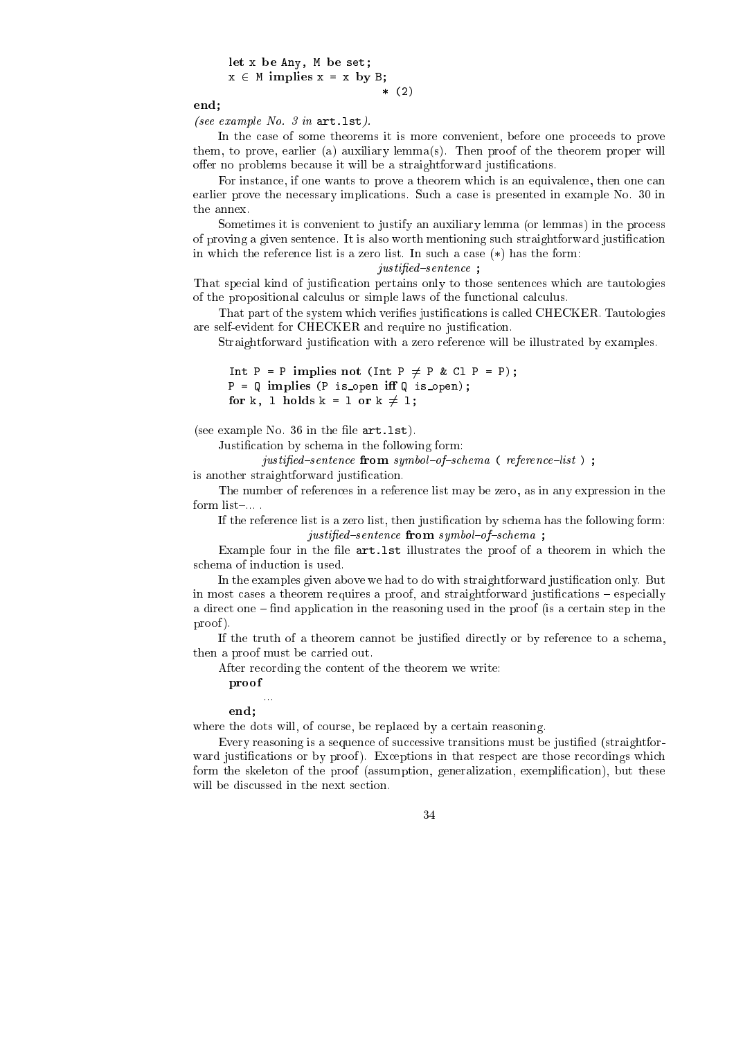```
let x be Any, M be set;
x ∈ M implies x = x by B;
                          * (2)
end;
```

*(see example No. 3 in* `art.lst`*).*

In the case of some theorems it is more convenient, before one proceeds to prove them, to prove, earlier (a) auxiliary lemma(s). Then proof of the theorem proper will offer no problems because it will be a straightforward justifications.

For instance, if one wants to prove a theorem which is an equivalence, then one can earlier prove the necessary implications. Such a case is presented in example No. 30 in the annex.

Sometimes it is convenient to justify an auxiliary lemma (or lemmas) in the process of proving a given sentence. It is also worth mentioning such straightforward justification in which the reference list is a zero list. In such a case (*) has the form:

*justified–sentence* **;**

That special kind of justification pertains only to those sentences which are tautologies of the propositional calculus or simple laws of the functional calculus.

That part of the system which verifies justifications is called CHECKER. Tautologies are self-evident for CHECKER and require no justification.

Straightforward justification with a zero reference will be illustrated by examples.

```
Int P = P implies not (Int P ≠ P & Cl P = P);
P = Q implies (P is_open iff Q is_open);
for k, l holds k = l or k ≠ l;
```

(see example No. 36 in the file `art.lst`).

Justification by schema in the following form:

*justified–sentence* **from** *symbol–of–schema* **(** *reference–list* **) ;**

is another straightforward justification.

The number of references in a reference list may be zero, as in any expression in the form list–... .

If the reference list is a zero list, then justification by schema has the following form:

*justified–sentence* **from** *symbol–of–schema* **;**

Example four in the file `art.lst` illustrates the proof of a theorem in which the schema of induction is used.

In the examples given above we had to do with straightforward justification only. But in most cases a theorem requires a proof, and straightforward justifications – especially a direct one – find application in the reasoning used in the proof (is a certain step in the proof).

If the truth of a theorem cannot be justified directly or by reference to a schema, then a proof must be carried out.

After recording the content of the theorem we write:

```
proof
   ...
end;
```

where the dots will, of course, be replaced by a certain reasoning.

Every reasoning is a sequence of successive transitions must be justified (straightforward justifications or by proof). Exceptions in that respect are those recordings which form the skeleton of the proof (assumption, generalization, exemplification), but these will be discussed in the next section.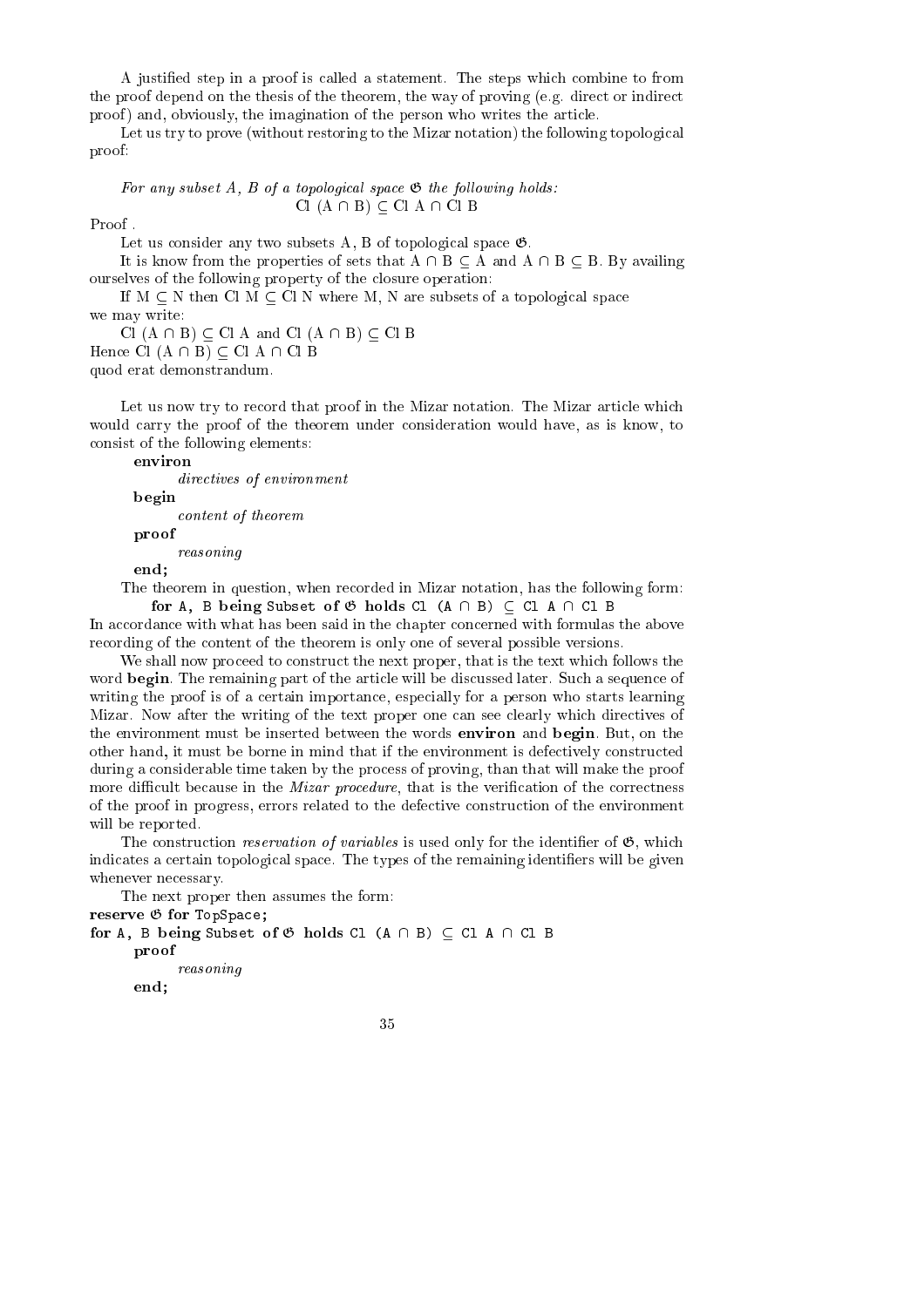A justified step in a proof is called a statement. The steps which combine to from the proof depend on the thesis of the theorem, the way of proving (e.g. direct or indirect proof) and, obviously, the imagination of the person who writes the article.

Let us try to prove (without restoring to the Mizar notation) the following topological proof:

*For any subset A, B of a topological space $\mathfrak{G}$ the following holds:*

$$\mathrm{Cl}\ (A \cap B) \subseteq \mathrm{Cl}\ A \cap \mathrm{Cl}\ B$$

Proof .

Let us consider any two subsets A, B of topological space $\mathfrak{G}$.

It is know from the properties of sets that $A \cap B \subseteq A$ and $A \cap B \subseteq B$. By availing ourselves of the following property of the closure operation:

If $M \subseteq N$ then $\mathrm{Cl}\ M \subseteq \mathrm{Cl}\ N$ where M, N are subsets of a topological space we may write:

$\mathrm{Cl}\ (A \cap B) \subseteq \mathrm{Cl}\ A$ and $\mathrm{Cl}\ (A \cap B) \subseteq \mathrm{Cl}\ B$

Hence $\mathrm{Cl}\ (A \cap B) \subseteq \mathrm{Cl}\ A \cap \mathrm{Cl}\ B$

quod erat demonstrandum.

Let us now try to record that proof in the Mizar notation. The Mizar article which would carry the proof of the theorem under consideration would have, as is know, to consist of the following elements:

**environ**
  *directives of environment*
**begin**
  *content of theorem*
**proof**
  *reasoning*
**end;**

The theorem in question, when recorded in Mizar notation, has the following form:

```
for A, B being Subset of 𝔊 holds Cl (A ∩ B) ⊆ Cl A ∩ Cl B
```

In accordance with what has been said in the chapter concerned with formulas the above recording of the content of the theorem is only one of several possible versions.

We shall now proceed to construct the next proper, that is the text which follows the word **begin**. The remaining part of the article will be discussed later. Such a sequence of writing the proof is of a certain importance, especially for a person who starts learning Mizar. Now after the writing of the text proper one can see clearly which directives of the environment must be inserted between the words **environ** and **begin**. But, on the other hand, it must be borne in mind that if the environment is defectively constructed during a considerable time taken by the process of proving, than that will make the proof more difficult because in the *Mizar procedure*, that is the verification of the correctness of the proof in progress, errors related to the defective construction of the environment will be reported.

The construction *reservation of variables* is used only for the identifier of $\mathfrak{G}$, which indicates a certain topological space. The types of the remaining identifiers will be given whenever necessary.

The next proper then assumes the form:

```
reserve 𝔊 for TopSpace;
for A, B being Subset of 𝔊 holds Cl (A ∩ B) ⊆ Cl A ∩ Cl B
    proof
        reasoning
    end;
```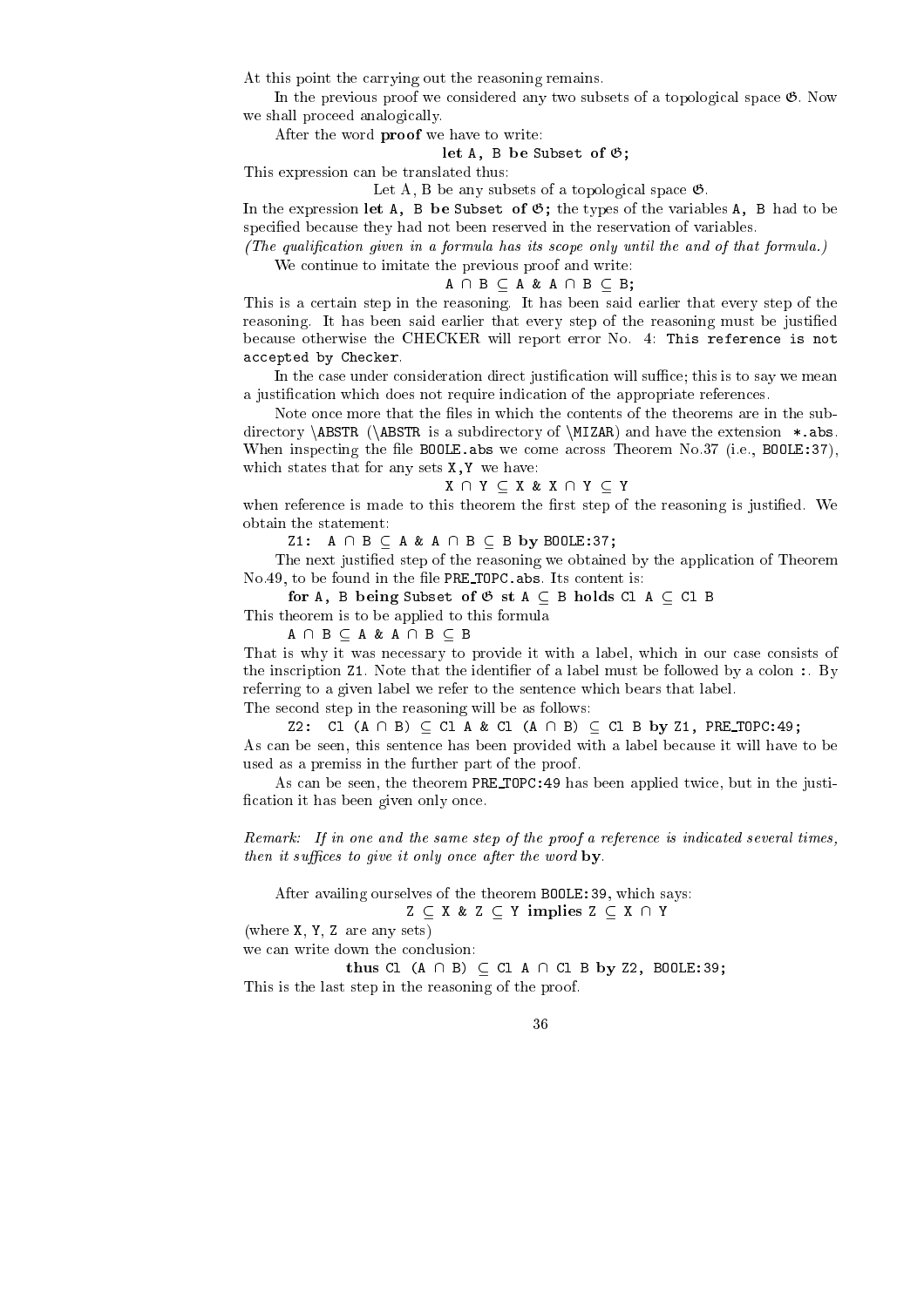At this point the carrying out the reasoning remains.

In the previous proof we considered any two subsets of a topological space $\mathfrak{G}$. Now we shall proceed analogically.

After the word **proof** we have to write:

**let** A, B **be** Subset **of** $\mathfrak{G}$;

This expression can be translated thus:

Let A, B be any subsets of a topological space $\mathfrak{G}$.

In the expression **let** A, B **be** Subset **of** $\mathfrak{G}$; the types of the variables A, B had to be specified because they had not been reserved in the reservation of variables.

*(The qualification given in a formula has its scope only until the and of that formula.)*

We continue to imitate the previous proof and write:

A ∩ B ⊆ A & A ∩ B ⊆ B;

This is a certain step in the reasoning. It has been said earlier that every step of the reasoning. It has been said earlier that every step of the reasoning must be justified because otherwise the CHECKER will report error No. 4: `This reference is not accepted by Checker`.

In the case under consideration direct justification will suffice; this is to say we mean a justification which does not require indication of the appropriate references.

Note once more that the files in which the contents of the theorems are in the subdirectory \ABSTR (\ABSTR is a subdirectory of \MIZAR) and have the extension *.abs. When inspecting the file BOOLE.abs we come across Theorem No.37 (i.e., BOOLE:37), which states that for any sets X,Y we have:

X ∩ Y ⊆ X & X ∩ Y ⊆ Y

when reference is made to this theorem the first step of the reasoning is justified. We obtain the statement:

Z1: A ∩ B ⊆ A & A ∩ B ⊆ B **by** BOOLE:37;

The next justified step of the reasoning we obtained by the application of Theorem No.49, to be found in the file PRE_TOPC.abs. Its content is:

**for** A, B **being** Subset **of** $\mathfrak{G}$ **st** A ⊆ B **holds** Cl A ⊆ Cl B

This theorem is to be applied to this formula

A ∩ B ⊆ A & A ∩ B ⊆ B

That is why it was necessary to provide it with a label, which in our case consists of the inscription Z1. Note that the identifier of a label must be followed by a colon :. By referring to a given label we refer to the sentence which bears that label.

The second step in the reasoning will be as follows:

Z2: Cl (A ∩ B) ⊆ Cl A & Cl (A ∩ B) ⊆ Cl B **by** Z1, PRE_TOPC:49;

As can be seen, this sentence has been provided with a label because it will have to be used as a premiss in the further part of the proof.

As can be seen, the theorem PRE_TOPC:49 has been applied twice, but in the justification it has been given only once.

*Remark: If in one and the same step of the proof a reference is indicated several times, then it suffices to give it only once after the word* **by**.

After availing ourselves of the theorem BOOLE:39, which says:

Z ⊆ X & Z ⊆ Y **implies** Z ⊆ X ∩ Y

(where X, Y, Z are any sets)

we can write down the conclusion:

**thus** Cl (A ∩ B) ⊆ Cl A ∩ Cl B **by** Z2, BOOLE:39;

This is the last step in the reasoning of the proof.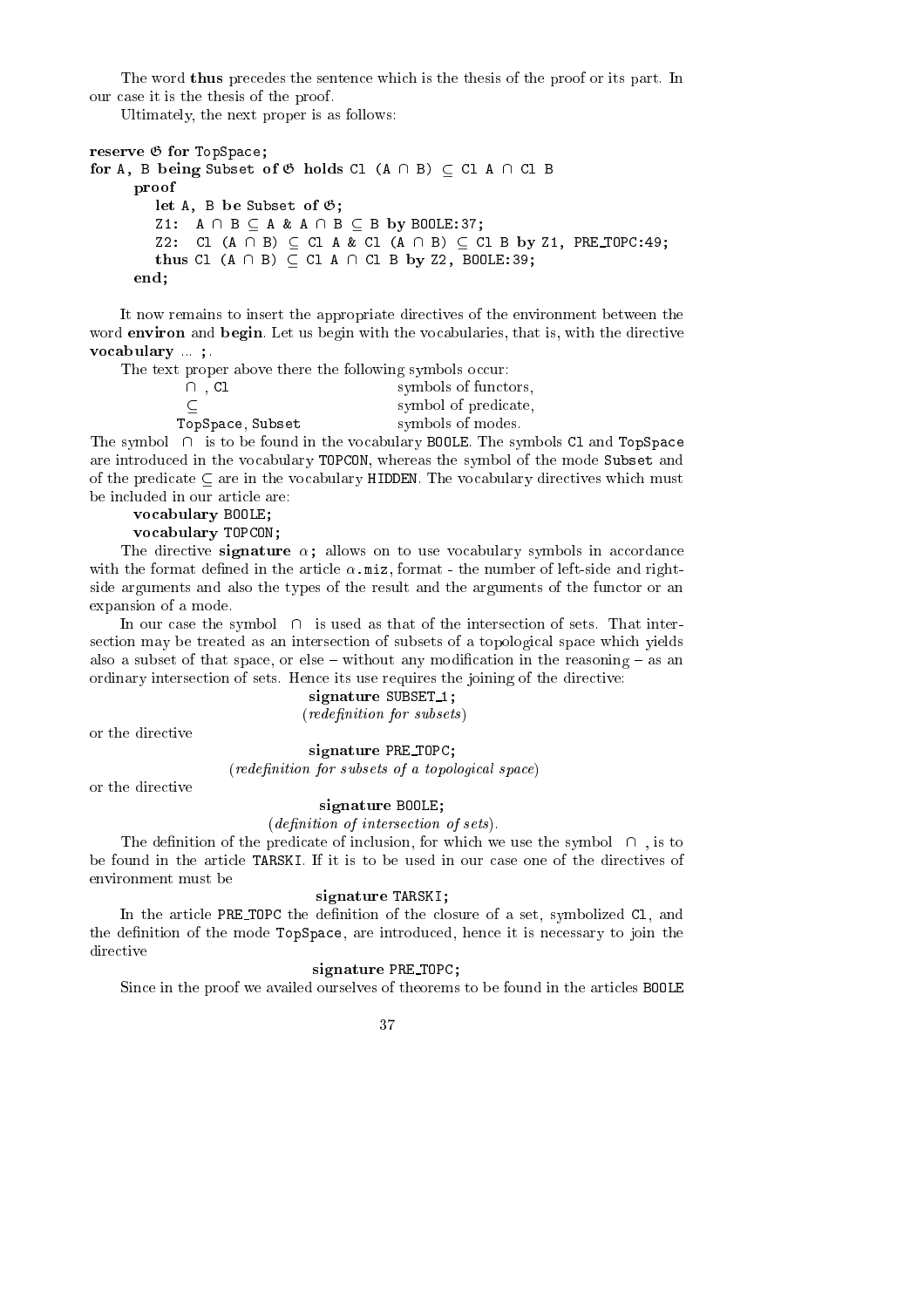The word **thus** precedes the sentence which is the thesis of the proof or its part. In our case it is the thesis of the proof.

Ultimately, the next proper is as follows:

```
reserve 𝔊 for TopSpace;
for A, B being Subset of 𝔊 holds Cl (A ∩ B) ⊆ Cl A ∩ Cl B
   proof
      let A, B be Subset of 𝔊;
      Z1:  A ∩ B ⊆ A & A ∩ B ⊆ B by BOOLE:37;
      Z2:  Cl (A ∩ B) ⊆ Cl A & Cl (A ∩ B) ⊆ Cl B by Z1, PRE_TOPC:49;
      thus Cl (A ∩ B) ⊆ Cl A ∩ Cl B by Z2, BOOLE:39;
   end;
```

It now remains to insert the appropriate directives of the environment between the word **environ** and **begin**. Let us begin with the vocabularies, that is, with the directive **vocabulary** ... **;**.

The text proper above there the following symbols occur:

| | |
|---|---|
| ∩ , Cl | symbols of functors, |
| ⊆ | symbol of predicate, |
| TopSpace, Subset | symbols of modes. |

The symbol ∩ is to be found in the vocabulary BOOLE. The symbols Cl and TopSpace are introduced in the vocabulary TOPCON, whereas the symbol of the mode Subset and of the predicate ⊆ are in the vocabulary HIDDEN. The vocabulary directives which must be included in our article are:

**vocabulary** BOOLE;

**vocabulary** TOPCON;

The directive **signature** $\alpha$**;** allows on to use vocabulary symbols in accordance with the format defined in the article $\alpha$.miz, format - the number of left-side and right-side arguments and also the types of the result and the arguments of the functor or an expansion of a mode.

In our case the symbol ∩ is used as that of the intersection of sets. That intersection may be treated as an intersection of subsets of a topological space which yields also a subset of that space, or else – without any modification in the reasoning – as an ordinary intersection of sets. Hence its use requires the joining of the directive:

**signature** SUBSET_1;
(*redefinition for subsets*)

or the directive

**signature** PRE_TOPC;
(*redefinition for subsets of a topological space*)

or the directive

**signature** BOOLE;
(*definition of intersection of sets*).

The definition of the predicate of inclusion, for which we use the symbol ∩ , is to be found in the article TARSKI. If it is to be used in our case one of the directives of environment must be

**signature** TARSKI;

In the article PRE_TOPC the definition of the closure of a set, symbolized Cl, and the definition of the mode TopSpace, are introduced, hence it is necessary to join the directive

**signature** PRE_TOPC;

Since in the proof we availed ourselves of theorems to be found in the articles BOOLE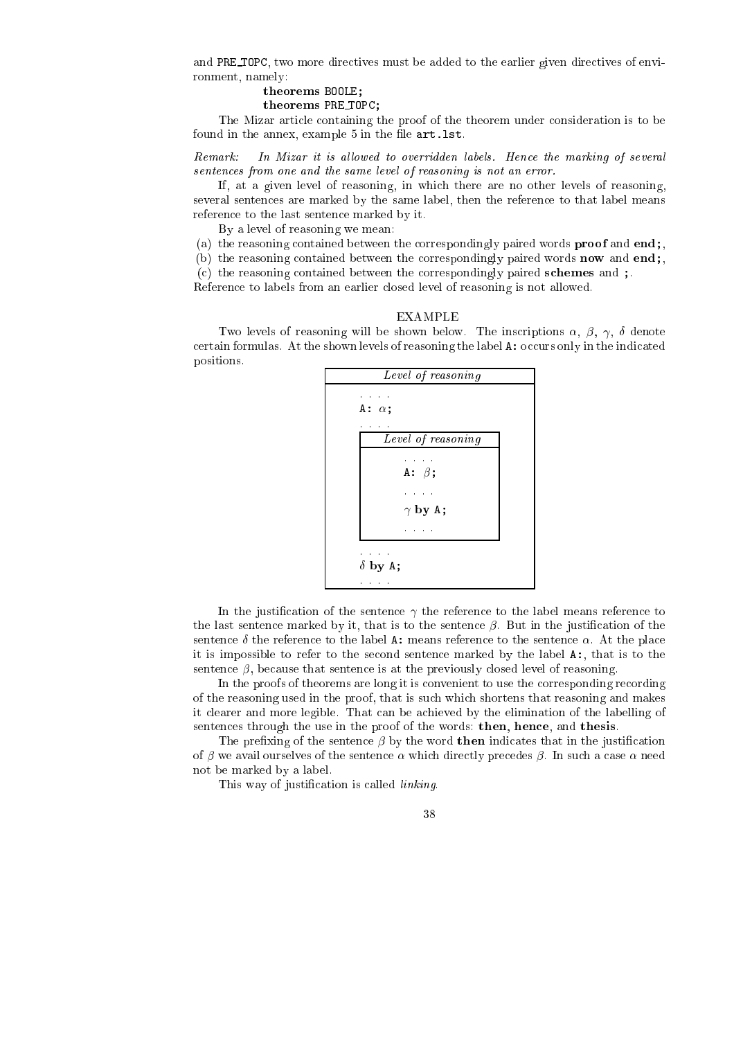and PRE_TOPC, two more directives must be added to the earlier given directives of environment, namely:

```
theorems BOOLE;
theorems PRE_TOPC;
```

The Mizar article containing the proof of the theorem under consideration is to be found in the annex, example 5 in the file `art.lst`.

*Remark: In Mizar it is allowed to overridden labels. Hence the marking of several sentences from one and the same level of reasoning is not an error.*

If, at a given level of reasoning, in which there are no other levels of reasoning, several sentences are marked by the same label, then the reference to that label means reference to the last sentence marked by it.

By a level of reasoning we mean:

(a) the reasoning contained between the correspondingly paired words **proof** and **end;**,
(b) the reasoning contained between the correspondingly paired words **now** and **end;**,
(c) the reasoning contained between the correspondingly paired **schemes** and **;**.

Reference to labels from an earlier closed level of reasoning is not allowed.

EXAMPLE

Two levels of reasoning will be shown below. The inscriptions $\alpha$, $\beta$, $\gamma$, $\delta$ denote certain formulas. At the shown levels of reasoning the label `A:` occurs only in the indicated positions.

*Level of reasoning*

. . . .
A: $\alpha$;
. . . .

> *Level of reasoning*
>
> . . . .
> A: $\beta$;
> . . . .
> $\gamma$ **by** A;
> . . . .

. . . .
$\delta$ **by** A;
. . . .

In the justification of the sentence $\gamma$ the reference to the label means reference to the last sentence marked by it, that is to the sentence $\beta$. But in the justification of the sentence $\delta$ the reference to the label `A:` means reference to the sentence $\alpha$. At the place it is impossible to refer to the second sentence marked by the label `A:`, that is to the sentence $\beta$, because that sentence is at the previously closed level of reasoning.

In the proofs of theorems are long it is convenient to use the corresponding recording of the reasoning used in the proof, that is such which shortens that reasoning and makes it clearer and more legible. That can be achieved by the elimination of the labelling of sentences through the use in the proof of the words: **then**, **hence**, and **thesis**.

The prefixing of the sentence $\beta$ by the word **then** indicates that in the justification of $\beta$ we avail ourselves of the sentence $\alpha$ which directly precedes $\beta$. In such a case $\alpha$ need not be marked by a label.

This way of justification is called *linking*.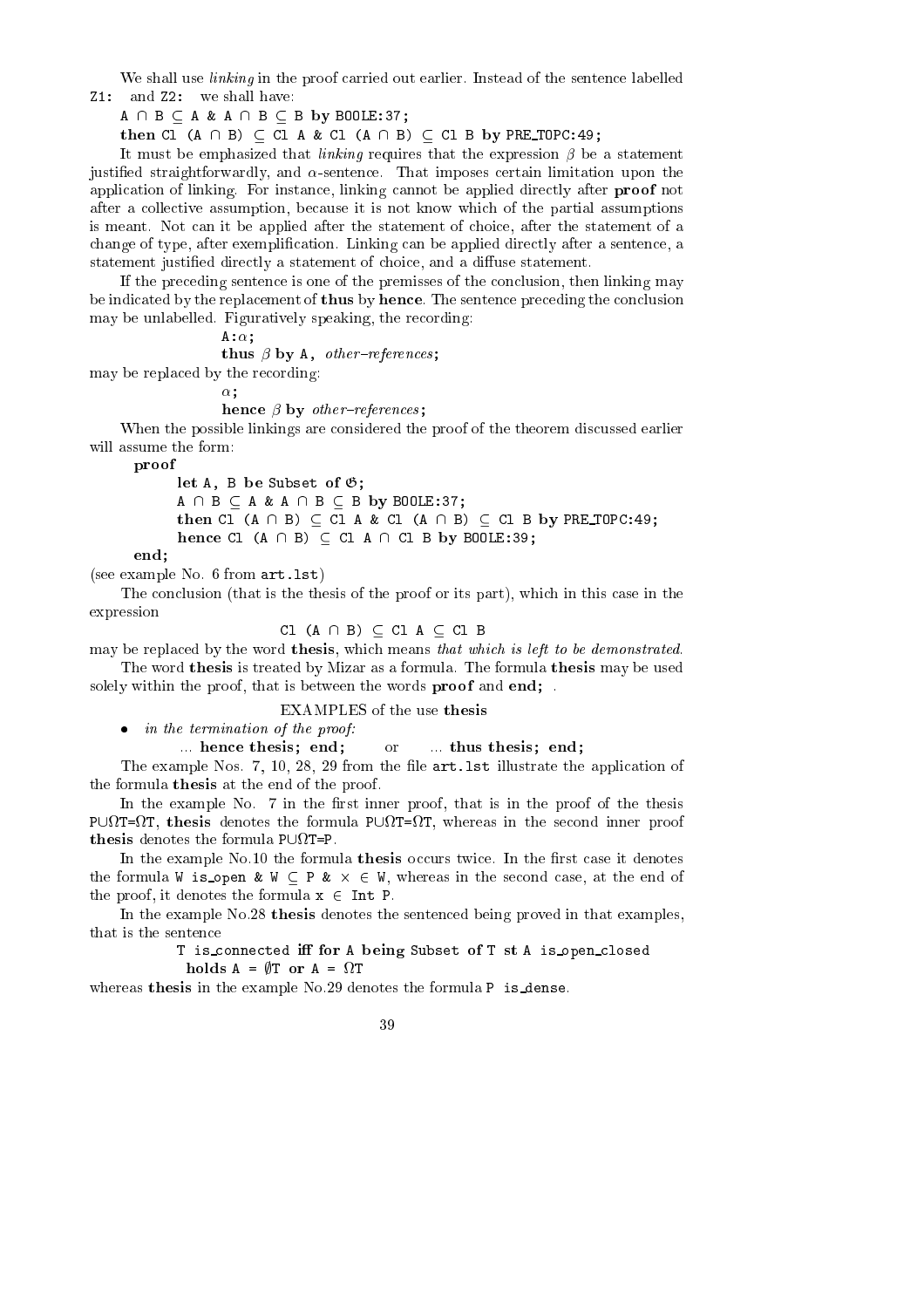We shall use *linking* in the proof carried out earlier. Instead of the sentence labelled `Z1:` and `Z2:` we shall have:

```
A ∩ B ⊆ A & A ∩ B ⊆ B by BOOLE:37;
then Cl (A ∩ B) ⊆ Cl A & Cl (A ∩ B) ⊆ Cl B by PRE_TOPC:49;
```

It must be emphasized that *linking* requires that the expression $\beta$ be a statement justified straightforwardly, and $\alpha$-sentence. That imposes certain limitation upon the application of linking. For instance, linking cannot be applied directly after **proof** not after a collective assumption, because it is not know which of the partial assumptions is meant. Not can it be applied after the statement of choice, after the statement of a change of type, after exemplification. Linking can be applied directly after a sentence, a statement justified directly a statement of choice, and a diffuse statement.

If the preceding sentence is one of the premisses of the conclusion, then linking may be indicated by the replacement of **thus** by **hence**. The sentence preceding the conclusion may be unlabelled. Figuratively speaking, the recording:

```
A:α;
thus β by A, other–references;
```

may be replaced by the recording:

```
α;
hence β by other–references;
```

When the possible linkings are considered the proof of the theorem discussed earlier will assume the form:

```
proof
    let A, B be Subset of 𝔊;
    A ∩ B ⊆ A & A ∩ B ⊆ B by BOOLE:37;
    then Cl (A ∩ B) ⊆ Cl A & Cl (A ∩ B) ⊆ Cl B by PRE_TOPC:49;
    hence Cl (A ∩ B) ⊆ Cl A ∩ Cl B by BOOLE:39;
end;
```

(see example No. 6 from `art.lst`)

The conclusion (that is the thesis of the proof or its part), which in this case in the expression

```
Cl (A ∩ B) ⊆ Cl A ⊆ Cl B
```

may be replaced by the word **thesis**, which means *that which is left to be demonstrated*.

The word **thesis** is treated by Mizar as a formula. The formula **thesis** may be used solely within the proof, that is between the words **proof** and **end;** .

EXAMPLES of the use **thesis**

- *in the termination of the proof:*

  ... **hence thesis; end;** or ... **thus thesis; end;**

The example Nos. 7, 10, 28, 29 from the file `art.lst` illustrate the application of the formula **thesis** at the end of the proof.

In the example No. 7 in the first inner proof, that is in the proof of the thesis `P∪ΩT=ΩT`, **thesis** denotes the formula `P∪ΩT=ΩT`, whereas in the second inner proof **thesis** denotes the formula `P∪ΩT=P`.

In the example No.10 the formula **thesis** occurs twice. In the first case it denotes the formula `W is_open & W ⊆ P & x ∈ W`, whereas in the second case, at the end of the proof, it denotes the formula `x ∈ Int P`.

In the example No.28 **thesis** denotes the sentenced being proved in that examples, that is the sentence

```
T is_connected iff for A being Subset of T st A is_open_closed
  holds A = ∅T or A = ΩT
```

whereas **thesis** in the example No.29 denotes the formula `P is_dense`.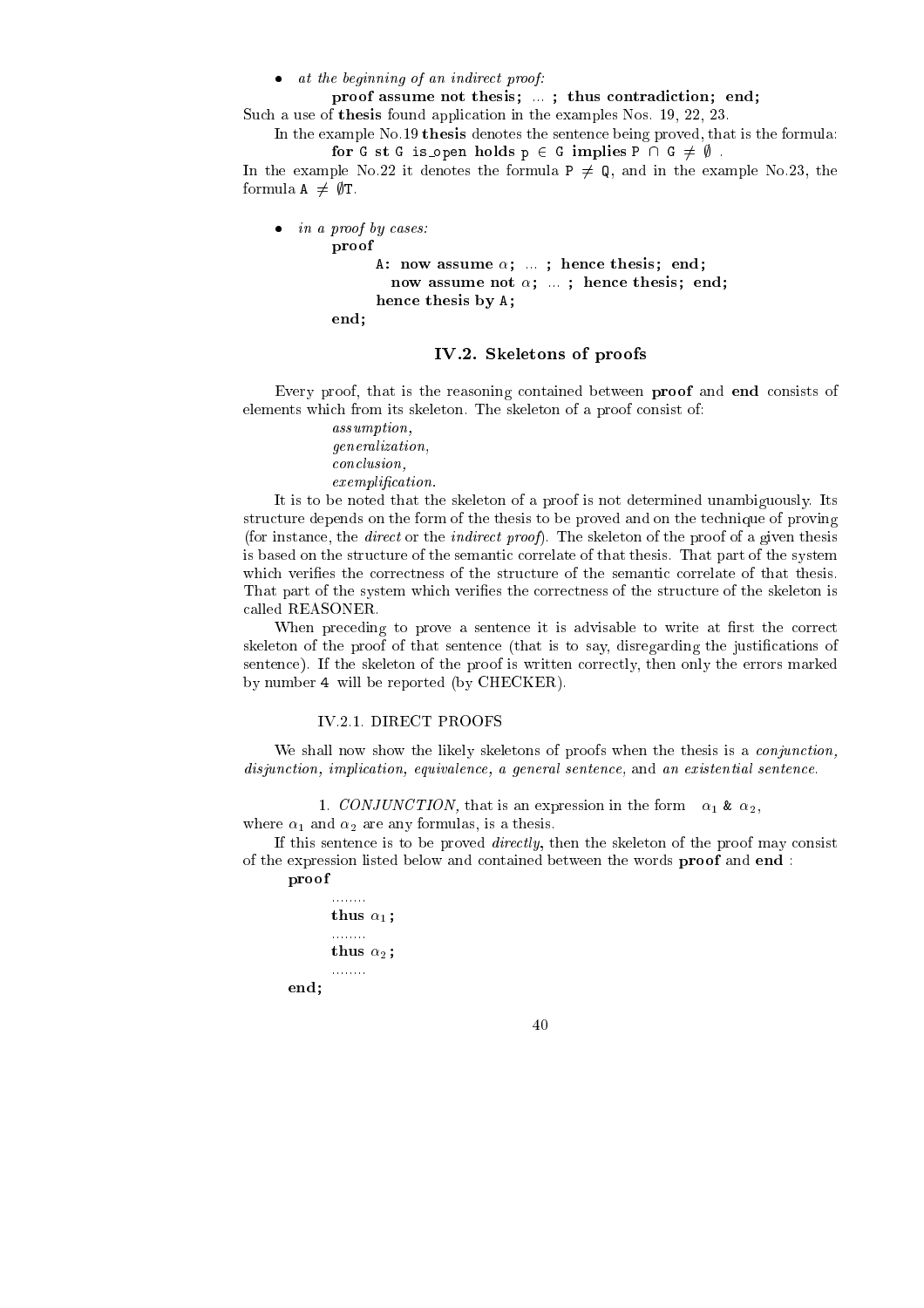- *at the beginning of an indirect proof:*

  **proof assume not thesis;** ... **; thus contradiction; end;**

Such a use of **thesis** found application in the examples Nos. 19, 22, 23.

In the example No.19 **thesis** denotes the sentence being proved, that is the formula:

  **for** G **st** G is_open **holds** p $\in$ G **implies** P $\cap$ G $\neq$ $\emptyset$ .

In the example No.22 it denotes the formula P $\neq$ Q, and in the example No.23, the formula A $\neq$ $\emptyset$T.

- *in a proof by cases:*

```
proof
      A: now assume α; ... ; hence thesis; end;
         now assume not α; ... ; hence thesis; end;
      hence thesis by A;
end;
```

## IV.2. Skeletons of proofs

Every proof, that is the reasoning contained between **proof** and **end** consists of elements which from its skeleton. The skeleton of a proof consist of:

*assumption,*
*generalization,*
*conclusion,*
*exemplification.*

It is to be noted that the skeleton of a proof is not determined unambiguously. Its structure depends on the form of the thesis to be proved and on the technique of proving (for instance, the *direct* or the *indirect proof*). The skeleton of the proof of a given thesis is based on the structure of the semantic correlate of that thesis. That part of the system which verifies the correctness of the structure of the semantic correlate of that thesis. That part of the system which verifies the correctness of the structure of the skeleton is called REASONER.

When preceding to prove a sentence it is advisable to write at first the correct skeleton of the proof of that sentence (that is to say, disregarding the justifications of sentence). If the skeleton of the proof is written correctly, then only the errors marked by number 4 will be reported (by CHECKER).

### IV.2.1. DIRECT PROOFS

We shall now show the likely skeletons of proofs when the thesis is a *conjunction, disjunction, implication, equivalence, a general sentence,* and *an existential sentence.*

1. *CONJUNCTION,* that is an expression in the form $\alpha_1$ & $\alpha_2$,

where $\alpha_1$ and $\alpha_2$ are any formulas, is a thesis.

If this sentence is to be proved *directly*, then the skeleton of the proof may consist of the expression listed below and contained between the words **proof** and **end** :

```
proof
      ........
      thus α1 ;
      ........
      thus α2 ;
      ........
end;
```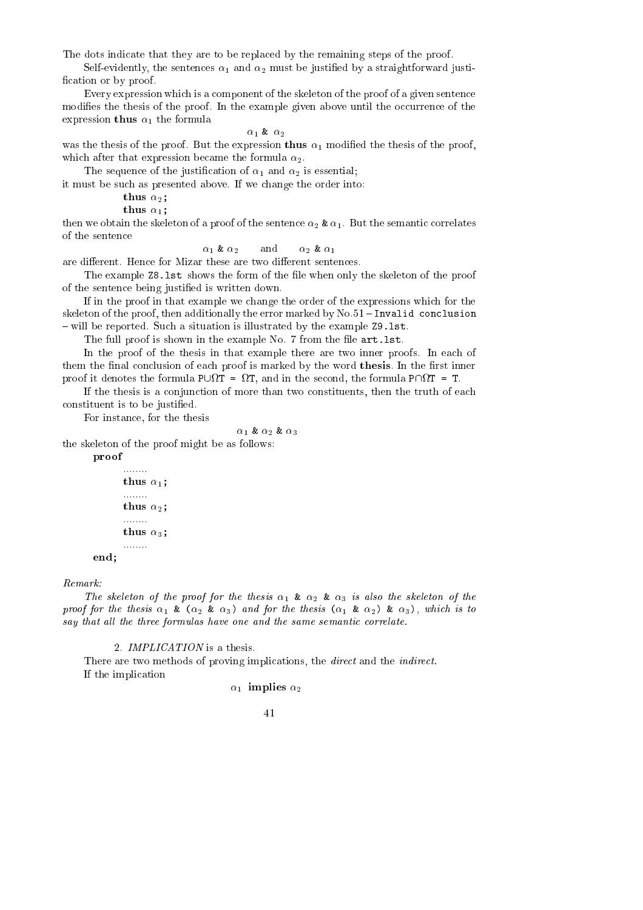The dots indicate that they are to be replaced by the remaining steps of the proof.

Self-evidently, the sentences $\alpha_1$ and $\alpha_2$ must be justified by a straightforward justification or by proof.

Every expression which is a component of the skeleton of the proof of a given sentence modifies the thesis of the proof. In the example given above until the occurrence of the expression **thus** $\alpha_1$ the formula

$$\alpha_1 \ \& \ \alpha_2$$

was the thesis of the proof. But the expression **thus** $\alpha_1$ modified the thesis of the proof, which after that expression became the formula $\alpha_2$.

The sequence of the justification of $\alpha_1$ and $\alpha_2$ is essential; it must be such as presented above. If we change the order into:

**thus** $\alpha_2$**;**
**thus** $\alpha_1$**;**

then we obtain the skeleton of a proof of the sentence $\alpha_2$ & $\alpha_1$. But the semantic correlates of the sentence

$$\alpha_1 \ \& \ \alpha_2 \qquad \text{and} \qquad \alpha_2 \ \& \ \alpha_1$$

are different. Hence for Mizar these are two different sentences.

The example `Z8.lst` shows the form of the file when only the skeleton of the proof of the sentence being justified is written down.

If in the proof in that example we change the order of the expressions which for the skeleton of the proof, then additionally the error marked by No.51 – `Invalid conclusion` – will be reported. Such a situation is illustrated by the example `Z9.lst`.

The full proof is shown in the example No. 7 from the file `art.lst`.

In the proof of the thesis in that example there are two inner proofs. In each of them the final conclusion of each proof is marked by the word **thesis**. In the first inner proof it denotes the formula `P∪ΩT = ΩT`, and in the second, the formula `P∩ΩT = T`.

If the thesis is a conjunction of more than two constituents, then the truth of each constituent is to be justified.

For instance, for the thesis

$$\alpha_1 \ \& \ \alpha_2 \ \& \ \alpha_3$$

the skeleton of the proof might be as follows:

**proof**
........
**thus** $\alpha_1$**;**
........
**thus** $\alpha_2$**;**
........
**thus** $\alpha_3$**;**
........
**end;**

*Remark:*

*The skeleton of the proof for the thesis* $\alpha_1$ & $\alpha_2$ & $\alpha_3$ *is also the skeleton of the proof for the thesis* $\alpha_1$ & ($\alpha_2$ & $\alpha_3$) *and for the thesis* ($\alpha_1$ & $\alpha_2$) & $\alpha_3$)*, which is to say that all the three formulas have one and the same semantic correlate.*

2. *IMPLICATION* is a thesis.

There are two methods of proving implications, the *direct* and the *indirect*.

If the implication

$$\alpha_1 \ \textbf{implies} \ \alpha_2$$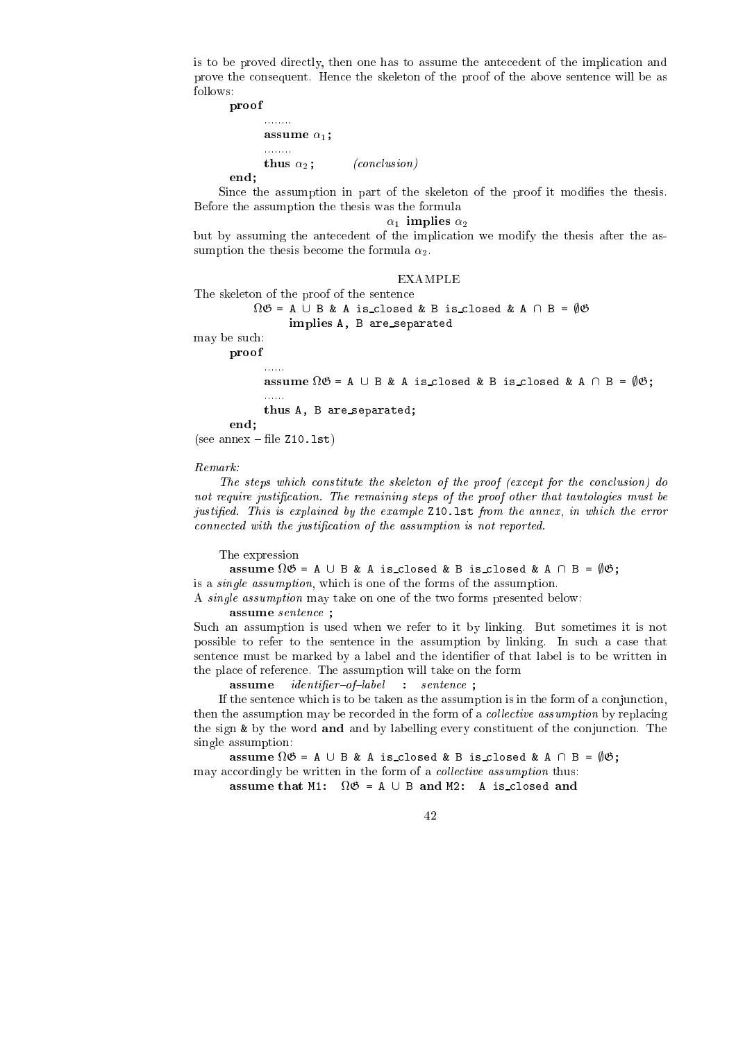is to be proved directly, then one has to assume the antecedent of the implication and prove the consequent. Hence the skeleton of the proof of the above sentence will be as follows:

**proof**

........

**assume** $\alpha_1$ **;**

........

**thus** $\alpha_2$ **;** *(conclusion)*

**end;**

Since the assumption in part of the skeleton of the proof it modifies the thesis. Before the assumption the thesis was the formula

$$\alpha_1 \textbf{ implies } \alpha_2$$

but by assuming the antecedent of the implication we modify the thesis after the assumption the thesis become the formula $\alpha_2$.

EXAMPLE

The skeleton of the proof of the sentence

```
ΩG = A ∪ B & A is_closed & B is_closed & A ∩ B = ∅G
     implies A, B are_separated
```

may be such:

```
proof
   ......
   assume ΩG = A ∪ B & A is_closed & B is_closed & A ∩ B = ∅G;
   ......
   thus A, B are_separated;
end;
```

(see annex – file `Z10.lst`)

*Remark:*

*The steps which constitute the skeleton of the proof (except for the conclusion) do not require justification. The remaining steps of the proof other that tautologies must be justified. This is explained by the example* `Z10.lst` *from the annex, in which the error connected with the justification of the assumption is not reported.*

The expression

**assume** `ΩG = A ∪ B & A is_closed & B is_closed & A ∩ B = ∅G;`

is a *single assumption*, which is one of the forms of the assumption.

A *single assumption* may take on one of the two forms presented below:

**assume** *sentence* **;**

Such an assumption is used when we refer to it by linking. But sometimes it is not possible to refer to the sentence in the assumption by linking. In such a case that sentence must be marked by a label and the identifier of that label is to be written in the place of reference. The assumption will take on the form

**assume** *identifier–of–label* **:** *sentence* **;**

If the sentence which is to be taken as the assumption is in the form of a conjunction, then the assumption may be recorded in the form of a *collective assumption* by replacing the sign & by the word **and** and by labelling every constituent of the conjunction. The single assumption:

**assume** `ΩG = A ∪ B & A is_closed & B is_closed & A ∩ B = ∅G;`

may accordingly be written in the form of a *collective assumption* thus:

**assume that** `M1: ΩG = A ∪ B` **and** `M2: A is_closed` **and**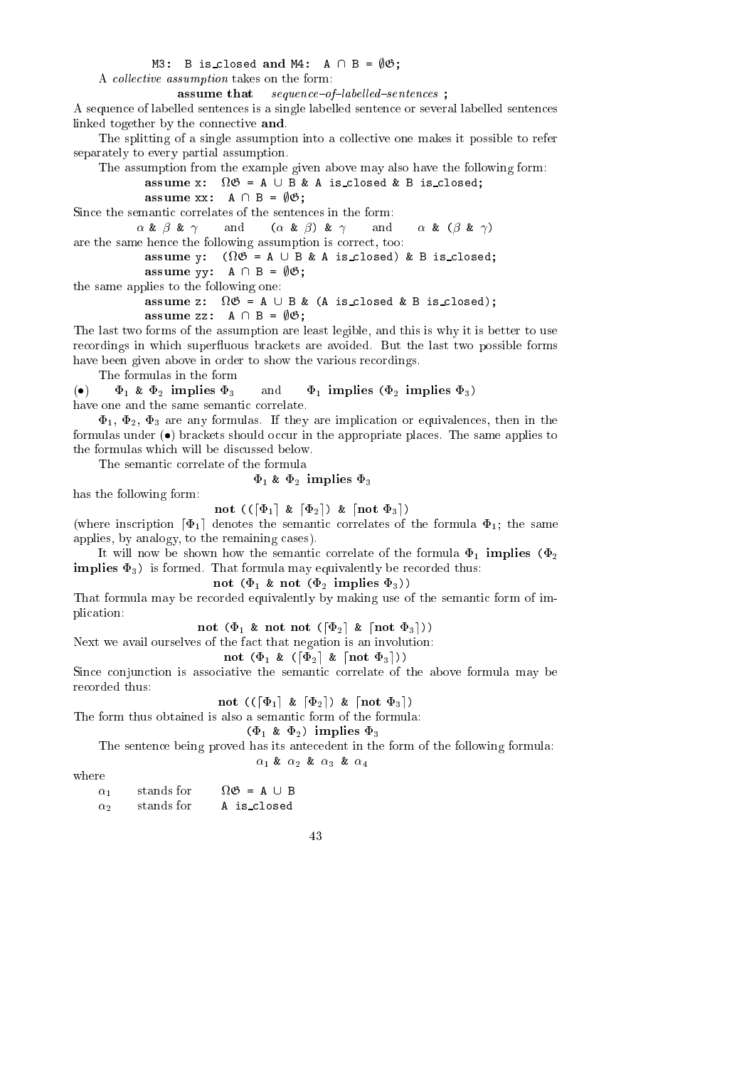M3: B is_closed **and** M4: A ∩ B = ∅𝔊;

A *collective assumption* takes on the form:

**assume that** *sequence–of–labelled–sentences* **;**

A sequence of labelled sentences is a single labelled sentence or several labelled sentences linked together by the connective **and**.

The splitting of a single assumption into a collective one makes it possible to refer separately to every partial assumption.

The assumption from the example given above may also have the following form:

**assume** x: Ω𝔊 = A ∪ B & A is_closed & B is_closed;
**assume** xx: A ∩ B = ∅𝔊;

Since the semantic correlates of the sentences in the form:

$\alpha$ & $\beta$ & $\gamma$ and ($\alpha$ & $\beta$) & $\gamma$ and $\alpha$ & ($\beta$ & $\gamma$)

are the same hence the following assumption is correct, too:

**assume** y: (Ω𝔊 = A ∪ B & A is_closed) & B is_closed;
**assume** yy: A ∩ B = ∅𝔊;

the same applies to the following one:

**assume** z: Ω𝔊 = A ∪ B & (A is_closed & B is_closed);
**assume** zz: A ∩ B = ∅𝔊;

The last two forms of the assumption are least legible, and this is why it is better to use recordings in which superfluous brackets are avoided. But the last two possible forms have been given above in order to show the various recordings.

The formulas in the form

(•) $\Phi_1$ & $\Phi_2$ **implies** $\Phi_3$ and $\Phi_1$ **implies** ($\Phi_2$ **implies** $\Phi_3$)

have one and the same semantic correlate.

$\Phi_1$, $\Phi_2$, $\Phi_3$ are any formulas. If they are implication or equivalences, then in the formulas under (•) brackets should occur in the appropriate places. The same applies to the formulas which will be discussed below.

The semantic correlate of the formula

$\Phi_1$ & $\Phi_2$ **implies** $\Phi_3$

has the following form:

**not** ((⌈$\Phi_1$⌉ & ⌈$\Phi_2$⌉) & ⌈**not** $\Phi_3$⌉)

(where inscription ⌈$\Phi_1$⌉ denotes the semantic correlates of the formula $\Phi_1$; the same applies, by analogy, to the remaining cases).

It will now be shown how the semantic correlate of the formula $\Phi_1$ **implies** ($\Phi_2$ **implies** $\Phi_3$) is formed. That formula may equivalently be recorded thus:

**not** ($\Phi_1$ & **not** ($\Phi_2$ **implies** $\Phi_3$))

That formula may be recorded equivalently by making use of the semantic form of implication:

**not** ($\Phi_1$ & **not not** (⌈$\Phi_2$⌉ & ⌈**not** $\Phi_3$⌉))

Next we avail ourselves of the fact that negation is an involution:

**not** ($\Phi_1$ & (⌈$\Phi_2$⌉ & ⌈**not** $\Phi_3$⌉))

Since conjunction is associative the semantic correlate of the above formula may be recorded thus:

**not** ((⌈$\Phi_1$⌉ & ⌈$\Phi_2$⌉) & ⌈**not** $\Phi_3$⌉)

The form thus obtained is also a semantic form of the formula:

($\Phi_1$ & $\Phi_2$) **implies** $\Phi_3$

The sentence being proved has its antecedent in the form of the following formula:

$\alpha_1$ & $\alpha_2$ & $\alpha_3$ & $\alpha_4$

where

$\alpha_1$ stands for Ω𝔊 = A ∪ B
$\alpha_2$ stands for A is_closed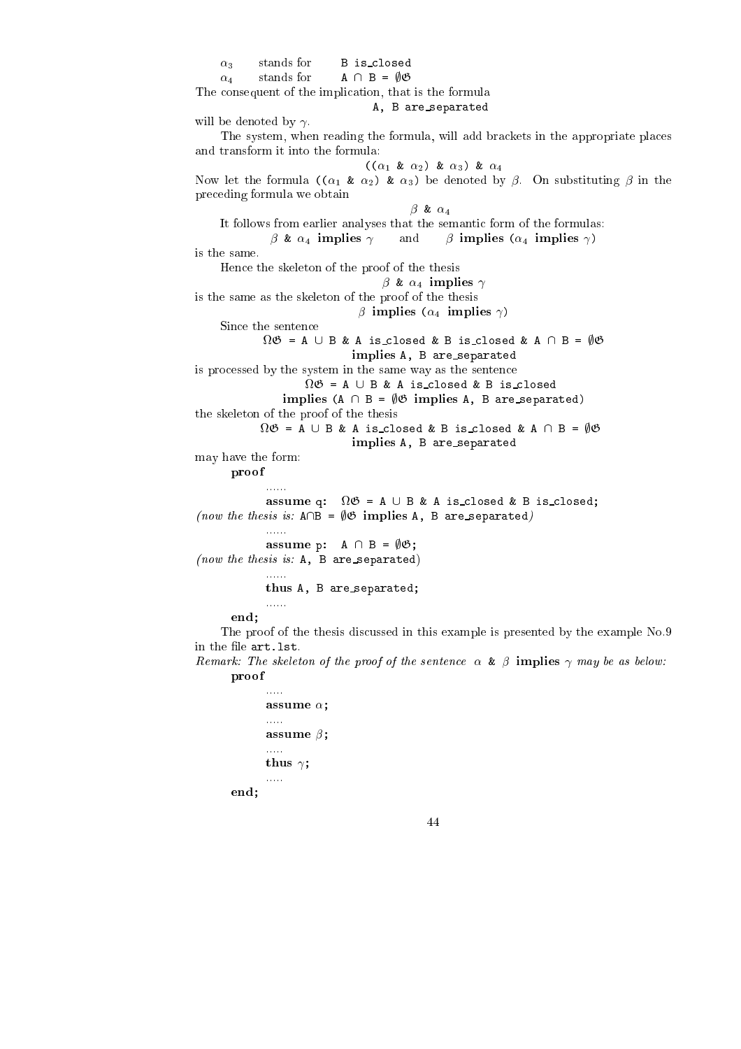$\alpha_3$ stands for `B is_closed`
$\alpha_4$ stands for `A ∩ B = ∅𝔊`

The consequent of the implication, that is the formula

`A, B are_separated`

will be denoted by $\gamma$.

The system, when reading the formula, will add brackets in the appropriate places and transform it into the formula:

$$((\alpha_1 \ \& \ \alpha_2) \ \& \ \alpha_3) \ \& \ \alpha_4$$

Now let the formula $((\alpha_1 \ \& \ \alpha_2) \ \& \ \alpha_3)$ be denoted by $\beta$. On substituting $\beta$ in the preceding formula we obtain

$$\beta \ \& \ \alpha_4$$

It follows from earlier analyses that the semantic form of the formulas:

$\beta \ \& \ \alpha_4$ **implies** $\gamma$ and $\beta$ **implies** $(\alpha_4$ **implies** $\gamma)$

is the same.

Hence the skeleton of the proof of the thesis

$\beta \ \& \ \alpha_4$ **implies** $\gamma$

is the same as the skeleton of the proof of the thesis

$\beta$ **implies** $(\alpha_4$ **implies** $\gamma)$

Since the sentence

```
Ω𝔊 = A ∪ B & A is_closed & B is_closed & A ∩ B = ∅𝔊
        implies A, B are_separated
```

is processed by the system in the same way as the sentence

```
Ω𝔊 = A ∪ B & A is_closed & B is_closed
    implies (A ∩ B = ∅𝔊 implies A, B are_separated)
```

the skeleton of the proof of the thesis

```
Ω𝔊 = A ∪ B & A is_closed & B is_closed & A ∩ B = ∅𝔊
        implies A, B are_separated
```

may have the form:

```
proof
    ......
    assume q:  Ω𝔊 = A ∪ B & A is_closed & B is_closed;
(now the thesis is: A∩B = ∅𝔊 implies A, B are_separated)
    ......
    assume p:  A ∩ B = ∅𝔊;
(now the thesis is: A, B are_separated)
    ......
    thus A, B are_separated;
    ......
end;
```

The proof of the thesis discussed in this example is presented by the example No.9 in the file `art.lst`.

*Remark: The skeleton of the proof of the sentence* $\alpha \ \& \ \beta$ **implies** $\gamma$ *may be as below:*

```
proof
    .....
    assume α;
    .....
    assume β;
    .....
    thus γ;
    .....
end;
```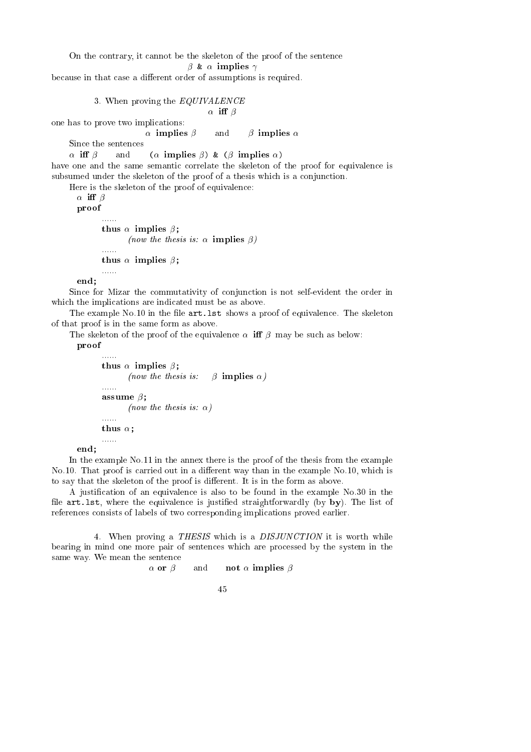On the contrary, it cannot be the skeleton of the proof of the sentence

$$\beta \ \texttt{\&} \ \alpha \ \textbf{implies} \ \gamma$$

because in that case a different order of assumptions is required.

3. When proving the *EQUIVALENCE*

$$\alpha \ \textbf{iff} \ \beta$$

one has to prove two implications:

$$\alpha \ \textbf{implies} \ \beta \qquad \text{and} \qquad \beta \ \textbf{implies} \ \alpha$$

Since the sentences

$\alpha$ **iff** $\beta$ and ($\alpha$ **implies** $\beta$) & ($\beta$ **implies** $\alpha$)

have one and the same semantic correlate the skeleton of the proof for equivalence is subsumed under the skeleton of the proof of a thesis which is a conjunction.

Here is the skeleton of the proof of equivalence:

```
α iff β
proof
      ......
      thus α implies β;
            (now the thesis is: α implies β)
      ......
      thus α implies β;
      ......
end;
```

Since for Mizar the commutativity of conjunction is not self-evident the order in which the implications are indicated must be as above.

The example No.10 in the file `art.lst` shows a proof of equivalence. The skeleton of that proof is in the same form as above.

The skeleton of the proof of the equivalence $\alpha$ **iff** $\beta$ may be such as below:

```
proof
      ......
      thus α implies β;
            (now the thesis is:   β implies α)
      ......
      assume β;
            (now the thesis is: α)
      ......
      thus α;
      ......
end;
```

In the example No.11 in the annex there is the proof of the thesis from the example No.10. That proof is carried out in a different way than in the example No.10, which is to say that the skeleton of the proof is different. It is in the form as above.

A justification of an equivalence is also to be found in the example No.30 in the file `art.lst`, where the equivalence is justified straightforwardly (by **by**). The list of references consists of labels of two corresponding implications proved earlier.

4. When proving a *THESIS* which is a *DISJUNCTION* it is worth while bearing in mind one more pair of sentences which are processed by the system in the same way. We mean the sentence

$$\alpha \ \textbf{or} \ \beta \qquad \text{and} \qquad \textbf{not} \ \alpha \ \textbf{implies} \ \beta$$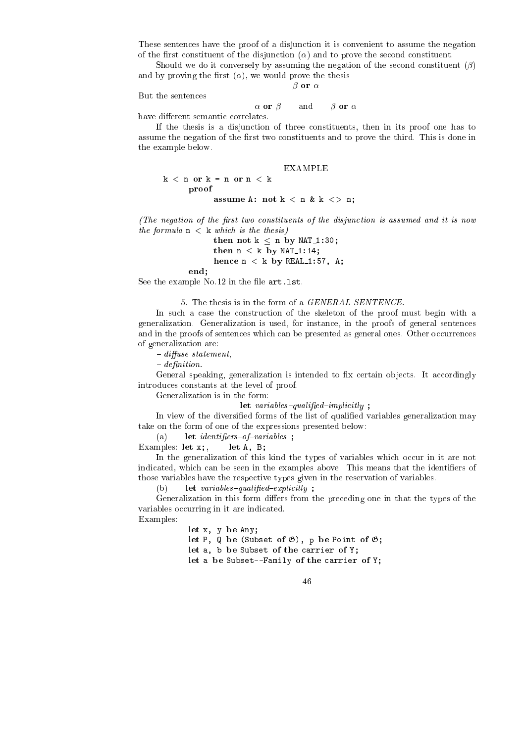These sentences have the proof of a disjunction it is convenient to assume the negation of the first constituent of the disjunction ($\alpha$) and to prove the second constituent.

Should we do it conversely by assuming the negation of the second constituent ($\beta$) and by proving the first ($\alpha$), we would prove the thesis

$$\beta \textbf{ or } \alpha$$

But the sentences

$$\alpha \textbf{ or } \beta \qquad \text{and} \qquad \beta \textbf{ or } \alpha$$

have different semantic correlates.

If the thesis is a disjunction of three constituents, then in its proof one has to assume the negation of the first two constituents and to prove the third. This is done in the example below.

EXAMPLE

```
k < n or k = n or n < k
      proof
            assume A: not k < n & k <> n;
```

*(The negation of the first two constituents of the disjunction is assumed and it is now the formula* `n < k` *which is the thesis)*

```
            then not k ≤ n by NAT_1:30;
            then n ≤ k by NAT_1:14;
            hence n < k by REAL_1:57, A;
      end;
```

See the example No.12 in the file `art.lst`.

5. The thesis is in the form of a *GENERAL SENTENCE.*

In such a case the construction of the skeleton of the proof must begin with a generalization. Generalization is used, for instance, in the proofs of general sentences and in the proofs of sentences which can be presented as general ones. Other occurrences of generalization are:

– *diffuse statement,*

– *definition.*

General speaking, generalization is intended to fix certain objects. It accordingly introduces constants at the level of proof.

Generalization is in the form:

**let** *variables–qualified–implicitly* **;**

In view of the diversified forms of the list of qualified variables generalization may take on the form of one of the expressions presented below:

(a) **let** *identifiers–of–variables* **;**

Examples: **let** `x`**;**, **let** `A, B`**;**

In the generalization of this kind the types of variables which occur in it are not indicated, which can be seen in the examples above. This means that the identifiers of those variables have the respective types given in the reservation of variables.

(b) **let** *variables–qualified–explicitly* **;**

Generalization in this form differs from the preceding one in that the types of the variables occurring in it are indicated.

Examples:

```
let x, y be Any;
let P, Q be (Subset of 𝔊), p be Point of 𝔊;
let a, b be Subset of the carrier of Y;
let a be Subset--Family of the carrier of Y;
```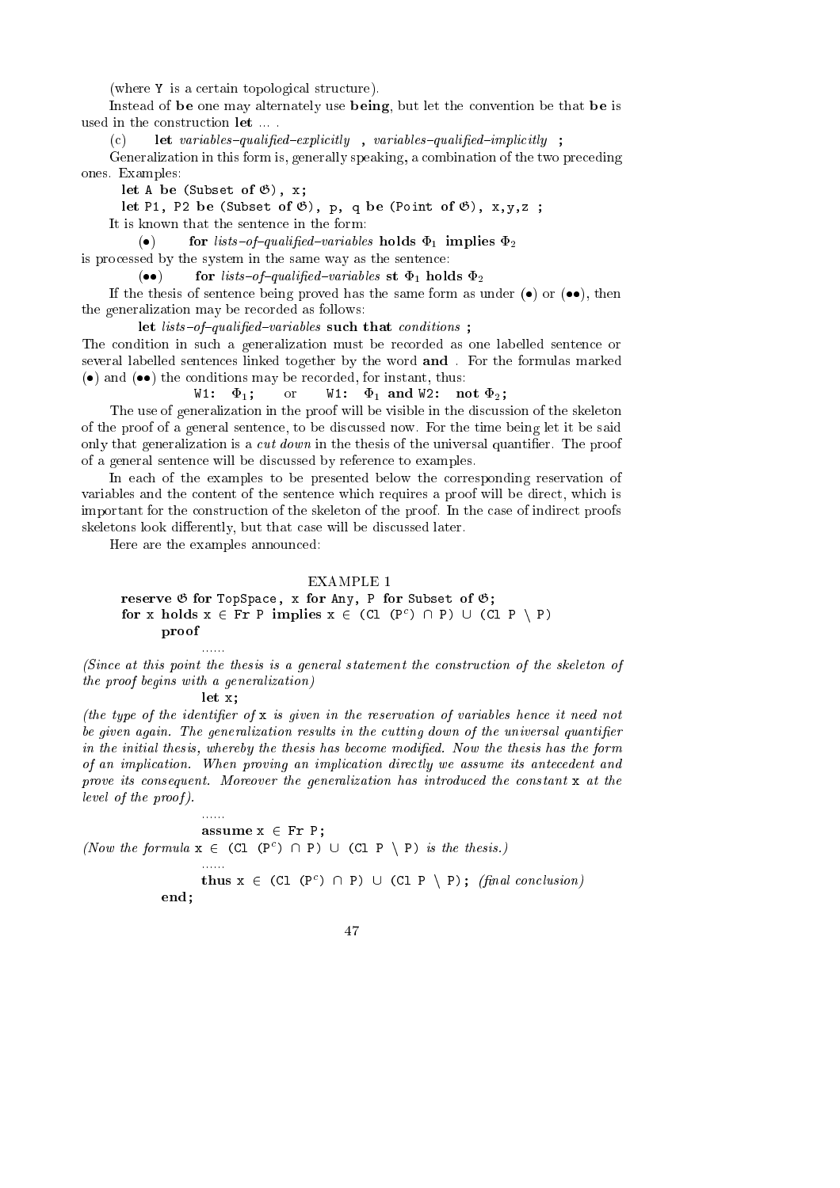(where Y is a certain topological structure).

Instead of **be** one may alternately use **being**, but let the convention be that **be** is used in the construction **let** ... .

(c) **let** *variables–qualified–explicitly* , *variables–qualified–implicitly* **;**

Generalization in this form is, generally speaking, a combination of the two preceding ones. Examples:

**let** A **be** (Subset **of** $\mathfrak{G}$), x;

**let** P1, P2 **be** (Subset **of** $\mathfrak{G}$), p, q **be** (Point **of** $\mathfrak{G}$), x,y,z ;

It is known that the sentence in the form:

($\bullet$) **for** *lists–of–qualified–variables* **holds** $\Phi_1$ **implies** $\Phi_2$

is processed by the system in the same way as the sentence:

($\bullet\bullet$) **for** *lists–of–qualified–variables* **st** $\Phi_1$ **holds** $\Phi_2$

If the thesis of sentence being proved has the same form as under ($\bullet$) or ($\bullet\bullet$), then the generalization may be recorded as follows:

**let** *lists–of–qualified–variables* **such that** *conditions* **;**

The condition in such a generalization must be recorded as one labelled sentence or several labelled sentences linked together by the word **and** . For the formulas marked ($\bullet$) and ($\bullet\bullet$) the conditions may be recorded, for instant, thus:

W1: $\Phi_1$; or W1: $\Phi_1$ **and** W2: **not** $\Phi_2$;

The use of generalization in the proof will be visible in the discussion of the skeleton of the proof of a general sentence, to be discussed now. For the time being let it be said only that generalization is a *cut down* in the thesis of the universal quantifier. The proof of a general sentence will be discussed by reference to examples.

In each of the examples to be presented below the corresponding reservation of variables and the content of the sentence which requires a proof will be direct, which is important for the construction of the skeleton of the proof. In the case of indirect proofs skeletons look differently, but that case will be discussed later.

Here are the examples announced:

EXAMPLE 1

**reserve** $\mathfrak{G}$ **for** TopSpace, x **for** Any, P **for** Subset **of** $\mathfrak{G}$;
**for** x **holds** x $\in$ Fr P **implies** x $\in$ (Cl (P$^c$) $\cap$ P) $\cup$ (Cl P $\setminus$ P)
**proof**

......

*(Since at this point the thesis is a general statement the construction of the skeleton of the proof begins with a generalization)*

**let** x;

*(the type of the identifier of* x *is given in the reservation of variables hence it need not be given again. The generalization results in the cutting down of the universal quantifier in the initial thesis, whereby the thesis has become modified. Now the thesis has the form of an implication. When proving an implication directly we assume its antecedent and prove its consequent. Moreover the generalization has introduced the constant* x *at the level of the proof).*

......

**assume** x $\in$ Fr P;

*(Now the formula* x $\in$ (Cl (P$^c$) $\cap$ P) $\cup$ (Cl P $\setminus$ P) *is the thesis.)*

......

**thus** x $\in$ (Cl (P$^c$) $\cap$ P) $\cup$ (Cl P $\setminus$ P); *(final conclusion)*

**end;**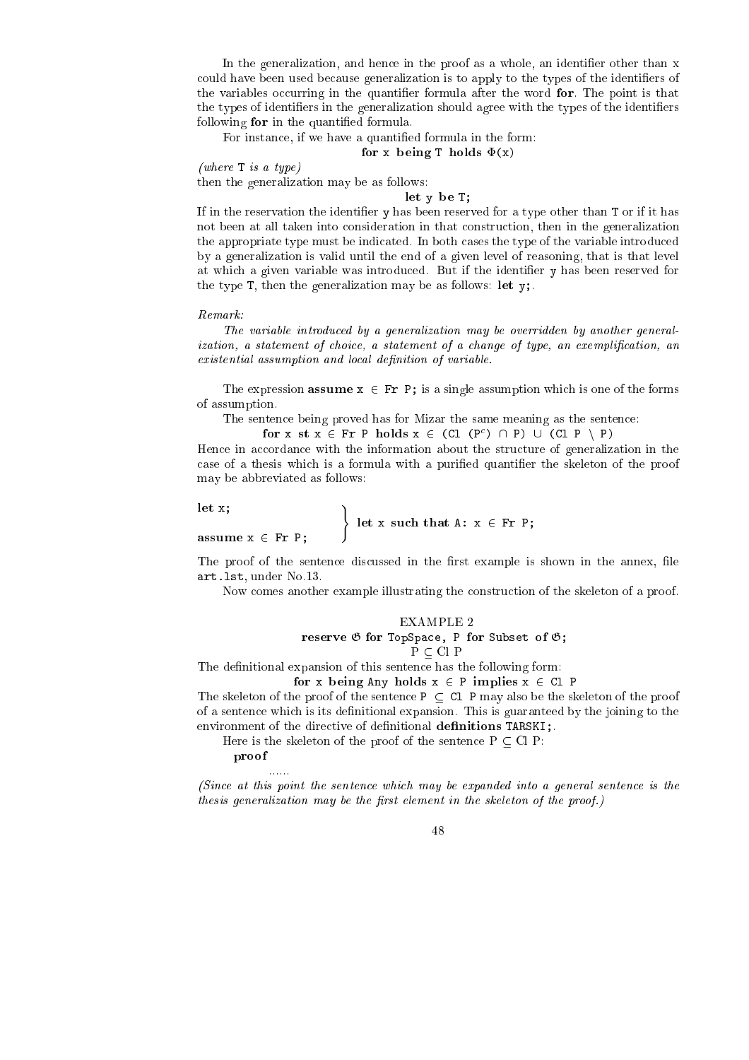In the generalization, and hence in the proof as a whole, an identifier other than x could have been used because generalization is to apply to the types of the identifiers of the variables occurring in the quantifier formula after the word **for**. The point is that the types of identifiers in the generalization should agree with the types of the identifiers following **for** in the quantified formula.

For instance, if we have a quantified formula in the form:

**for** x **being** T **holds** $\Phi$(x)

*(where* T *is a type)*

then the generalization may be as follows:

**let** y **be** T;

If in the reservation the identifier y has been reserved for a type other than T or if it has not been at all taken into consideration in that construction, then in the generalization the appropriate type must be indicated. In both cases the type of the variable introduced by a generalization is valid until the end of a given level of reasoning, that is that level at which a given variable was introduced. But if the identifier y has been reserved for the type T, then the generalization may be as follows: **let** y;.

*Remark:*

*The variable introduced by a generalization may be overridden by another generalization, a statement of choice, a statement of a change of type, an exemplification, an existential assumption and local definition of variable.*

The expression **assume** x $\in$ Fr P; is a single assumption which is one of the forms of assumption.

The sentence being proved has for Mizar the same meaning as the sentence:

**for** x **st** x $\in$ Fr P **holds** x $\in$ (Cl (P$^c$) $\cap$ P) $\cup$ (Cl P $\setminus$ P)

Hence in accordance with the information about the structure of generalization in the case of a thesis which is a formula with a purified quantifier the skeleton of the proof may be abbreviated as follows:

```
let x;                 }
                       }  let x such that A: x ∈ Fr P;
assume x ∈ Fr P;       }
```

The proof of the sentence discussed in the first example is shown in the annex, file art.lst, under No.13.

Now comes another example illustrating the construction of the skeleton of a proof.

EXAMPLE 2

**reserve** $\mathfrak{G}$ **for** TopSpace, P **for** Subset **of** $\mathfrak{G}$;

P $\subseteq$ Cl P

The definitional expansion of this sentence has the following form:

**for** x **being** Any **holds** x $\in$ P **implies** x $\in$ Cl P

The skeleton of the proof of the sentence P $\subseteq$ Cl P may also be the skeleton of the proof of a sentence which is its definitional expansion. This is guaranteed by the joining to the environment of the directive of definitional **definitions** TARSKI;.

Here is the skeleton of the proof of the sentence P $\subseteq$ Cl P:

**proof**

......

*(Since at this point the sentence which may be expanded into a general sentence is the thesis generalization may be the first element in the skeleton of the proof.)*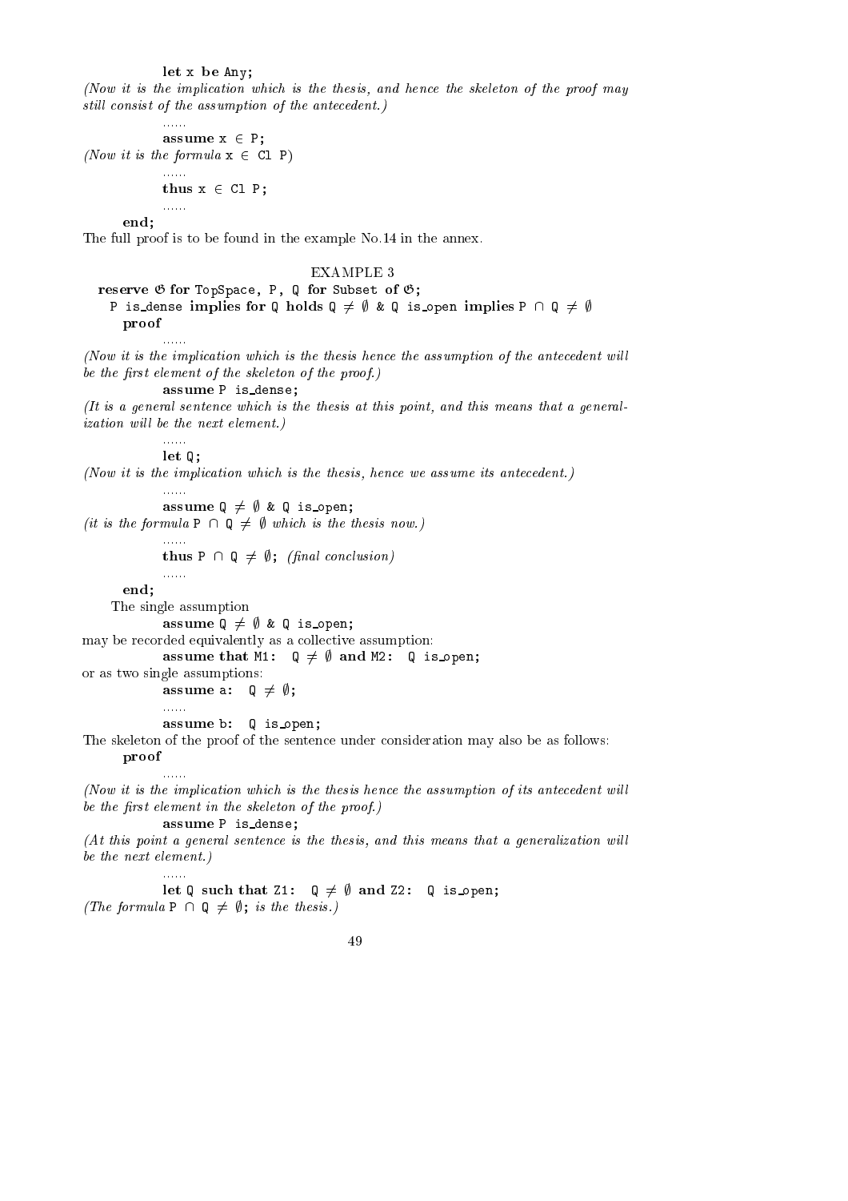```
        let x be Any;
```
*(Now it is the implication which is the thesis, and hence the skeleton of the proof may still consist of the assumption of the antecedent.)*
```
        ......
        assume x ∈ P;
```
*(Now it is the formula* `x ∈ Cl P`*)*
```
        ......
        thus x ∈ Cl P;
        ......
    end;
```
The full proof is to be found in the example No.14 in the annex.

EXAMPLE 3

```
  reserve 𝔊 for TopSpace, P, Q for Subset of 𝔊;
    P is_dense implies for Q holds Q ≠ ∅ & Q is_open implies P ∩ Q ≠ ∅
    proof
        ......
```
*(Now it is the implication which is the thesis hence the assumption of the antecedent will be the first element of the skeleton of the proof.)*
```
        assume P is_dense;
```
*(It is a general sentence which is the thesis at this point, and this means that a generalization will be the next element.)*
```
        ......
        let Q;
```
*(Now it is the implication which is the thesis, hence we assume its antecedent.)*
```
        ......
        assume Q ≠ ∅ & Q is_open;
```
*(it is the formula* `P ∩ Q ≠ ∅` *which is the thesis now.)*
```
        ......
        thus P ∩ Q ≠ ∅;  (final conclusion)
        ......
    end;
```
The single assumption
```
        assume Q ≠ ∅ & Q is_open;
```
may be recorded equivalently as a collective assumption:
```
        assume that M1:  Q ≠ ∅ and M2:  Q is_open;
```
or as two single assumptions:
```
        assume a:  Q ≠ ∅;
        ......
        assume b:  Q is_open;
```
The skeleton of the proof of the sentence under consideration may also be as follows:
```
    proof
        ......
```
*(Now it is the implication which is the thesis hence the assumption of its antecedent will be the first element in the skeleton of the proof.)*
```
        assume P is_dense;
```
*(At this point a general sentence is the thesis, and this means that a generalization will be the next element.)*
```
        ......
        let Q such that Z1:  Q ≠ ∅ and Z2:  Q is_open;
```
*(The formula* `P ∩ Q ≠ ∅;` *is the thesis.)*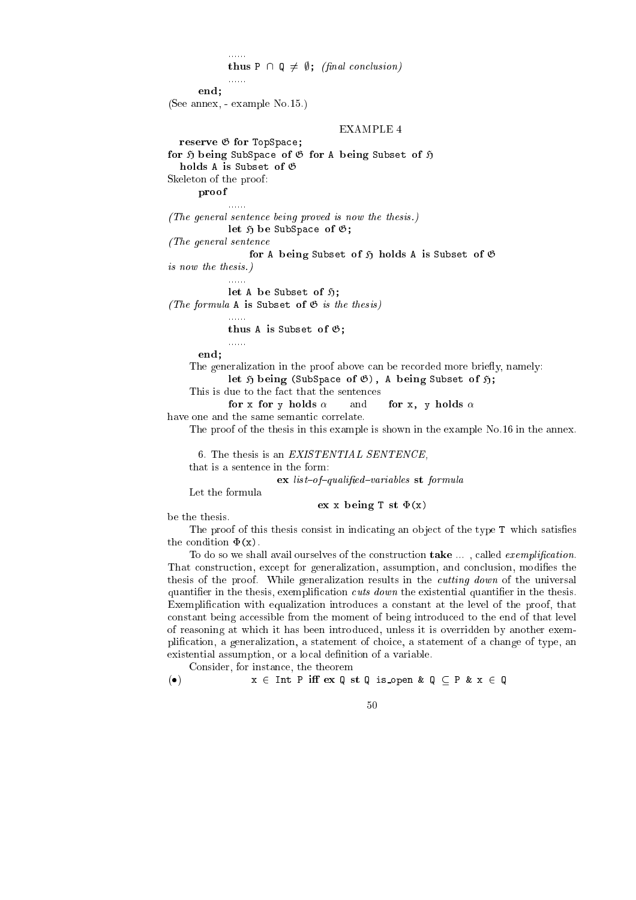```
        ......
        thus P ∩ Q ≠ ∅; (final conclusion)
        ......
    end;
```

(See annex, - example No.15.)

EXAMPLE 4

```
reserve 𝔊 for TopSpace;
for ℌ being SubSpace of 𝔊 for A being Subset of ℌ
   holds A is Subset of 𝔊
```

Skeleton of the proof:

```
    proof
        ......
```

*(The general sentence being proved is now the thesis.)*

```
        let ℌ be SubSpace of 𝔊;
```

*(The general sentence*

```
            for A being Subset of ℌ holds A is Subset of 𝔊
```

*is now the thesis.)*

```
        ......
        let A be Subset of ℌ;
```

*(The formula* `A is Subset of 𝔊` *is the thesis)*

```
        ......
        thus A is Subset of 𝔊;
        ......
    end;
```

The generalization in the proof above can be recorded more briefly, namely:

```
        let ℌ being (SubSpace of 𝔊), A being Subset of ℌ;
```

This is due to the fact that the sentences

**for** x **for** y **holds** $\alpha$ and **for** x, y **holds** $\alpha$

have one and the same semantic correlate.

The proof of the thesis in this example is shown in the example No.16 in the annex.

6. The thesis is an *EXISTENTIAL SENTENCE*,

that is a sentence in the form:

**ex** *list–of–qualified–variables* **st** *formula*

Let the formula

**ex** x **being** T **st** $\Phi$(x)

be the thesis.

The proof of this thesis consist in indicating an object of the type T which satisfies the condition $\Phi$(x).

To do so we shall avail ourselves of the construction **take** ... , called *exemplification*. That construction, except for generalization, assumption, and conclusion, modifies the thesis of the proof. While generalization results in the *cutting down* of the universal quantifier in the thesis, exemplification *cuts down* the existential quantifier in the thesis. Exemplification with equalization introduces a constant at the level of the proof, that constant being accessible from the moment of being introduced to the end of that level of reasoning at which it has been introduced, unless it is overridden by another exemplification, a generalization, a statement of choice, a statement of a change of type, an existential assumption, or a local definition of a variable.

Consider, for instance, the theorem

(•) x ∈ Int P **iff** **ex** Q **st** Q is_open & Q ⊆ P & x ∈ Q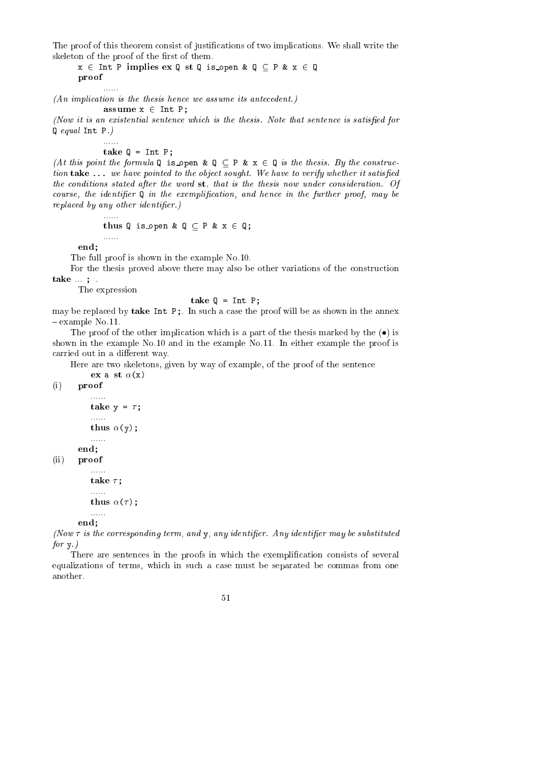The proof of this theorem consist of justifications of two implications. We shall write the skeleton of the proof of the first of them.

```
x ∈ Int P implies ex Q st Q is_open & Q ⊆ P & x ∈ Q
proof
      ......
```

*(An implication is the thesis hence we assume its antecedent.)*

```
      assume x ∈ Int P;
```

*(Now it is an existential sentence which is the thesis. Note that sentence is satisfied for* `Q` *equal* `Int P`*.)*

```
      ......
      take Q = Int P;
```

*(At this point the formula* `Q is_open & Q ⊆ P & x ∈ Q` *is the thesis. By the construction* **take ...** *we have pointed to the object sought. We have to verify whether it satisfied the conditions stated after the word* **st***, that is the thesis now under consideration. Of course, the identifier* `Q` *in the exemplification, and hence in the further proof, may be replaced by any other identifier.)*

```
      ......
      thus Q is_open & Q ⊆ P & x ∈ Q;
      ......
end;
```

The full proof is shown in the example No.10.

For the thesis proved above there may also be other variations of the construction **take** ... **;** .

The expression

```
take Q = Int P;
```

may be replaced by **take** `Int P;`. In such a case the proof will be as shown in the annex – example No.11.

The proof of the other implication which is a part of the thesis marked by the (•) is shown in the example No.10 and in the example No.11. In either example the proof is carried out in a different way.

Here are two skeletons, given by way of example, of the proof of the sentence

```
    ex a st α(x)
(i) proof
      ......
      take y = τ;
      ......
      thus α(y);
      ......
    end;
(ii) proof
      ......
      take τ;
      ......
      thus α(τ);
      ......
    end;
```

*(Now $\tau$ is the corresponding term, and* `y`*, any identifier. Any identifier may be substituted for* `y`*.)*

There are sentences in the proofs in which the exemplification consists of several equalizations of terms, which in such a case must be separated be commas from one another.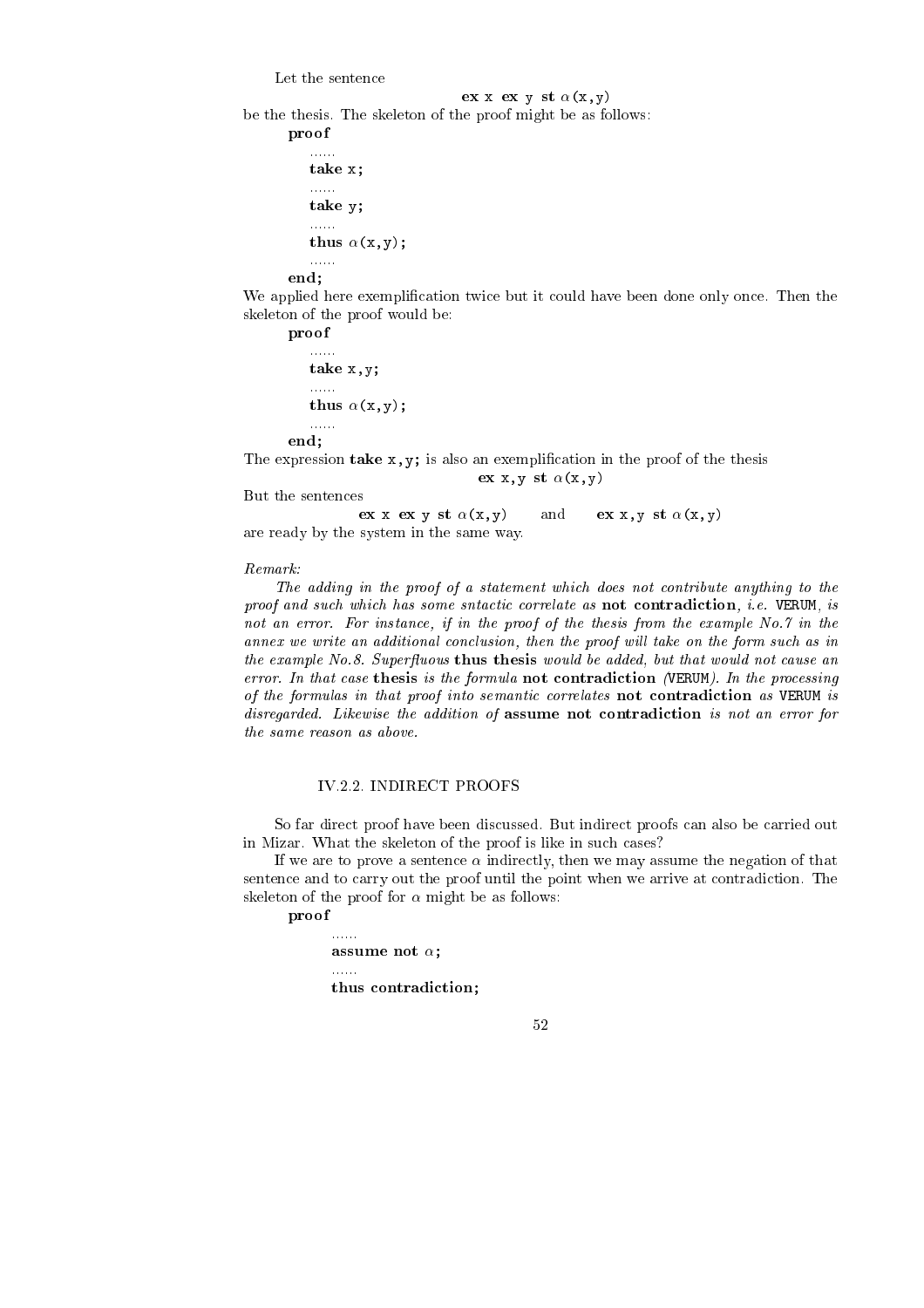Let the sentence

**ex** x **ex** y **st** $\alpha$(x,y)

be the thesis. The skeleton of the proof might be as follows:

```
proof
    ......
    take x;
    ......
    take y;
    ......
    thus α(x,y);
    ......
end;
```

We applied here exemplification twice but it could have been done only once. Then the skeleton of the proof would be:

```
proof
    ......
    take x,y;
    ......
    thus α(x,y);
    ......
end;
```

The expression **take** x,y; is also an exemplification in the proof of the thesis

**ex** x,y **st** $\alpha$(x,y)

But the sentences

**ex** x **ex** y **st** $\alpha$(x,y) and **ex** x,y **st** $\alpha$(x,y)

are ready by the system in the same way.

*Remark:*

*The adding in the proof of a statement which does not contribute anything to the proof and such which has some sntactic correlate as* **not contradiction**, *i.e.* VERUM, *is not an error. For instance, if in the proof of the thesis from the example No.7 in the annex we write an additional conclusion, then the proof will take on the form such as in the example No.8. Superfluous* **thus thesis** *would be added, but that would not cause an error. In that case* **thesis** *is the formula* **not contradiction** *(*VERUM*). In the processing of the formulas in that proof into semantic correlates* **not contradiction** *as* VERUM *is disregarded. Likewise the addition of* **assume not contradiction** *is not an error for the same reason as above.*

### IV.2.2. INDIRECT PROOFS

So far direct proof have been discussed. But indirect proofs can also be carried out in Mizar. What the skeleton of the proof is like in such cases?

If we are to prove a sentence $\alpha$ indirectly, then we may assume the negation of that sentence and to carry out the proof until the point when we arrive at contradiction. The skeleton of the proof for $\alpha$ might be as follows:

```
proof
    ......
    assume not α;
    ......
    thus contradiction;
```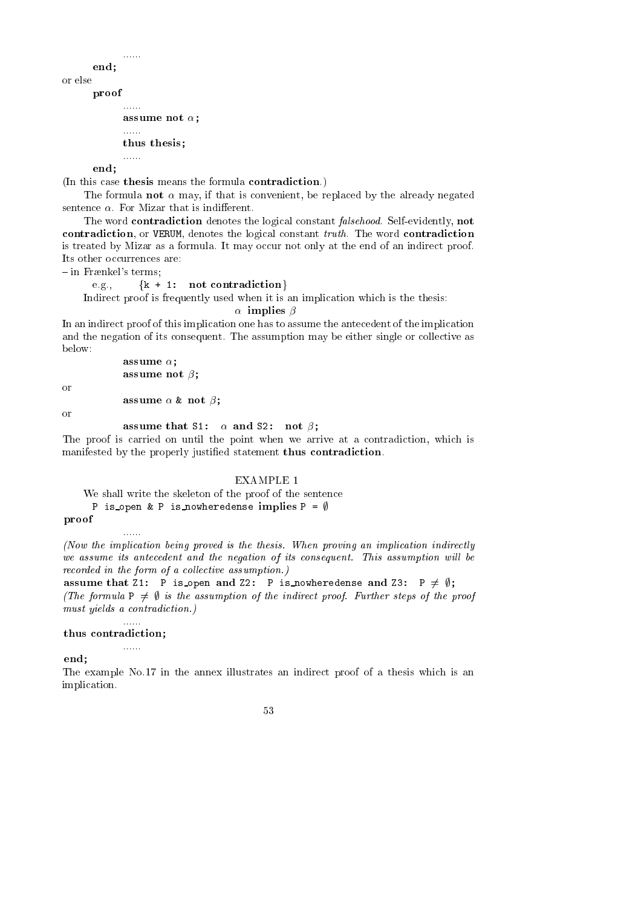```
        ......
    end;
```

or else

```
    proof
        ......
        assume not α;
        ......
        thus thesis;
        ......
    end;
```

(In this case **thesis** means the formula **contradiction**.)

The formula **not** $\alpha$ may, if that is convenient, be replaced by the already negated sentence $\alpha$. For Mizar that is indifferent.

The word **contradiction** denotes the logical constant *falsehood*. Self-evidently, **not contradiction**, or VERUM, denotes the logical constant *truth*. The word **contradiction** is treated by Mizar as a formula. It may occur not only at the end of an indirect proof. Its other occurrences are:

– in Frænkel's terms;

e.g., `{k + 1:   not contradiction}`

Indirect proof is frequently used when it is an implication which is the thesis:

$\alpha$ **implies** $\beta$

In an indirect proof of this implication one has to assume the antecedent of the implication and the negation of its consequent. The assumption may be either single or collective as below:

```
        assume α;
        assume not β;
```

or

```
        assume α & not β;
```

or

```
        assume that S1:  α and S2:  not β;
```

The proof is carried on until the point when we arrive at a contradiction, which is manifested by the properly justified statement **thus contradiction**.

EXAMPLE 1

We shall write the skeleton of the proof of the sentence

```
P is_open & P is_nowheredense implies P = ∅
```

```
proof
        ......
```

*(Now the implication being proved is the thesis. When proving an implication indirectly we assume its antecedent and the negation of its consequent. This assumption will be recorded in the form of a collective assumption.)*

```
assume that Z1:  P is_open and Z2:  P is_nowheredense and Z3:  P ≠ ∅;
```

*(The formula* P $\neq \emptyset$ *is the assumption of the indirect proof. Further steps of the proof must yields a contradiction.)*

```
        ......
thus contradiction;
        ......
end;
```

The example No.17 in the annex illustrates an indirect proof of a thesis which is an implication.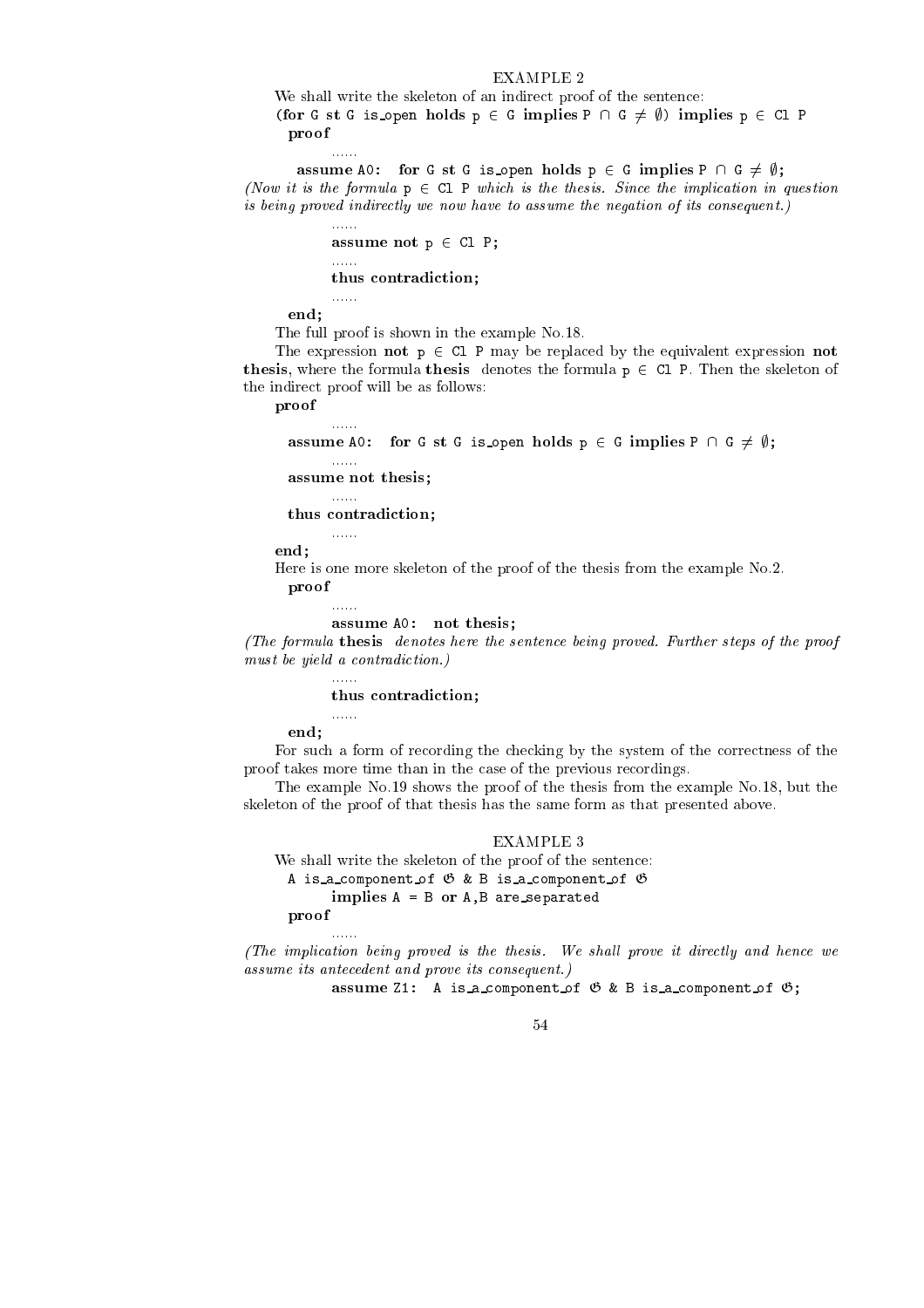### EXAMPLE 2

We shall write the skeleton of an indirect proof of the sentence:

```
(for G st G is_open holds p ∈ G implies P ∩ G ≠ ∅) implies p ∈ Cl P
  proof
        ......
    assume A0:  for G st G is_open holds p ∈ G implies P ∩ G ≠ ∅;
```

*(Now it is the formula* p ∈ Cl P *which is the thesis. Since the implication in question is being proved indirectly we now have to assume the negation of its consequent.)*

```
        ......
        assume not p ∈ Cl P;
        ......
        thus contradiction;
        ......
  end;
```

The full proof is shown in the example No.18.

The expression **not** p ∈ Cl P may be replaced by the equivalent expression **not thesis**, where the formula **thesis** denotes the formula p ∈ Cl P. Then the skeleton of the indirect proof will be as follows:

```
proof
        ......
  assume A0:  for G st G is_open holds p ∈ G implies P ∩ G ≠ ∅;
        ......
  assume not thesis;
        ......
  thus contradiction;
        ......
end;
```

Here is one more skeleton of the proof of the thesis from the example No.2.

```
  proof
        ......
        assume A0:  not thesis;
```

*(The formula* **thesis** *denotes here the sentence being proved. Further steps of the proof must be yield a contradiction.)*

```
        ......
        thus contradiction;
        ......
  end;
```

For such a form of recording the checking by the system of the correctness of the proof takes more time than in the case of the previous recordings.

The example No.19 shows the proof of the thesis from the example No.18, but the skeleton of the proof of that thesis has the same form as that presented above.

### EXAMPLE 3

We shall write the skeleton of the proof of the sentence:

```
  A is_a_component_of 𝔊 & B is_a_component_of 𝔊
        implies A = B or A,B are_separated
  proof
        ......
```

*(The implication being proved is the thesis. We shall prove it directly and hence we assume its antecedent and prove its consequent.)*

```
        assume Z1:  A is_a_component_of 𝔊 & B is_a_component_of 𝔊;
```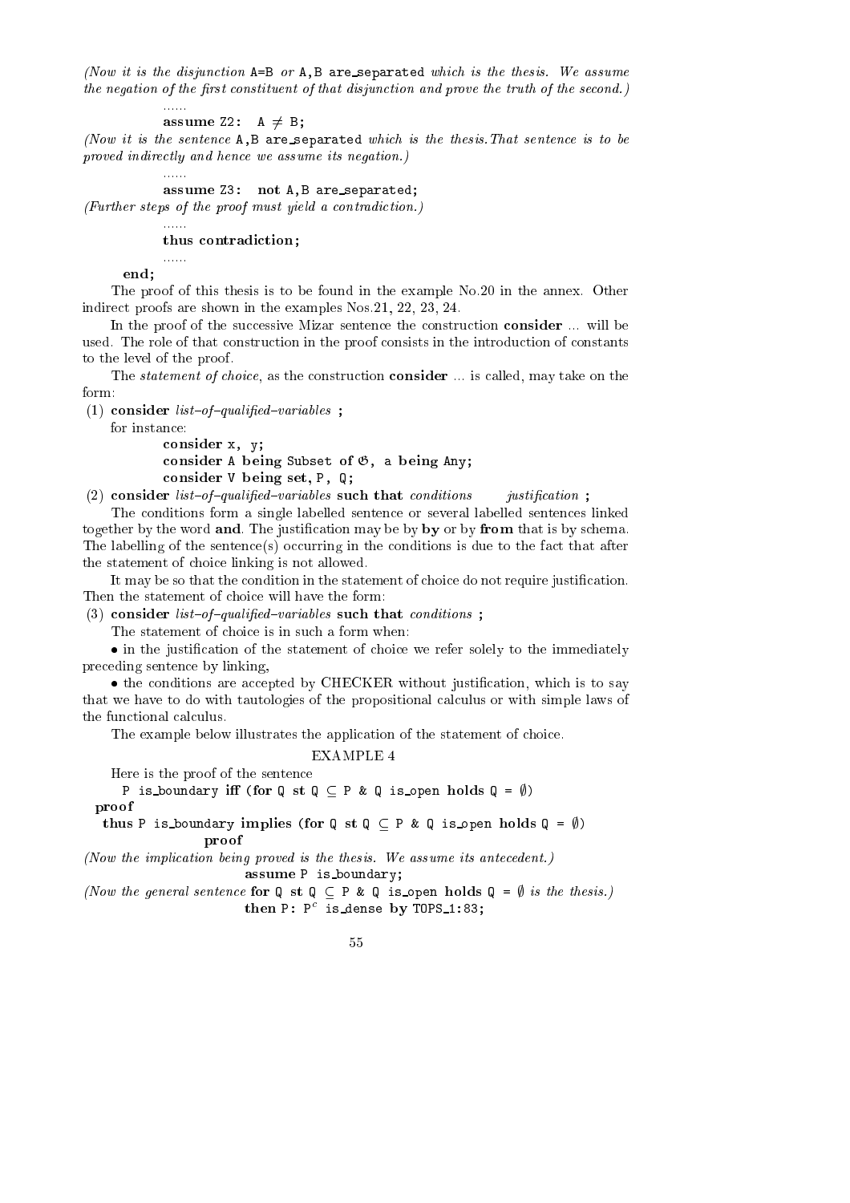*(Now it is the disjunction* A=B *or* A,B are_separated *which is the thesis. We assume the negation of the first constituent of that disjunction and prove the truth of the second.)*

```
......
assume Z2:  A ≠ B;
```

*(Now it is the sentence* A,B are_separated *which is the thesis. That sentence is to be proved indirectly and hence we assume its negation.)*

```
......
assume Z3:  not A,B are_separated;
```

*(Further steps of the proof must yield a contradiction.)*

```
......
thus contradiction;
......
end;
```

The proof of this thesis is to be found in the example No.20 in the annex. Other indirect proofs are shown in the examples Nos.21, 22, 23, 24.

In the proof of the successive Mizar sentence the construction **consider** ... will be used. The role of that construction in the proof consists in the introduction of constants to the level of the proof.

The *statement of choice*, as the construction **consider** ... is called, may take on the form:

(1) **consider** *list–of–qualified–variables* **;**

for instance:

```
consider x, y;
consider A being Subset of 𝔊, a being Any;
consider V being set, P, Q;
```

(2) **consider** *list–of–qualified–variables* **such that** *conditions*  *justification* **;**

The conditions form a single labelled sentence or several labelled sentences linked together by the word **and**. The justification may be by **by** or by **from** that is by schema. The labelling of the sentence(s) occurring in the conditions is due to the fact that after the statement of choice linking is not allowed.

It may be so that the condition in the statement of choice do not require justification. Then the statement of choice will have the form:

(3) **consider** *list–of–qualified–variables* **such that** *conditions* **;**

The statement of choice is in such a form when:

- in the justification of the statement of choice we refer solely to the immediately preceding sentence by linking,
- the conditions are accepted by CHECKER without justification, which is to say that we have to do with tautologies of the propositional calculus or with simple laws of the functional calculus.

The example below illustrates the application of the statement of choice.

### EXAMPLE 4

Here is the proof of the sentence

```
P is_boundary iff (for Q st Q ⊆ P & Q is_open holds Q = ∅)
proof
 thus P is_boundary implies (for Q st Q ⊆ P & Q is_open holds Q = ∅)
        proof
```

*(Now the implication being proved is the thesis. We assume its antecedent.)*

```
assume P is_boundary;
```

*(Now the general sentence* **for** Q **st** Q ⊆ P & Q is_open **holds** Q = ∅ *is the thesis.)*

```
then P: P^c is_dense by TOPS_1:83;
```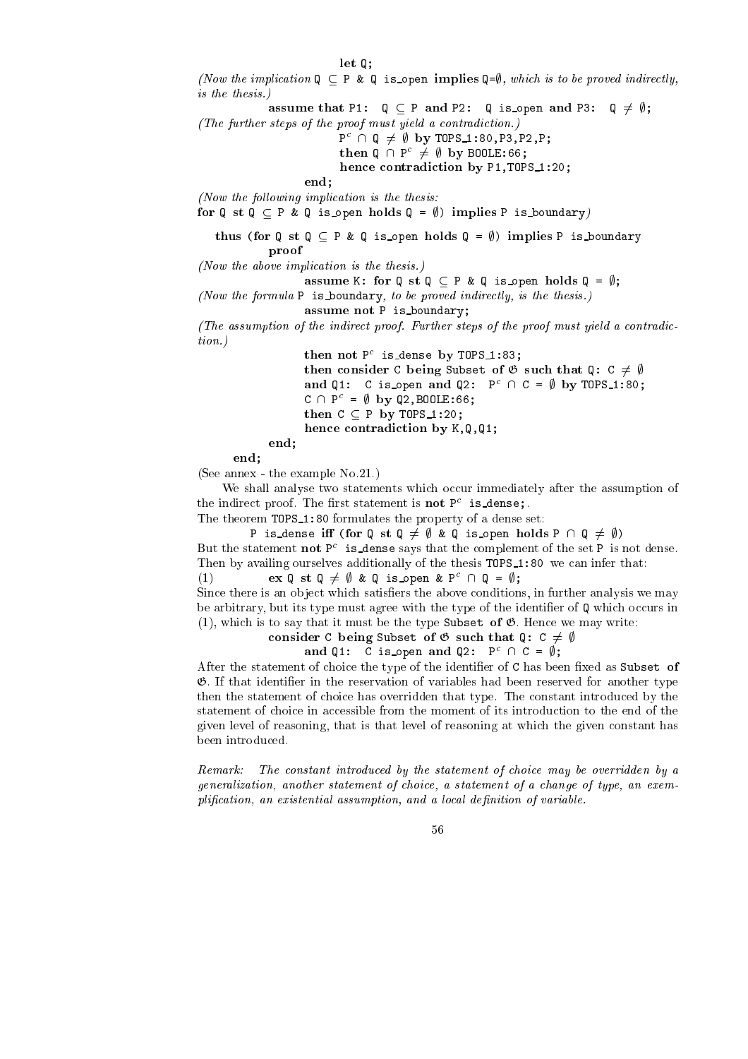```
                    let Q;
```

*(Now the implication* `Q ⊆ P & Q is_open` **implies** `Q=∅`*, which is to be proved indirectly, is the thesis.)*

```
            assume that P1:  Q ⊆ P and P2:  Q is_open and P3:  Q ≠ ∅;
```

*(The further steps of the proof must yield a contradiction.)*

```
                    Pc ∩ Q ≠ ∅ by TOPS_1:80,P3,P2,P;
                    then Q ∩ Pc ≠ ∅ by BOOLE:66;
                    hence contradiction by P1,TOPS_1:20;
                end;
```

*(Now the following implication is the thesis:*
**for** `Q` **st** `Q ⊆ P & Q is_open` **holds** `Q = ∅)` **implies** `P is_boundary`*)*

```
   thus (for Q st Q ⊆ P & Q is_open holds Q = ∅) implies P is_boundary
           proof
```

*(Now the above implication is the thesis.)*

```
                assume K: for Q st Q ⊆ P & Q is_open holds Q = ∅;
```

*(Now the formula* `P is_boundary`*, to be proved indirectly, is the thesis.)*

```
                assume not P is_boundary;
```

*(The assumption of the indirect proof. Further steps of the proof must yield a contradiction.)*

```
                then not Pc is_dense by TOPS_1:83;
                then consider C being Subset of 𝔊 such that Q: C ≠ ∅
                and Q1:  C is_open and Q2:  Pc ∩ C = ∅ by TOPS_1:80;
                C ∩ Pc = ∅ by Q2,BOOLE:66;
                then C ⊆ P by TOPS_1:20;
                hence contradiction by K,Q,Q1;
           end;
      end;
```

(See annex - the example No.21.)

We shall analyse two statements which occur immediately after the assumption of the indirect proof. The first statement is **not** `Pc is_dense;`.

The theorem `TOPS_1:80` formulates the property of a dense set:

```
        P is_dense iff (for Q st Q ≠ ∅ & Q is_open holds P ∩ Q ≠ ∅)
```

But the statement **not** `Pc is_dense` says that the complement of the set `P` is not dense. Then by availing ourselves additionally of the thesis `TOPS_1:80` we can infer that:

```
(1)          ex Q st Q ≠ ∅ & Q is_open & Pc ∩ Q = ∅;
```

Since there is an object which satisfiers the above conditions, in further analysis we may be arbitrary, but its type must agree with the type of the identifier of `Q` which occurs in (1), which is to say that it must be the type `Subset of 𝔊`. Hence we may write:

```
            consider C being Subset of 𝔊 such that Q: C ≠ ∅
                 and Q1:  C is_open and Q2:  Pc ∩ C = ∅;
```

After the statement of choice the type of the identifier of `C` has been fixed as `Subset of 𝔊`. If that identifier in the reservation of variables had been reserved for another type then the statement of choice has overridden that type. The constant introduced by the statement of choice in accessible from the moment of its introduction to the end of the given level of reasoning, that is that level of reasoning at which the given constant has been introduced.

*Remark: The constant introduced by the statement of choice may be overridden by a generalization, another statement of choice, a statement of a change of type, an exemplification, an existential assumption, and a local definition of variable.*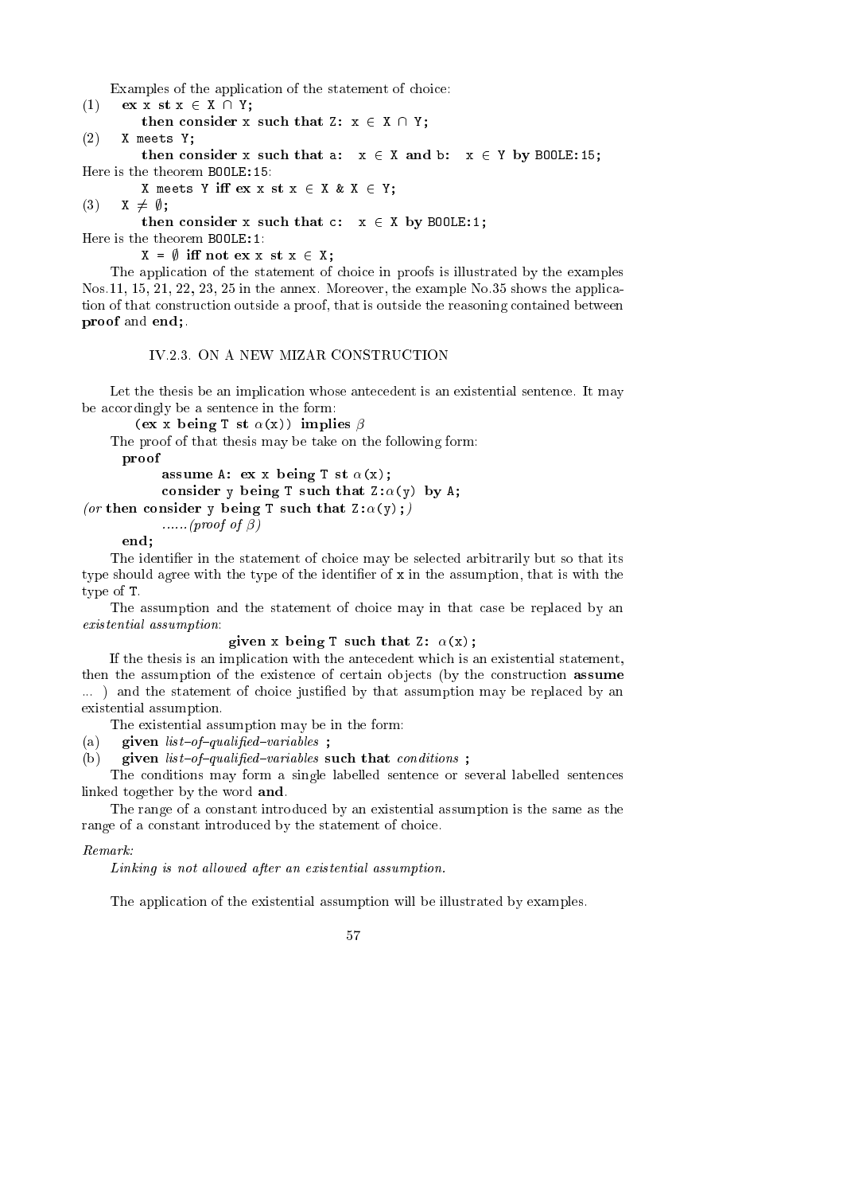Examples of the application of the statement of choice:

(1) **ex** x **st** x ∈ X ∩ Y;
  **then consider** x **such that** Z: x ∈ X ∩ Y;

(2) X meets Y;
  **then consider** x **such that** a: x ∈ X **and** b: x ∈ Y **by** BOOLE:15;

Here is the theorem BOOLE:15:

  X meets Y **iff ex** x **st** x ∈ X & X ∈ Y;

(3) X ≠ ∅;
  **then consider** x **such that** c: x ∈ X **by** BOOLE:1;

Here is the theorem BOOLE:1:

  X = ∅ **iff not ex** x **st** x ∈ X;

The application of the statement of choice in proofs is illustrated by the examples Nos.11, 15, 21, 22, 23, 25 in the annex. Moreover, the example No.35 shows the application of that construction outside a proof, that is outside the reasoning contained between **proof** and **end;**.

### IV.2.3. ON A NEW MIZAR CONSTRUCTION

Let the thesis be an implication whose antecedent is an existential sentence. It may be accordingly be a sentence in the form:

  (**ex** x **being** T **st** $\alpha$(x)) **implies** $\beta$

The proof of that thesis may be take on the following form:

  **proof**
    **assume** A: **ex** x **being** T **st** $\alpha$(x);
    **consider** y **being** T **such that** Z:$\alpha$(y) **by** A;
*(or* **then consider** y **being** T **such that** Z:$\alpha$(y);*)*
    ......*(proof of* $\beta$*)*
  **end;**

The identifier in the statement of choice may be selected arbitrarily but so that its type should agree with the type of the identifier of x in the assumption, that is with the type of T.

The assumption and the statement of choice may in that case be replaced by an *existential assumption*:

  **given** x **being** T **such that** Z: $\alpha$(x);

If the thesis is an implication with the antecedent which is an existential statement, then the assumption of the existence of certain objects (by the construction **assume** ... ) and the statement of choice justified by that assumption may be replaced by an existential assumption.

The existential assumption may be in the form:

(a) **given** *list–of–qualified–variables* **;**

(b) **given** *list–of–qualified–variables* **such that** *conditions* **;**

The conditions may form a single labelled sentence or several labelled sentences linked together by the word **and**.

The range of a constant introduced by an existential assumption is the same as the range of a constant introduced by the statement of choice.

*Remark:*

*Linking is not allowed after an existential assumption.*

The application of the existential assumption will be illustrated by examples.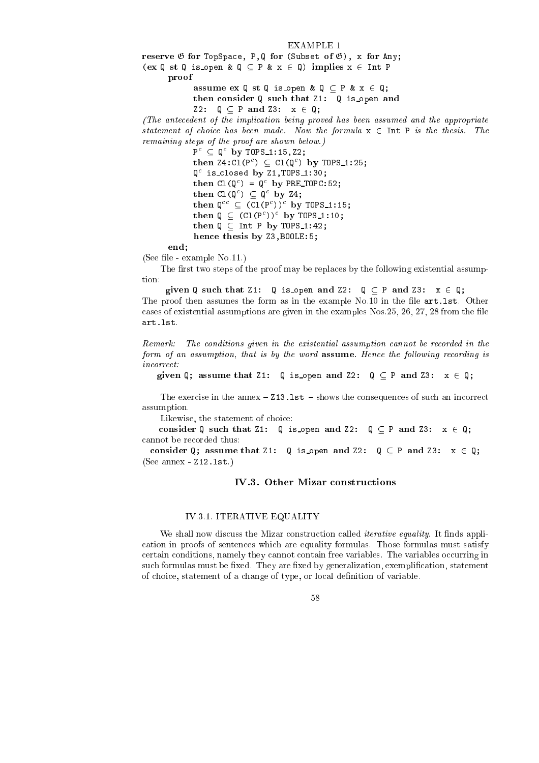EXAMPLE 1

```
reserve 𝔊 for TopSpace, P,Q for (Subset of 𝔊), x for Any;
(ex Q st Q is_open & Q ⊆ P & x ∈ Q) implies x ∈ Int P
    proof
        assume ex Q st Q is_open & Q ⊆ P & x ∈ Q;
        then consider Q such that Z1: Q is_open and
        Z2: Q ⊆ P and Z3: x ∈ Q;
```

*(The antecedent of the implication being proved has been assumed and the appropriate statement of choice has been made. Now the formula* x ∈ Int P *is the thesis. The remaining steps of the proof are shown below.)*

```
        P^c ⊆ Q^c by TOPS_1:15,Z2;
        then Z4:Cl(P^c) ⊆ Cl(Q^c) by TOPS_1:25;
        Q^c is_closed by Z1,TOPS_1:30;
        then Cl(Q^c) = Q^c by PRE_TOPC:52;
        then Cl(Q^c) ⊆ Q^c by Z4;
        then Q^cc ⊆ (Cl(P^c))^c by TOPS_1:15;
        then Q ⊆ (Cl(P^c))^c by TOPS_1:10;
        then Q ⊆ Int P by TOPS_1:42;
        hence thesis by Z3,BOOLE:5;
    end;
```

(See file - example No.11.)

The first two steps of the proof may be replaces by the following existential assumption:

```
given Q such that Z1: Q is_open and Z2: Q ⊆ P and Z3: x ∈ Q;
```

The proof then assumes the form as in the example No.10 in the file `art.lst`. Other cases of existential assumptions are given in the examples Nos.25, 26, 27, 28 from the file `art.lst`.

*Remark: The conditions given in the existential assumption cannot be recorded in the form of an assumption, that is by the word* **assume**. *Hence the following recording is incorrect:*

```
given Q; assume that Z1: Q is_open and Z2: Q ⊆ P and Z3: x ∈ Q;
```

The exercise in the annex – `Z13.lst` – shows the consequences of such an incorrect assumption.

Likewise, the statement of choice:

```
consider Q such that Z1: Q is_open and Z2: Q ⊆ P and Z3: x ∈ Q;
```

cannot be recorded thus:

```
consider Q; assume that Z1: Q is_open and Z2: Q ⊆ P and Z3: x ∈ Q;
```

(See annex - `Z12.lst`.)

## IV.3. Other Mizar constructions

### IV.3.1. ITERATIVE EQUALITY

We shall now discuss the Mizar construction called *iterative equality*. It finds application in proofs of sentences which are equality formulas. Those formulas must satisfy certain conditions, namely they cannot contain free variables. The variables occurring in such formulas must be fixed. They are fixed by generalization, exemplification, statement of choice, statement of a change of type, or local definition of variable.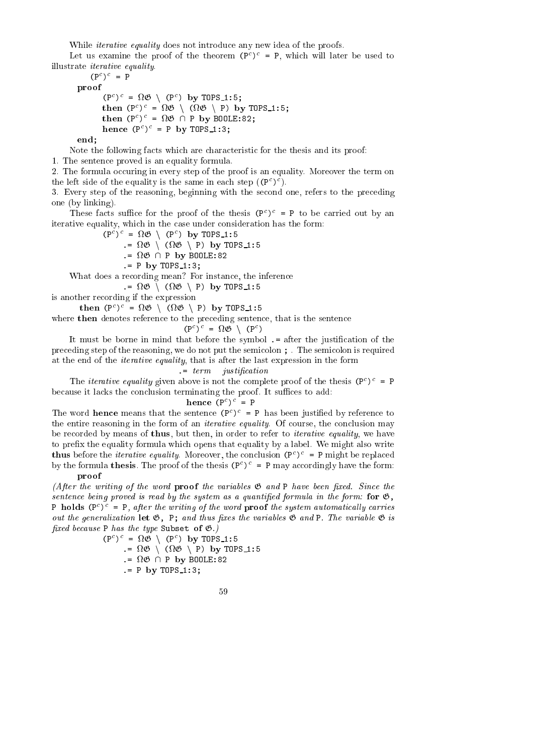While *iterative equality* does not introduce any new idea of the proofs.

Let us examine the proof of the theorem $(P^c)^c$ = P, which will later be used to illustrate *iterative equality*.

```
(P^c)^c = P
  proof
     (P^c)^c = ΩG \ (P^c) by TOPS_1:5;
     then (P^c)^c = ΩG \ (ΩG \ P) by TOPS_1:5;
     then (P^c)^c = ΩG ∩ P by BOOLE:82;
     hence (P^c)^c = P by TOPS_1:3;
  end;
```

Note the following facts which are characteristic for the thesis and its proof:

1. The sentence proved is an equality formula.
2. The formula occuring in every step of the proof is an equality. Moreover the term on the left side of the equality is the same in each step ($(P^c)^c$).
3. Every step of the reasoning, beginning with the second one, refers to the preceding one (by linking).

These facts suffice for the proof of the thesis $(P^c)^c$ = P to be carried out by an iterative equality, which in the case under consideration has the form:

```
(P^c)^c = ΩG \ (P^c) by TOPS_1:5
     .= ΩG \ (ΩG \ P) by TOPS_1:5
     .= ΩG ∩ P by BOOLE:82
     .= P by TOPS_1:3;
```

What does a recording mean? For instance, the inference

```
     .= ΩG \ (ΩG \ P) by TOPS_1:5
```

is another recording if the expression

```
  then (P^c)^c = ΩG \ (ΩG \ P) by TOPS_1:5
```

where **then** denotes reference to the preceding sentence, that is the sentence

$(P^c)^c$ = ΩG \ $(P^c)$

It must be borne in mind that before the symbol `.=` after the justification of the preceding step of the reasoning, we do not put the semicolon **;** . The semicolon is required at the end of the *iterative equality*, that is after the last expression in the form

`.=` *term* *justification*

The *iterative equality* given above is not the complete proof of the thesis $(P^c)^c$ = P because it lacks the conclusion terminating the proof. It suffices to add:

**hence** $(P^c)^c$ = P

The word **hence** means that the sentence $(P^c)^c$ = P has been justified by reference to the entire reasoning in the form of an *iterative equality*. Of course, the conclusion may be recorded by means of **thus**, but then, in order to refer to *iterative equality*, we have to prefix the equality formula which opens that equality by a label. We might also write **thus** before the *iterative equality*. Moreover, the conclusion $(P^c)^c$ = P might be replaced by the formula **thesis**. The proof of the thesis $(P^c)^c$ = P may accordingly have the form:

**proof**

*(After the writing of the word* **proof** *the variables* G *and* P *have been fixed. Since the sentence being proved is read by the system as a quantified formula in the form:* **for** G, P **holds** $(P^c)^c$ = P*, after the writing of the word* **proof** *the system automatically carries out the generalization* **let** G, P; *and thus fixes the variables* G *and* P*. The variable* G *is fixed because* P *has the type* Subset of G*.)*

```
(P^c)^c = ΩG \ (P^c) by TOPS_1:5
     .= ΩG \ (ΩG \ P) by TOPS_1:5
     .= ΩG ∩ P by BOOLE:82
     .= P by TOPS_1:3;
```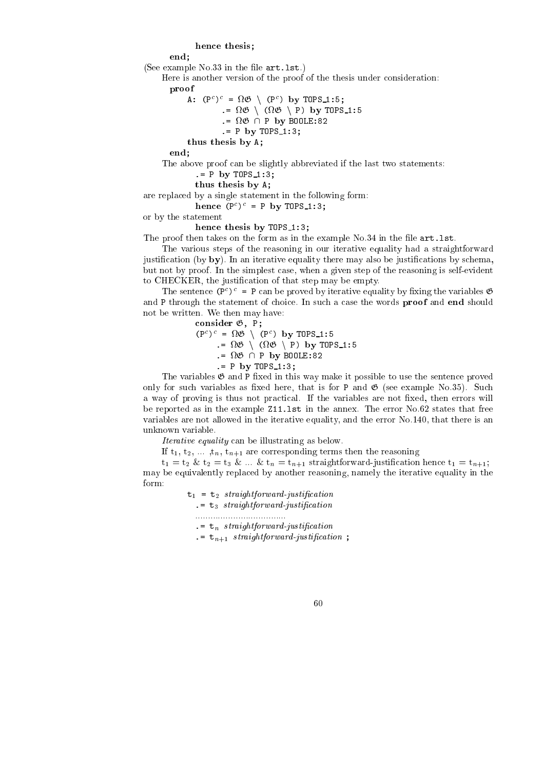```
      hence thesis;
   end;
```

(See example No.33 in the file `art.lst`.)

Here is another version of the proof of the thesis under consideration:

```
proof
   A: (P^c)^c = ΩG \ (P^c) by TOPS_1:5;
              .= ΩG \ (ΩG \ P) by TOPS_1:5
              .= ΩG ∩ P by BOOLE:82
              .= P by TOPS_1:3;
   thus thesis by A;
end;
```

The above proof can be slightly abbreviated if the last two statements:

```
      .= P by TOPS_1:3;
      thus thesis by A;
```

are replaced by a single statement in the following form:

```
      hence (P^c)^c = P by TOPS_1:3;
```

or by the statement

```
      hence thesis by TOPS_1:3;
```

The proof then takes on the form as in the example No.34 in the file `art.lst`.

The various steps of the reasoning in our iterative equality had a straightforward justification (by **by**). In an iterative equality there may also be justifications by schema, but not by proof. In the simplest case, when a given step of the reasoning is self-evident to CHECKER, the justification of that step may be empty.

The sentence $(P^c)^c = P$ can be proved by iterative equality by fixing the variables $\mathfrak{G}$ and P through the statement of choice. In such a case the words **proof** and **end** should not be written. We then may have:

```
      consider G, P;
      (P^c)^c = ΩG \ (P^c) by TOPS_1:5
            .= ΩG \ (ΩG \ P) by TOPS_1:5
            .= ΩG ∩ P by BOOLE:82
            .= P by TOPS_1:3;
```

The variables $\mathfrak{G}$ and P fixed in this way make it possible to use the sentence proved only for such variables as fixed here, that is for P and $\mathfrak{G}$ (see example No.35). Such a way of proving is thus not practical. If the variables are not fixed, then errors will be reported as in the example `Z11.lst` in the annex. The error No.62 states that free variables are not allowed in the iterative equality, and the error No.140, that there is an unknown variable.

*Iterative equality* can be illustrating as below.

If $t_1, t_2, \ldots, t_n, t_{n+1}$ are corresponding terms then the reasoning

$t_1 = t_2$ & $t_2 = t_3$ & ... & $t_n = t_{n+1}$ straightforward-justification hence $t_1 = t_{n+1}$;

may be equivalently replaced by another reasoning, namely the iterative equality in the form:

$t_1$ = $t_2$ *straightforward-justification*
   .= $t_3$ *straightforward-justification*
   ......................................
   .= $t_n$ *straightforward-justification*
   .= $t_{n+1}$ *straightforward-justification* ;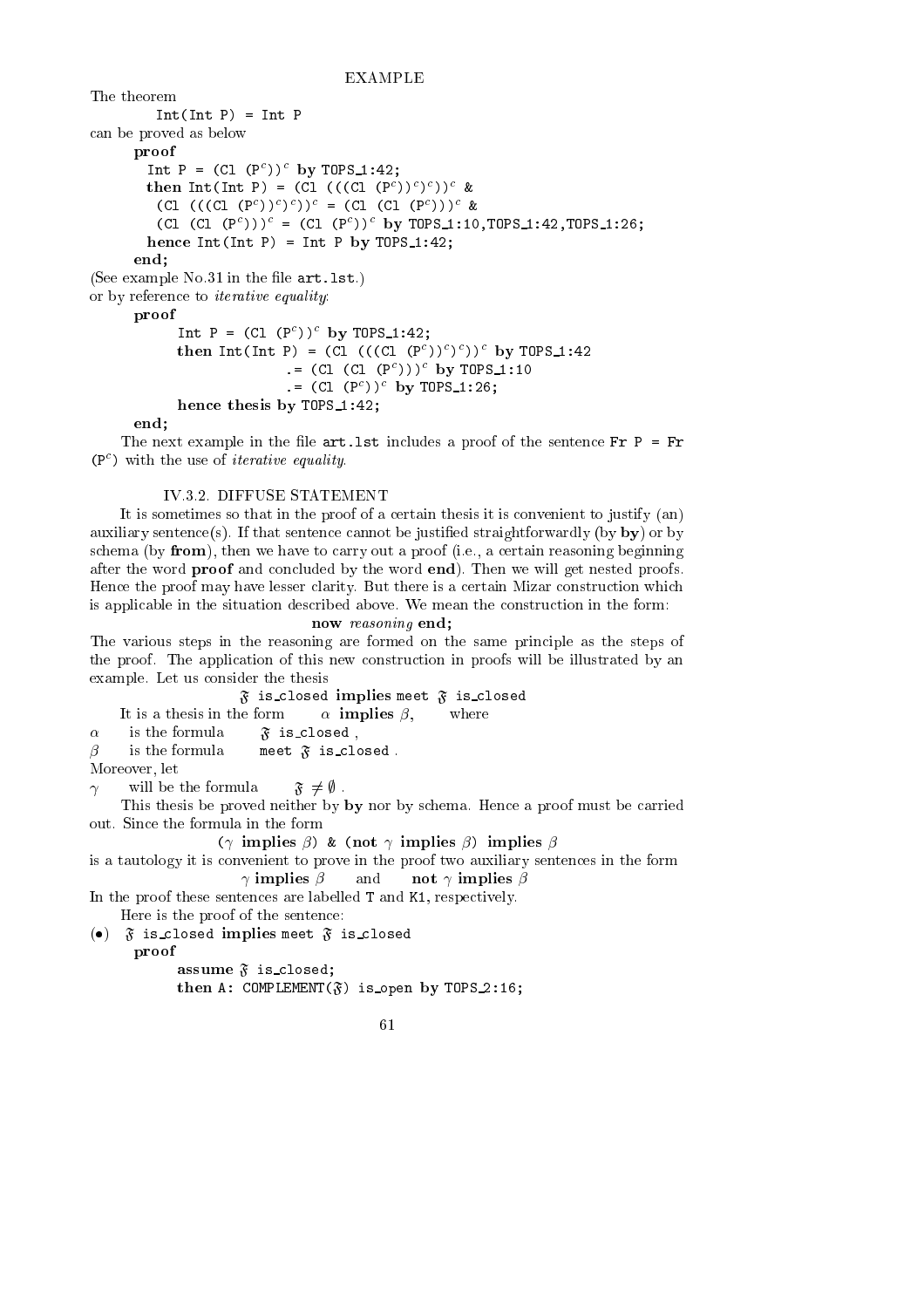EXAMPLE

The theorem

```
Int(Int P) = Int P
```

can be proved as below

```
proof
  Int P = (Cl (P^c))^c by TOPS_1:42;
  then Int(Int P) = (Cl (((Cl (P^c))^c)^c))^c &
   (Cl (((Cl (P^c))^c)^c))^c = (Cl (Cl (P^c)))^c &
   (Cl (Cl (P^c)))^c = (Cl (P^c))^c by TOPS_1:10,TOPS_1:42,TOPS_1:26;
  hence Int(Int P) = Int P by TOPS_1:42;
end;
```

(See example No.31 in the file `art.lst`.)

or by reference to *iterative equality*:

```
proof
    Int P = (Cl (P^c))^c by TOPS_1:42;
    then Int(Int P) = (Cl (((Cl (P^c))^c)^c))^c by TOPS_1:42
                 .= (Cl (Cl (P^c)))^c by TOPS_1:10
                 .= (Cl (P^c))^c by TOPS_1:26;
    hence thesis by TOPS_1:42;
end;
```

The next example in the file `art.lst` includes a proof of the sentence `Fr P = Fr (P^c)` with the use of *iterative equality*.

### IV.3.2. DIFFUSE STATEMENT

It is sometimes so that in the proof of a certain thesis it is convenient to justify (an) auxiliary sentence(s). If that sentence cannot be justified straightforwardly (by **by**) or by schema (by **from**), then we have to carry out a proof (i.e., a certain reasoning beginning after the word **proof** and concluded by the word **end**). Then we will get nested proofs. Hence the proof may have lesser clarity. But there is a certain Mizar construction which is applicable in the situation described above. We mean the construction in the form:

**now** *reasoning* **end;**

The various steps in the reasoning are formed on the same principle as the steps of the proof. The application of this new construction in proofs will be illustrated by an example. Let us consider the thesis

$\mathfrak{F}$ is_closed **implies** meet $\mathfrak{F}$ is_closed

It is a thesis in the form $\alpha$ **implies** $\beta$, where

$\alpha$ is the formula $\mathfrak{F}$ is_closed ,

$\beta$ is the formula meet $\mathfrak{F}$ is_closed .

Moreover, let

$\gamma$ will be the formula $\mathfrak{F} \neq \emptyset$ .

This thesis be proved neither by **by** nor by schema. Hence a proof must be carried out. Since the formula in the form

($\gamma$ **implies** $\beta$) & (**not** $\gamma$ **implies** $\beta$) **implies** $\beta$

is a tautology it is convenient to prove in the proof two auxiliary sentences in the form

$\gamma$ **implies** $\beta$ and **not** $\gamma$ **implies** $\beta$

In the proof these sentences are labelled `T` and `K1`, respectively.

Here is the proof of the sentence:

(•) $\mathfrak{F}$ is_closed **implies** meet $\mathfrak{F}$ is_closed

```
proof
    assume F is_closed;
    then A: COMPLEMENT(F) is_open by TOPS_2:16;
```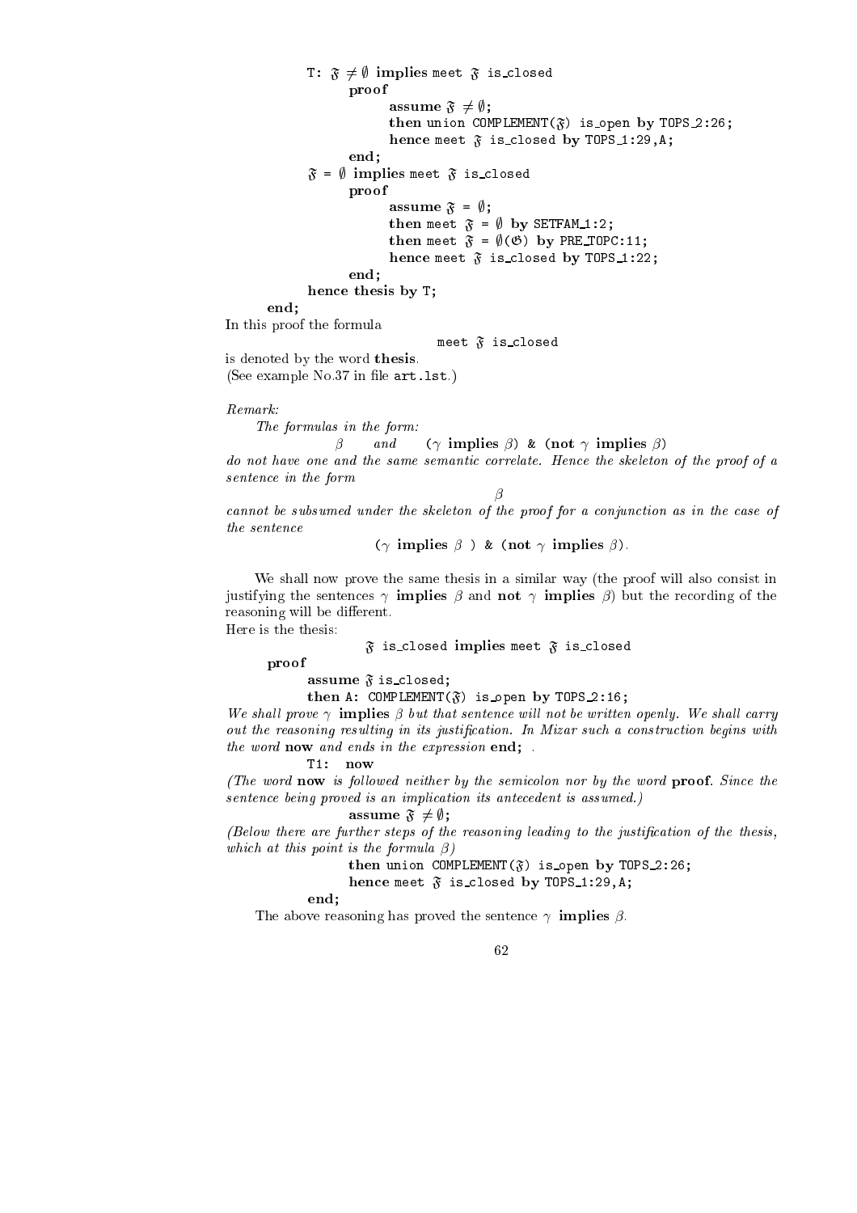```
T: 𝔉 ≠ ∅ implies meet 𝔉 is_closed
      proof
         assume 𝔉 ≠ ∅;
         then union COMPLEMENT(𝔉) is_open by TOPS_2:26;
         hence meet 𝔉 is_closed by TOPS_1:29,A;
      end;
   𝔉 = ∅ implies meet 𝔉 is_closed
      proof
         assume 𝔉 = ∅;
         then meet 𝔉 = ∅ by SETFAM_1:2;
         then meet 𝔉 = ∅(𝔊) by PRE_TOPC:11;
         hence meet 𝔉 is_closed by TOPS_1:22;
      end;
   hence thesis by T;
end;
```

In this proof the formula

```
meet 𝔉 is_closed
```

is denoted by the word **thesis**.
(See example No.37 in file `art.lst`.)

*Remark:*

*The formulas in the form:*

$\beta$ *and* ($\gamma$ **implies** $\beta$) & (**not** $\gamma$ **implies** $\beta$)

*do not have one and the same semantic correlate. Hence the skeleton of the proof of a sentence in the form*

$\beta$

*cannot be subsumed under the skeleton of the proof for a conjunction as in the case of the sentence*

($\gamma$ **implies** $\beta$ ) & (**not** $\gamma$ **implies** $\beta$).

We shall now prove the same thesis in a similar way (the proof will also consist in justifying the sentences $\gamma$ **implies** $\beta$ and **not** $\gamma$ **implies** $\beta$) but the recording of the reasoning will be different.
Here is the thesis:

```
𝔉 is_closed implies meet 𝔉 is_closed
proof
   assume 𝔉 is_closed;
   then A: COMPLEMENT(𝔉) is_open by TOPS_2:16;
```

*We shall prove* $\gamma$ **implies** $\beta$ *but that sentence will not be written openly. We shall carry out the reasoning resulting in its justification. In Mizar such a construction begins with the word* **now** *and ends in the expression* **end;** .

```
   T1: now
```

*(The word* **now** *is followed neither by the semicolon nor by the word* **proof**. *Since the sentence being proved is an implication its antecedent is assumed.)*

```
         assume 𝔉 ≠ ∅;
```

*(Below there are further steps of the reasoning leading to the justification of the thesis, which at this point is the formula* $\beta$*)*

```
         then union COMPLEMENT(𝔉) is_open by TOPS_2:26;
         hence meet 𝔉 is_closed by TOPS_1:29,A;
   end;
```

The above reasoning has proved the sentence $\gamma$ **implies** $\beta$.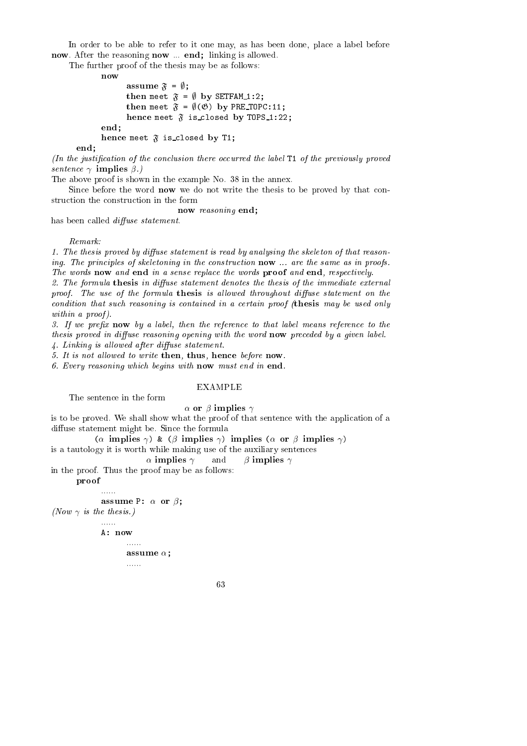In order to be able to refer to it one may, as has been done, place a label before **now**. After the reasoning **now** ... **end;** linking is allowed.

The further proof of the thesis may be as follows:

```
        now
              assume 𝔉 = ∅;
              then meet 𝔉 = ∅ by SETFAM_1:2;
              then meet 𝔉 = ∅(𝔊) by PRE_TOPC:11;
              hence meet 𝔉 is_closed by TOPS_1:22;
        end;
        hence meet 𝔉 is_closed by T1;
   end;
```

*(In the justification of the conclusion there occurred the label* T1 *of the previously proved sentence* $\gamma$ **implies** $\beta$*.)*

The above proof is shown in the example No. 38 in the annex.

Since before the word **now** we do not write the thesis to be proved by that construction the construction in the form

**now** *reasoning* **end;**

has been called *diffuse statement*.

*Remark:*

*1. The thesis proved by diffuse statement is read by analysing the skeleton of that reasoning. The principles of skeletoning in the construction* **now** *... are the same as in proofs. The words* **now** *and* **end** *in a sense replace the words* **proof** *and* **end***, respectively.*

*2. The formula* **thesis** *in diffuse statement denotes the thesis of the immediate external proof. The use of the formula* **thesis** *is allowed throughout diffuse statement on the condition that such reasoning is contained in a certain proof (***thesis** *may be used only within a proof).*

*3. If we prefix* **now** *by a label, then the reference to that label means reference to the thesis proved in diffuse reasoning opening with the word* **now** *preceded by a given label.*

*4. Linking is allowed after diffuse statement.*

*5. It is not allowed to write* **then, thus, hence** *before* **now***.*

*6. Every reasoning which begins with* **now** *must end in* **end***.*

## EXAMPLE

The sentence in the form

$\alpha$ **or** $\beta$ **implies** $\gamma$

is to be proved. We shall show what the proof of that sentence with the application of a diffuse statement might be. Since the formula

($\alpha$ **implies** $\gamma$) & ($\beta$ **implies** $\gamma$) **implies** ($\alpha$ **or** $\beta$ **implies** $\gamma$)

is a tautology it is worth while making use of the auxiliary sentences

$\alpha$ **implies** $\gamma$ and $\beta$ **implies** $\gamma$

in the proof. Thus the proof may be as follows:

```
   proof
        ......
        assume P: α or β;
```

*(Now* $\gamma$ *is the thesis.)*

```
        ......
        A: now
              ......
              assume α;
              ......
```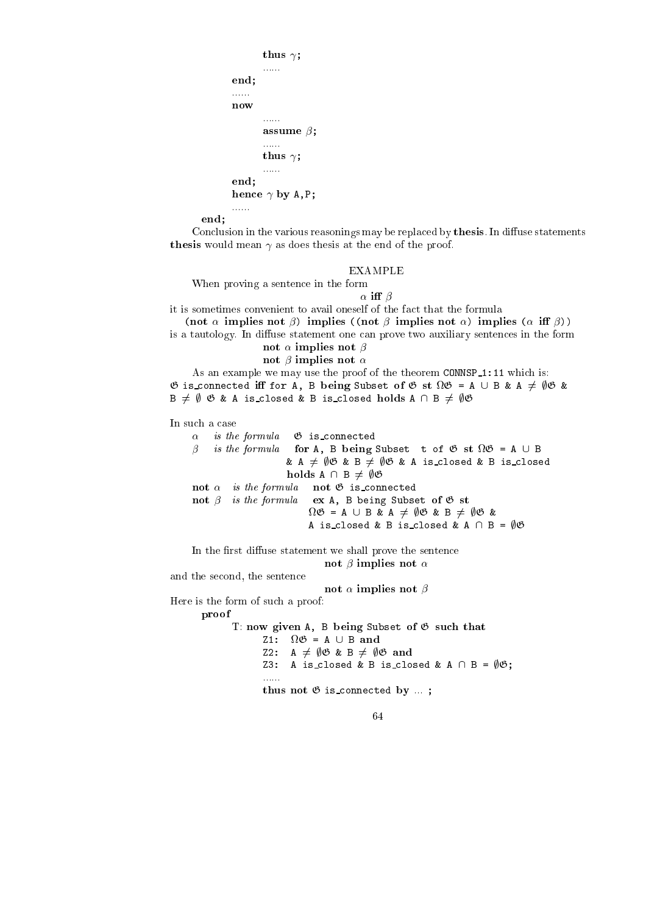```
            thus γ;
            ......
      end;
      ......
      now
            ......
            assume β;
            ......
            thus γ;
            ......
      end;
      hence γ by A,P;
      ......
end;
```

Conclusion in the various reasonings may be replaced by **thesis**. In diffuse statements **thesis** would mean $\gamma$ as does thesis at the end of the proof.

EXAMPLE

When proving a sentence in the form

$\alpha$ **iff** $\beta$

it is sometimes convenient to avail oneself of the fact that the formula

(**not** $\alpha$ **implies not** $\beta$) **implies** ((**not** $\beta$ **implies not** $\alpha$) **implies** ($\alpha$ **iff** $\beta$))

is a tautology. In diffuse statement one can prove two auxiliary sentences in the form

**not** $\alpha$ **implies not** $\beta$

**not** $\beta$ **implies not** $\alpha$

As an example we may use the proof of the theorem `CONNSP_1:11` which is:

```
𝔊 is_connected iff for A, B being Subset of 𝔊 st Ω𝔊 = A ∪ B & A ≠ ∅𝔊 &
B ≠ ∅ 𝔊 & A is_closed & B is_closed holds A ∩ B ≠ ∅𝔊
```

In such a case

- $\alpha$ *is the formula* `𝔊 is_connected`
- $\beta$ *is the formula* `for A, B being Subset t of 𝔊 st Ω𝔊 = A ∪ B & A ≠ ∅𝔊 & B ≠ ∅𝔊 & A is_closed & B is_closed holds A ∩ B ≠ ∅𝔊`
- **not** $\alpha$ *is the formula* `not 𝔊 is_connected`
- **not** $\beta$ *is the formula* `ex A, B being Subset of 𝔊 st Ω𝔊 = A ∪ B & A ≠ ∅𝔊 & B ≠ ∅𝔊 & A is_closed & B is_closed & A ∩ B = ∅𝔊`

In the first diffuse statement we shall prove the sentence

**not** $\beta$ **implies not** $\alpha$

and the second, the sentence

**not** $\alpha$ **implies not** $\beta$

Here is the form of such a proof:

```
proof
      T: now given A, B being Subset of 𝔊 such that
            Z1:  Ω𝔊 = A ∪ B and
            Z2:  A ≠ ∅𝔊 & B ≠ ∅𝔊 and
            Z3:  A is_closed & B is_closed & A ∩ B = ∅𝔊;
            ......
            thus not 𝔊 is_connected by ... ;
```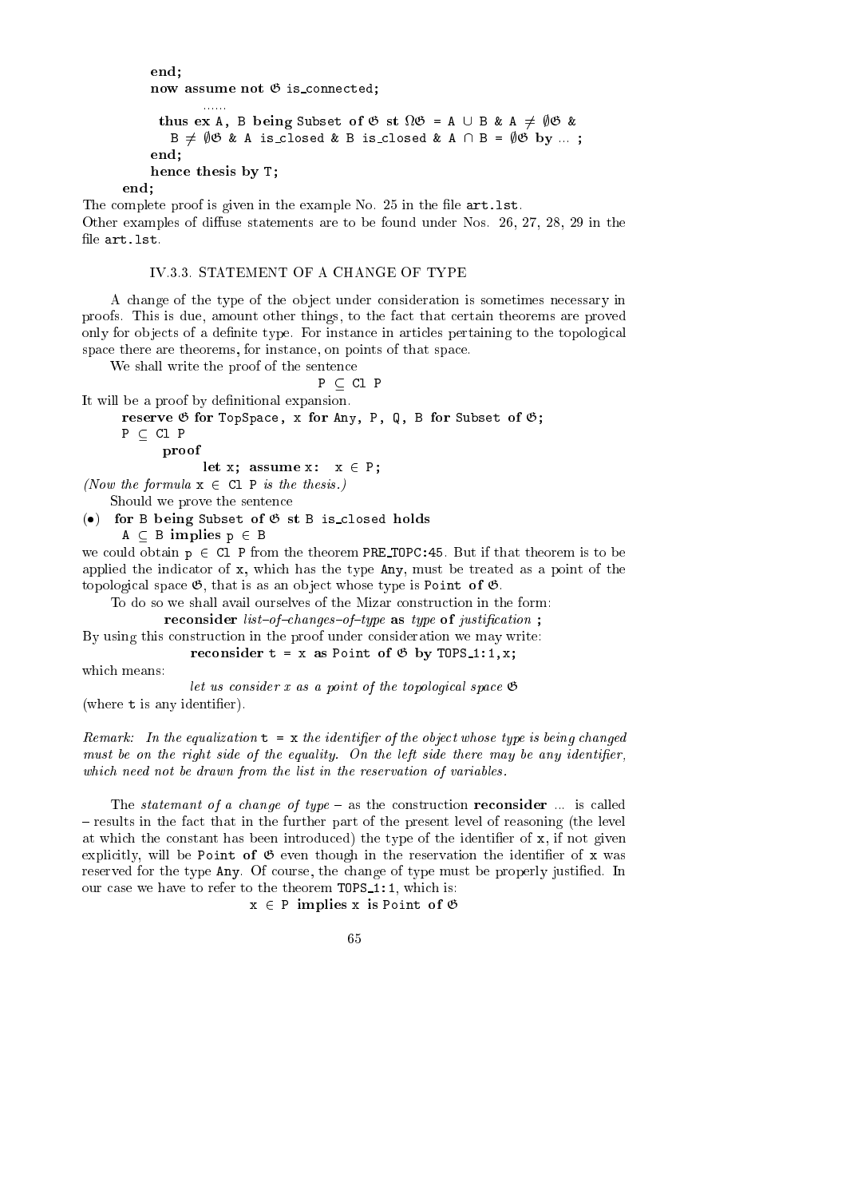```
        end;
        now assume not 𝔊 is_connected;
              ......
         thus ex A, B being Subset of 𝔊 st Ω𝔊 = A ∪ B & A ≠ ∅𝔊 &
           B ≠ ∅𝔊 & A is_closed & B is_closed & A ∩ B = ∅𝔊 by ... ;
        end;
        hence thesis by T;
    end;
```

The complete proof is given in the example No. 25 in the file art.lst.
Other examples of diffuse statements are to be found under Nos. 26, 27, 28, 29 in the file art.lst.

### IV.3.3. STATEMENT OF A CHANGE OF TYPE

A change of the type of the object under consideration is sometimes necessary in proofs. This is due, amount other things, to the fact that certain theorems are proved only for objects of a definite type. For instance in articles pertaining to the topological space there are theorems, for instance, on points of that space.

We shall write the proof of the sentence

```
P ⊆ Cl P
```

It will be a proof by definitional expansion.

```
reserve 𝔊 for TopSpace, x for Any, P, Q, B for Subset of 𝔊;
P ⊆ Cl P
    proof
        let x; assume x:  x ∈ P;
```

*(Now the formula* x ∈ Cl P *is the thesis.)*

Should we prove the sentence

```
(•)  for B being Subset of 𝔊 st B is_closed holds
       A ⊆ B implies p ∈ B
```

we could obtain p ∈ Cl P from the theorem PRE_TOPC:45. But if that theorem is to be applied the indicator of x, which has the type Any, must be treated as a point of the topological space 𝔊, that is as an object whose type is Point of 𝔊.

To do so we shall avail ourselves of the Mizar construction in the form:

**reconsider** *list–of–changes–of–type* **as** *type* **of** *justification* **;**

By using this construction in the proof under consideration we may write:

```
reconsider t = x as Point of 𝔊 by TOPS_1:1,x;
```

which means:

*let us consider x as a point of the topological space 𝔊*

(where t is any identifier).

*Remark: In the equalization* t = x *the identifier of the object whose type is being changed must be on the right side of the equality. On the left side there may be any identifier, which need not be drawn from the list in the reservation of variables.*

The *statemant of a change of type* – as the construction **reconsider** ... is called – results in the fact that in the further part of the present level of reasoning (the level at which the constant has been introduced) the type of the identifier of x, if not given explicitly, will be Point of 𝔊 even though in the reservation the identifier of x was reserved for the type Any. Of course, the change of type must be properly justified. In our case we have to refer to the theorem TOPS_1:1, which is:

```
x ∈ P implies x is Point of 𝔊
```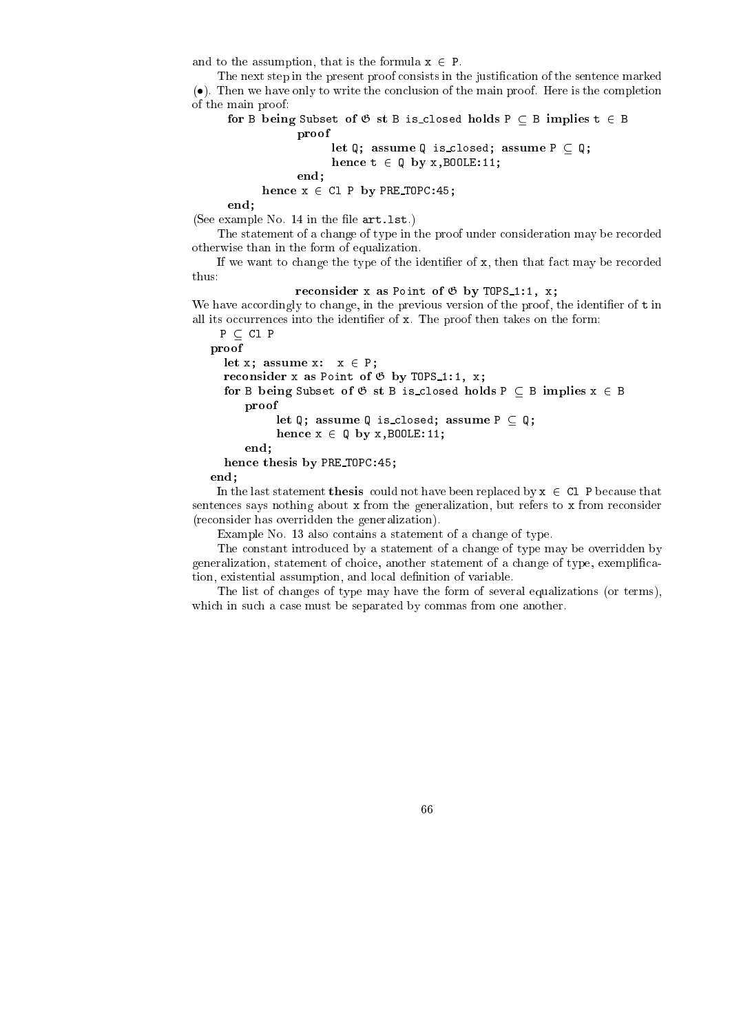and to the assumption, that is the formula `x ∈ P`.

The next step in the present proof consists in the justification of the sentence marked (•). Then we have only to write the conclusion of the main proof. Here is the completion of the main proof:

```
    for B being Subset of 𝔊 st B is_closed holds P ⊆ B implies t ∈ B
              proof
                  let Q; assume Q is_closed; assume P ⊆ Q;
                  hence t ∈ Q by x,BOOLE:11;
              end;
          hence x ∈ Cl P by PRE_TOPC:45;
    end;
```

(See example No. 14 in the file `art.lst`.)

The statement of a change of type in the proof under consideration may be recorded otherwise than in the form of equalization.

If we want to change the type of the identifier of `x`, then that fact may be recorded thus:

```
              reconsider x as Point of 𝔊 by TOPS_1:1, x;
```

We have accordingly to change, in the previous version of the proof, the identifier of `t` in all its occurrences into the identifier of `x`. The proof then takes on the form:

```
   P ⊆ Cl P
  proof
    let x; assume x:  x ∈ P;
    reconsider x as Point of 𝔊 by TOPS_1:1, x;
    for B being Subset of 𝔊 st B is_closed holds P ⊆ B implies x ∈ B
        proof
            let Q; assume Q is_closed; assume P ⊆ Q;
            hence x ∈ Q by x,BOOLE:11;
        end;
     hence thesis by PRE_TOPC:45;
  end;
```

In the last statement **thesis** could not have been replaced by `x ∈ Cl P` because that sentences says nothing about `x` from the generalization, but refers to `x` from reconsider (reconsider has overridden the generalization).

Example No. 13 also contains a statement of a change of type.

The constant introduced by a statement of a change of type may be overridden by generalization, statement of choice, another statement of a change of type, exemplification, existential assumption, and local definition of variable.

The list of changes of type may have the form of several equalizations (or terms), which in such a case must be separated by commas from one another.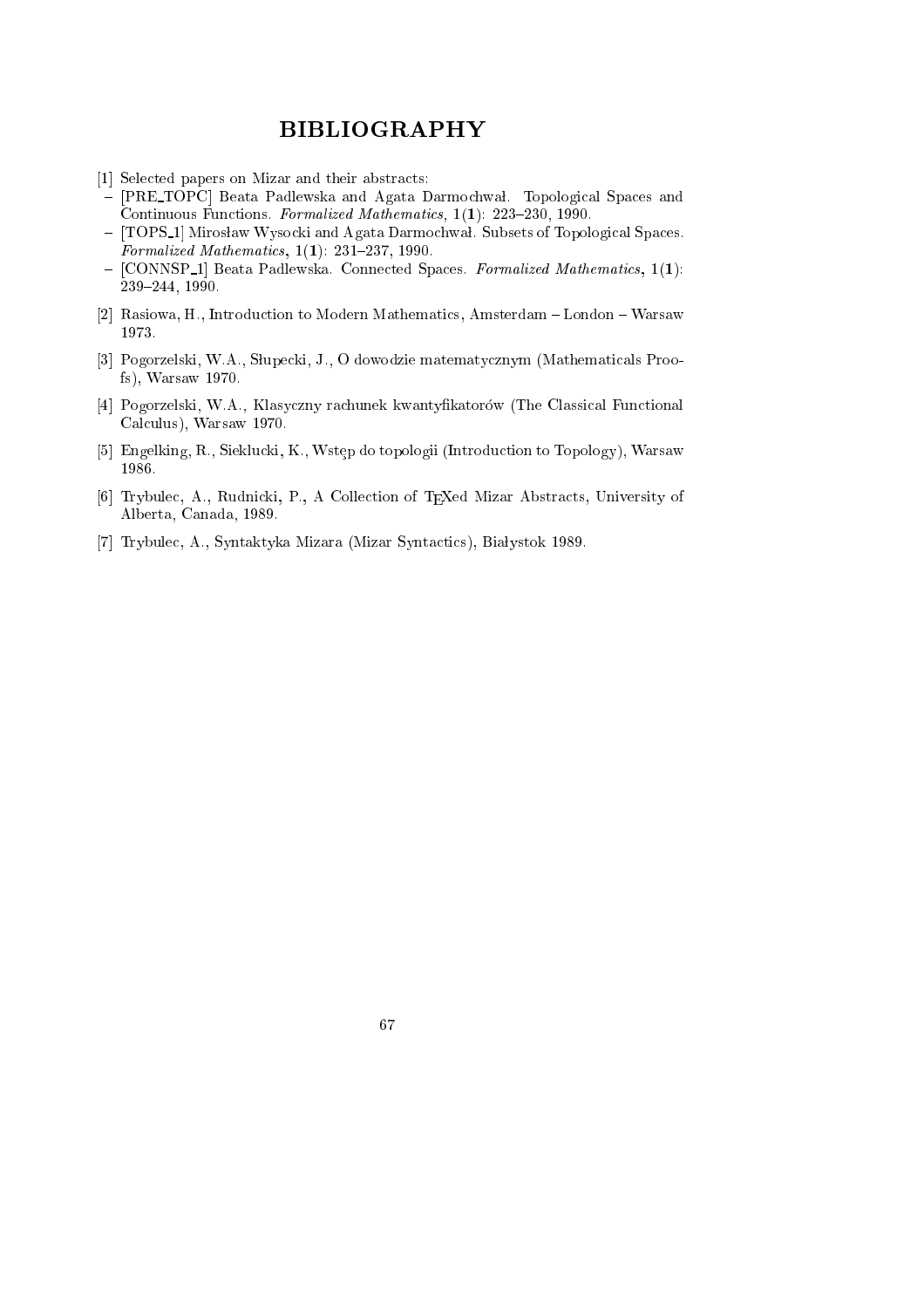# BIBLIOGRAPHY

[1] Selected papers on Mizar and their abstracts:
- [PRE_TOPC] Beata Padlewska and Agata Darmochwał. Topological Spaces and Continuous Functions. *Formalized Mathematics*, 1(**1**): 223–230, 1990.
- [TOPS_1] Mirosław Wysocki and Agata Darmochwał. Subsets of Topological Spaces. *Formalized Mathematics*, 1(**1**): 231–237, 1990.
- [CONNSP_1] Beata Padlewska. Connected Spaces. *Formalized Mathematics*, 1(**1**): 239–244, 1990.

[2] Rasiowa, H., Introduction to Modern Mathematics, Amsterdam – London – Warsaw 1973.

[3] Pogorzelski, W.A., Słupecki, J., O dowodzie matematycznym (Mathematicals Proofs), Warsaw 1970.

[4] Pogorzelski, W.A., Klasyczny rachunek kwantyfikatorów (The Classical Functional Calculus), Warsaw 1970.

[5] Engelking, R., Sieklucki, K., Wstęp do topologii (Introduction to Topology), Warsaw 1986.

[6] Trybulec, A., Rudnicki, P., A Collection of TEXed Mizar Abstracts, University of Alberta, Canada, 1989.

[7] Trybulec, A., Syntaktyka Mizara (Mizar Syntactics), Białystok 1989.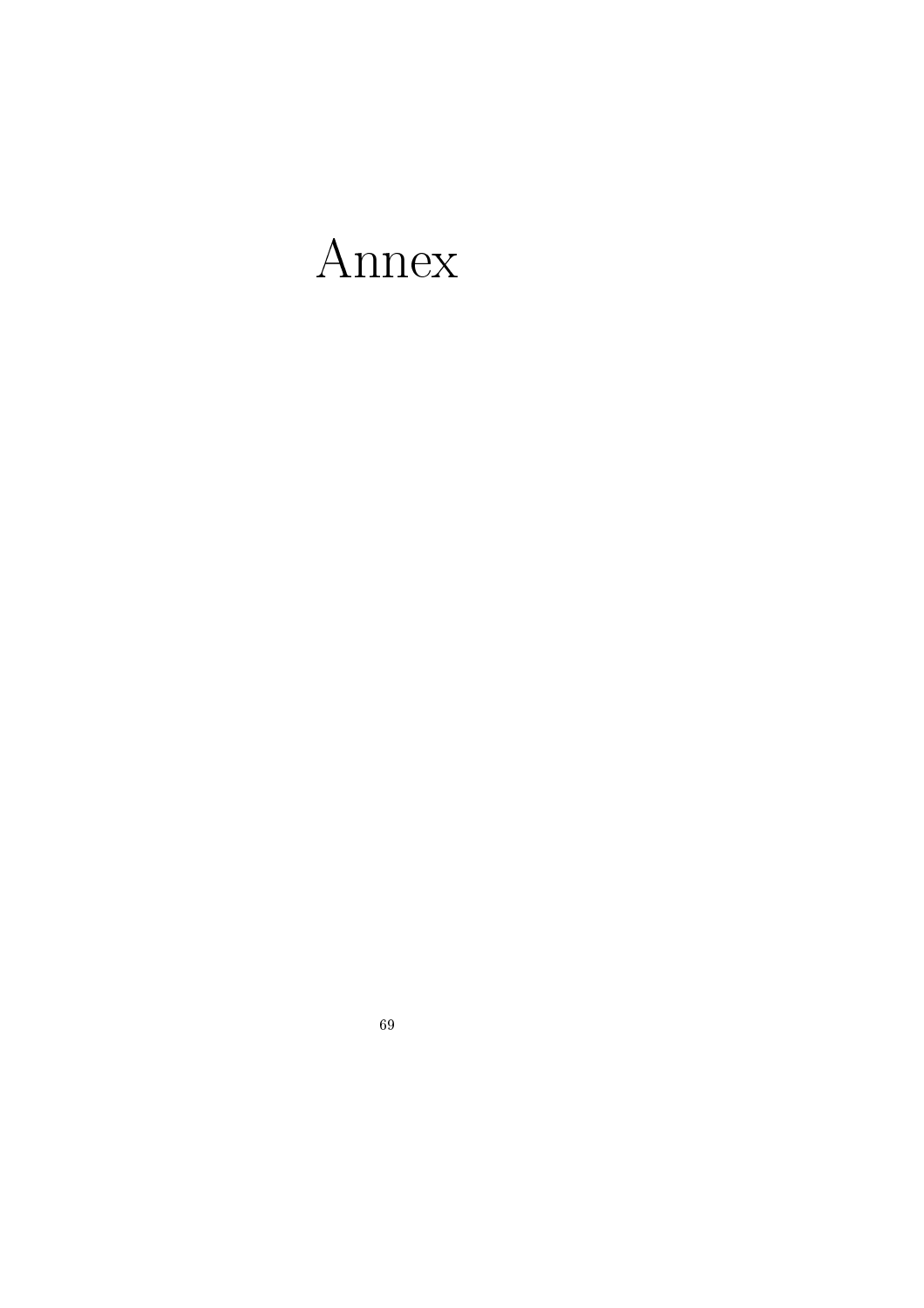# Annex